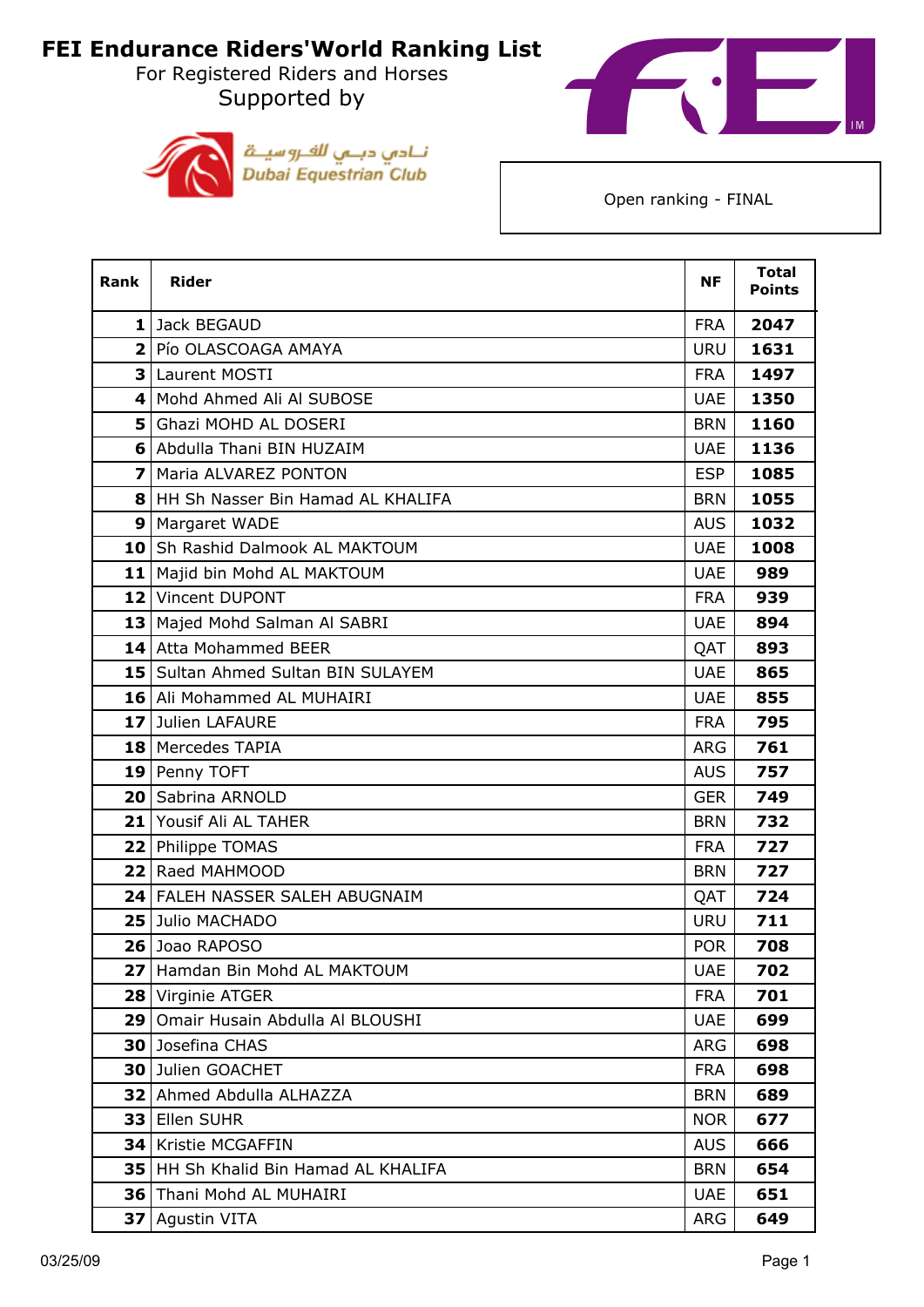# FEI Endurance Riders'World Ranking List

For Registered Riders and Horses

Supported by

نــادي دبــي للفــروسيــة
Dubai Equestrian Club

Open ranking - FINAL

| Rank | Rider | NF | Total Points |
|---|---|---|---|
| 1 | Jack BEGAUD | FRA | 2047 |
| 2 | Pío OLASCOAGA AMAYA | URU | 1631 |
| 3 | Laurent MOSTI | FRA | 1497 |
| 4 | Mohd Ahmed Ali Al SUBOSE | UAE | 1350 |
| 5 | Ghazi MOHD AL DOSERI | BRN | 1160 |
| 6 | Abdulla Thani BIN HUZAIM | UAE | 1136 |
| 7 | Maria ALVAREZ PONTON | ESP | 1085 |
| 8 | HH Sh Nasser Bin Hamad AL KHALIFA | BRN | 1055 |
| 9 | Margaret WADE | AUS | 1032 |
| 10 | Sh Rashid Dalmook AL MAKTOUM | UAE | 1008 |
| 11 | Majid bin Mohd AL MAKTOUM | UAE | 989 |
| 12 | Vincent DUPONT | FRA | 939 |
| 13 | Majed Mohd Salman Al SABRI | UAE | 894 |
| 14 | Atta Mohammed BEER | QAT | 893 |
| 15 | Sultan Ahmed Sultan BIN SULAYEM | UAE | 865 |
| 16 | Ali Mohammed AL MUHAIRI | UAE | 855 |
| 17 | Julien LAFAURE | FRA | 795 |
| 18 | Mercedes TAPIA | ARG | 761 |
| 19 | Penny TOFT | AUS | 757 |
| 20 | Sabrina ARNOLD | GER | 749 |
| 21 | Yousif Ali AL TAHER | BRN | 732 |
| 22 | Philippe TOMAS | FRA | 727 |
| 22 | Raed MAHMOOD | BRN | 727 |
| 24 | FALEH NASSER SALEH ABUGNAIM | QAT | 724 |
| 25 | Julio MACHADO | URU | 711 |
| 26 | Joao RAPOSO | POR | 708 |
| 27 | Hamdan Bin Mohd AL MAKTOUM | UAE | 702 |
| 28 | Virginie ATGER | FRA | 701 |
| 29 | Omair Husain Abdulla Al BLOUSHI | UAE | 699 |
| 30 | Josefina CHAS | ARG | 698 |
| 30 | Julien GOACHET | FRA | 698 |
| 32 | Ahmed Abdulla ALHAZZA | BRN | 689 |
| 33 | Ellen SUHR | NOR | 677 |
| 34 | Kristie MCGAFFIN | AUS | 666 |
| 35 | HH Sh Khalid Bin Hamad AL KHALIFA | BRN | 654 |
| 36 | Thani Mohd AL MUHAIRI | UAE | 651 |
| 37 | Agustin VITA | ARG | 649 |

03/25/09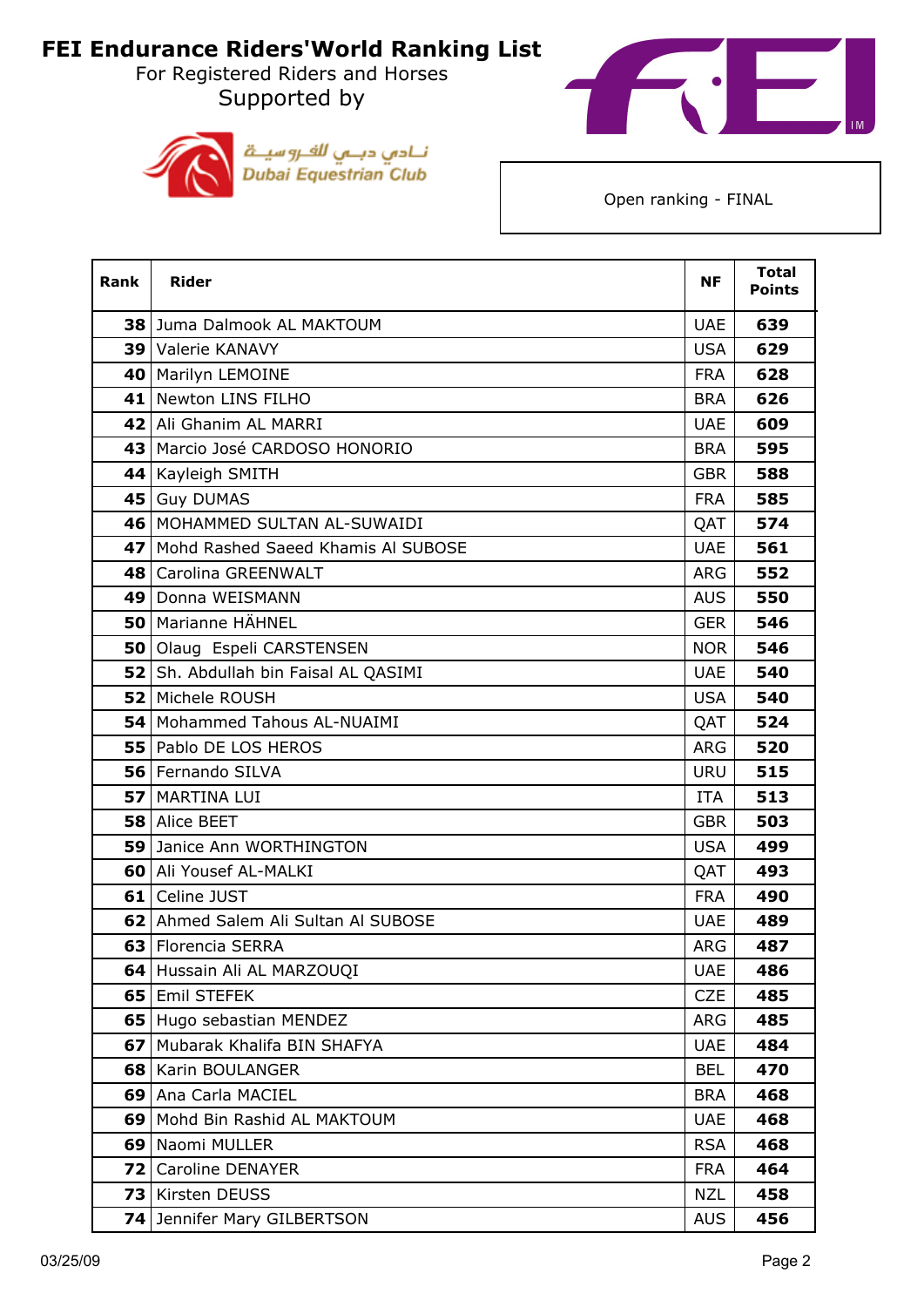# FEI Endurance Riders'World Ranking List

For Registered Riders and Horses

Supported by

نـادي دبـي للفـروسيـة
Dubai Equestrian Club

Open ranking - FINAL

| Rank | Rider | NF | Total Points |
|---|---|---|---|
| 38 | Juma Dalmook AL MAKTOUM | UAE | 639 |
| 39 | Valerie KANAVY | USA | 629 |
| 40 | Marilyn LEMOINE | FRA | 628 |
| 41 | Newton LINS FILHO | BRA | 626 |
| 42 | Ali Ghanim AL MARRI | UAE | 609 |
| 43 | Marcio José CARDOSO HONORIO | BRA | 595 |
| 44 | Kayleigh SMITH | GBR | 588 |
| 45 | Guy DUMAS | FRA | 585 |
| 46 | MOHAMMED SULTAN AL-SUWAIDI | QAT | 574 |
| 47 | Mohd Rashed Saeed Khamis Al SUBOSE | UAE | 561 |
| 48 | Carolina GREENWALT | ARG | 552 |
| 49 | Donna WEISMANN | AUS | 550 |
| 50 | Marianne HÄHNEL | GER | 546 |
| 50 | Olaug Espeli CARSTENSEN | NOR | 546 |
| 52 | Sh. Abdullah bin Faisal AL QASIMI | UAE | 540 |
| 52 | Michele ROUSH | USA | 540 |
| 54 | Mohammed Tahous AL-NUAIMI | QAT | 524 |
| 55 | Pablo DE LOS HEROS | ARG | 520 |
| 56 | Fernando SILVA | URU | 515 |
| 57 | MARTINA LUI | ITA | 513 |
| 58 | Alice BEET | GBR | 503 |
| 59 | Janice Ann WORTHINGTON | USA | 499 |
| 60 | Ali Yousef AL-MALKI | QAT | 493 |
| 61 | Celine JUST | FRA | 490 |
| 62 | Ahmed Salem Ali Sultan Al SUBOSE | UAE | 489 |
| 63 | Florencia SERRA | ARG | 487 |
| 64 | Hussain Ali AL MARZOUQI | UAE | 486 |
| 65 | Emil STEFEK | CZE | 485 |
| 65 | Hugo sebastian MENDEZ | ARG | 485 |
| 67 | Mubarak Khalifa BIN SHAFYA | UAE | 484 |
| 68 | Karin BOULANGER | BEL | 470 |
| 69 | Ana Carla MACIEL | BRA | 468 |
| 69 | Mohd Bin Rashid AL MAKTOUM | UAE | 468 |
| 69 | Naomi MULLER | RSA | 468 |
| 72 | Caroline DENAYER | FRA | 464 |
| 73 | Kirsten DEUSS | NZL | 458 |
| 74 | Jennifer Mary GILBERTSON | AUS | 456 |

03/25/09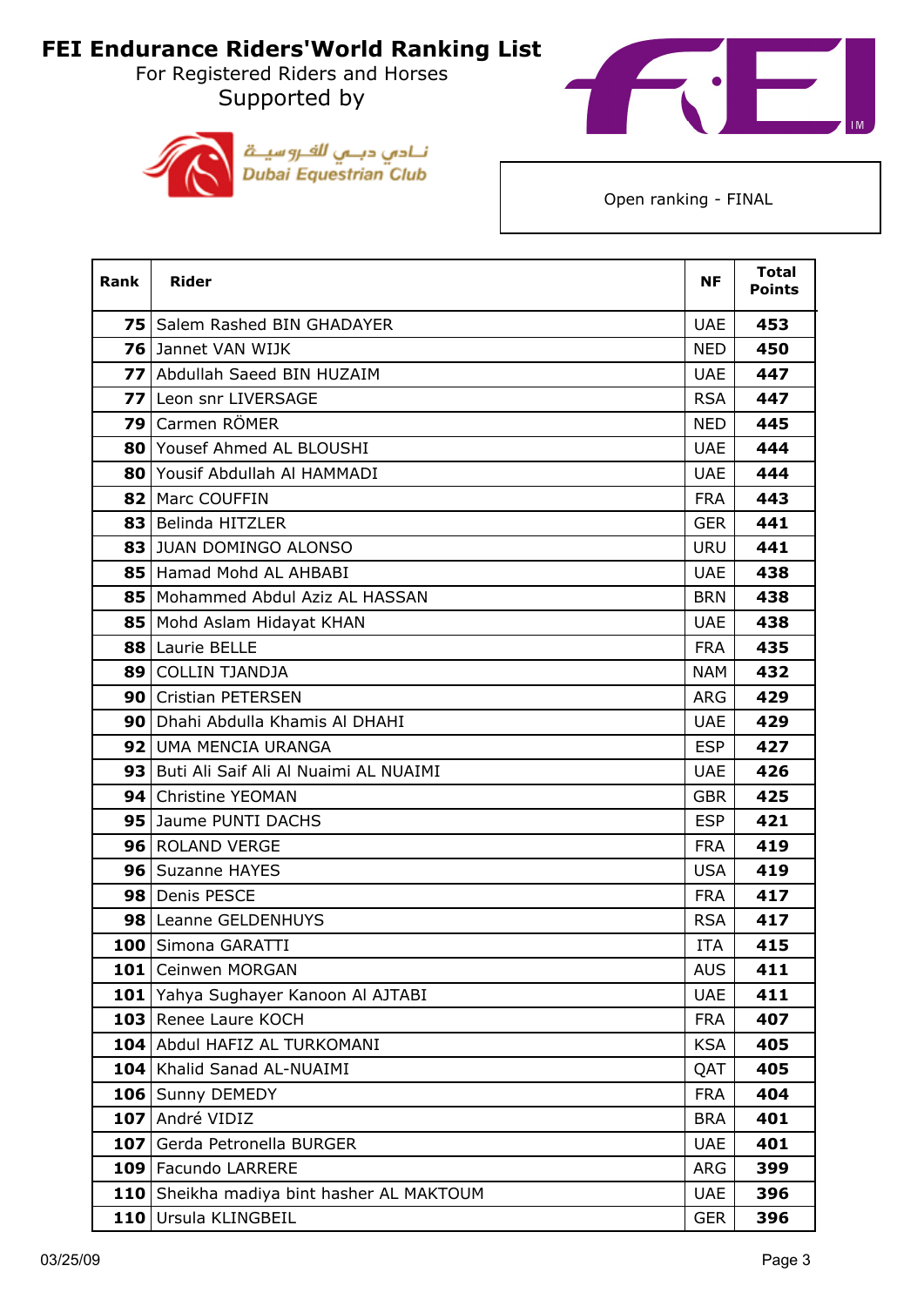# FEI Endurance Riders'World Ranking List

For Registered Riders and Horses

Supported by

نـادي دبـي للفـروسيـة
Dubai Equestrian Club

Open ranking - FINAL

| Rank | Rider | NF | Total Points |
|---|---|---|---|
| **75** | Salem Rashed BIN GHADAYER | UAE | **453** |
| **76** | Jannet VAN WIJK | NED | **450** |
| **77** | Abdullah Saeed BIN HUZAIM | UAE | **447** |
| **77** | Leon snr LIVERSAGE | RSA | **447** |
| **79** | Carmen RÖMER | NED | **445** |
| **80** | Yousef Ahmed AL BLOUSHI | UAE | **444** |
| **80** | Yousif Abdullah Al HAMMADI | UAE | **444** |
| **82** | Marc COUFFIN | FRA | **443** |
| **83** | Belinda HITZLER | GER | **441** |
| **83** | JUAN DOMINGO ALONSO | URU | **441** |
| **85** | Hamad Mohd AL AHBABI | UAE | **438** |
| **85** | Mohammed Abdul Aziz AL HASSAN | BRN | **438** |
| **85** | Mohd Aslam Hidayat KHAN | UAE | **438** |
| **88** | Laurie BELLE | FRA | **435** |
| **89** | COLLIN TJANDJA | NAM | **432** |
| **90** | Cristian PETERSEN | ARG | **429** |
| **90** | Dhahi Abdulla Khamis Al DHAHI | UAE | **429** |
| **92** | UMA MENCIA URANGA | ESP | **427** |
| **93** | Buti Ali Saif Ali Al Nuaimi AL NUAIMI | UAE | **426** |
| **94** | Christine YEOMAN | GBR | **425** |
| **95** | Jaume PUNTI DACHS | ESP | **421** |
| **96** | ROLAND VERGE | FRA | **419** |
| **96** | Suzanne HAYES | USA | **419** |
| **98** | Denis PESCE | FRA | **417** |
| **98** | Leanne GELDENHUYS | RSA | **417** |
| **100** | Simona GARATTI | ITA | **415** |
| **101** | Ceinwen MORGAN | AUS | **411** |
| **101** | Yahya Sughayer Kanoon Al AJTABI | UAE | **411** |
| **103** | Renee Laure KOCH | FRA | **407** |
| **104** | Abdul HAFIZ AL TURKOMANI | KSA | **405** |
| **104** | Khalid Sanad AL-NUAIMI | QAT | **405** |
| **106** | Sunny DEMEDY | FRA | **404** |
| **107** | André VIDIZ | BRA | **401** |
| **107** | Gerda Petronella BURGER | UAE | **401** |
| **109** | Facundo LARRERE | ARG | **399** |
| **110** | Sheikha madiya bint hasher AL MAKTOUM | UAE | **396** |
| **110** | Ursula KLINGBEIL | GER | **396** |

03/25/09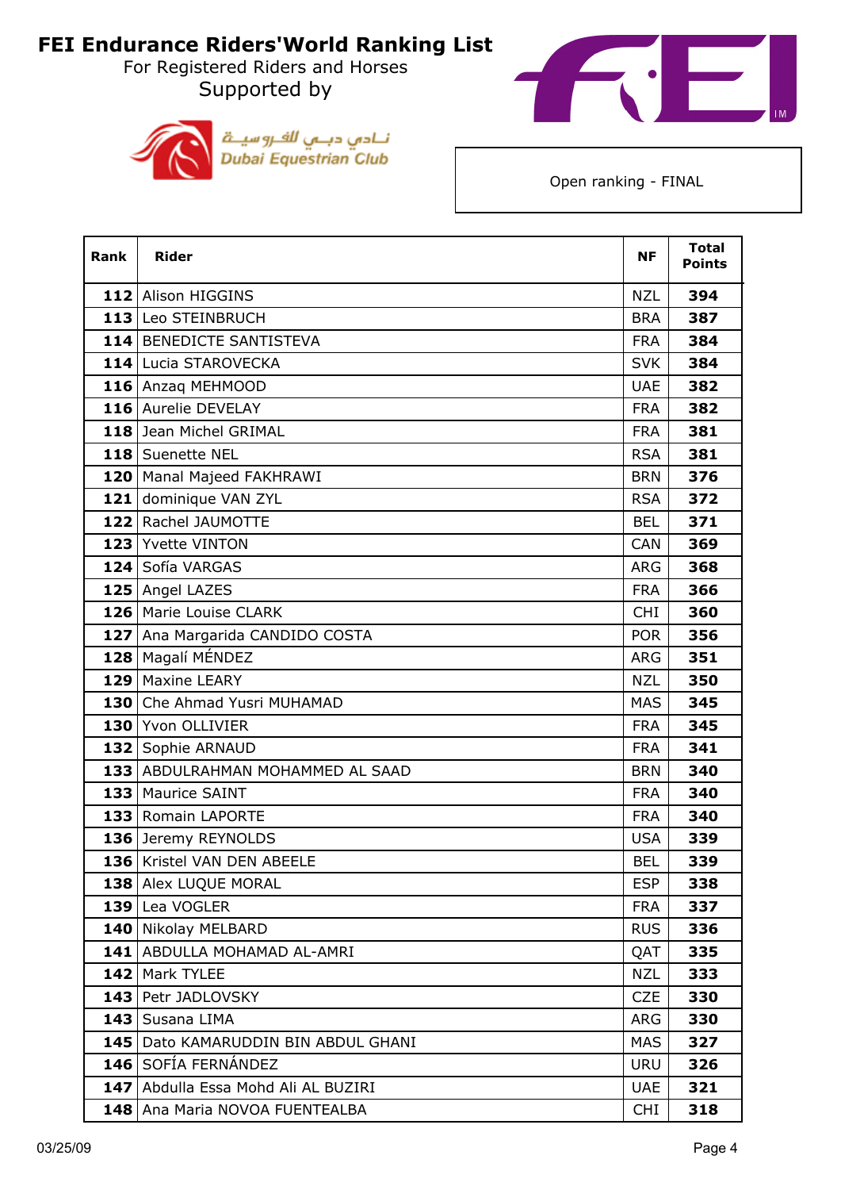# FEI Endurance Riders'World Ranking List

For Registered Riders and Horses

Supported by

نـادي دبـي للفـروسيــة
Dubai Equestrian Club

Open ranking - FINAL

| Rank | Rider | NF | Total Points |
|---|---|---|---|
| 112 | Alison HIGGINS | NZL | 394 |
| 113 | Leo STEINBRUCH | BRA | 387 |
| 114 | BENEDICTE SANTISTEVA | FRA | 384 |
| 114 | Lucia STAROVECKA | SVK | 384 |
| 116 | Anzaq MEHMOOD | UAE | 382 |
| 116 | Aurelie DEVELAY | FRA | 382 |
| 118 | Jean Michel GRIMAL | FRA | 381 |
| 118 | Suenette NEL | RSA | 381 |
| 120 | Manal Majeed FAKHRAWI | BRN | 376 |
| 121 | dominique VAN ZYL | RSA | 372 |
| 122 | Rachel JAUMOTTE | BEL | 371 |
| 123 | Yvette VINTON | CAN | 369 |
| 124 | Sofía VARGAS | ARG | 368 |
| 125 | Angel LAZES | FRA | 366 |
| 126 | Marie Louise CLARK | CHI | 360 |
| 127 | Ana Margarida CANDIDO COSTA | POR | 356 |
| 128 | Magalí MÉNDEZ | ARG | 351 |
| 129 | Maxine LEARY | NZL | 350 |
| 130 | Che Ahmad Yusri MUHAMAD | MAS | 345 |
| 130 | Yvon OLLIVIER | FRA | 345 |
| 132 | Sophie ARNAUD | FRA | 341 |
| 133 | ABDULRAHMAN MOHAMMED AL SAAD | BRN | 340 |
| 133 | Maurice SAINT | FRA | 340 |
| 133 | Romain LAPORTE | FRA | 340 |
| 136 | Jeremy REYNOLDS | USA | 339 |
| 136 | Kristel VAN DEN ABEELE | BEL | 339 |
| 138 | Alex LUQUE MORAL | ESP | 338 |
| 139 | Lea VOGLER | FRA | 337 |
| 140 | Nikolay MELBARD | RUS | 336 |
| 141 | ABDULLA MOHAMAD AL-AMRI | QAT | 335 |
| 142 | Mark TYLEE | NZL | 333 |
| 143 | Petr JADLOVSKY | CZE | 330 |
| 143 | Susana LIMA | ARG | 330 |
| 145 | Dato KAMARUDDIN BIN ABDUL GHANI | MAS | 327 |
| 146 | SOFÍA FERNÁNDEZ | URU | 326 |
| 147 | Abdulla Essa Mohd Ali AL BUZIRI | UAE | 321 |
| 148 | Ana Maria NOVOA FUENTEALBA | CHI | 318 |

03/25/09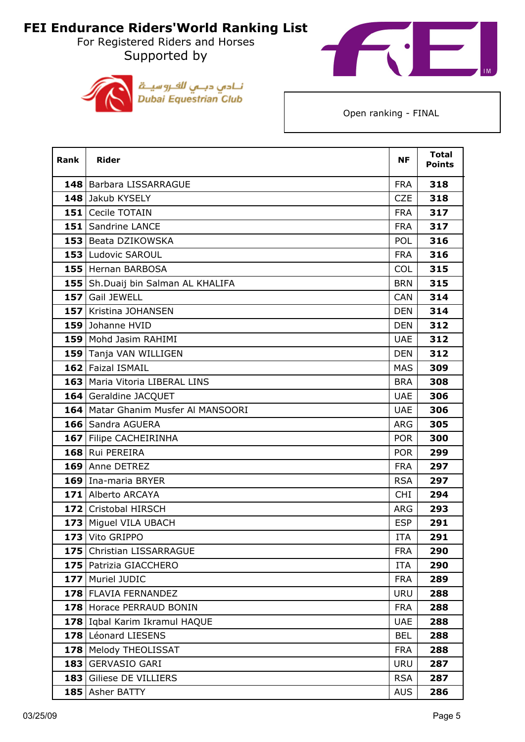# FEI Endurance Riders'World Ranking List

For Registered Riders and Horses

Supported by

نـادي دبـي للفـروسيـة
Dubai Equestrian Club

Open ranking - FINAL

| Rank | Rider | NF | Total Points |
|---|---|---|---|
| 148 | Barbara LISSARRAGUE | FRA | 318 |
| 148 | Jakub KYSELY | CZE | 318 |
| 151 | Cecile TOTAIN | FRA | 317 |
| 151 | Sandrine LANCE | FRA | 317 |
| 153 | Beata DZIKOWSKA | POL | 316 |
| 153 | Ludovic SAROUL | FRA | 316 |
| 155 | Hernan BARBOSA | COL | 315 |
| 155 | Sh.Duaij bin Salman AL KHALIFA | BRN | 315 |
| 157 | Gail JEWELL | CAN | 314 |
| 157 | Kristina JOHANSEN | DEN | 314 |
| 159 | Johanne HVID | DEN | 312 |
| 159 | Mohd Jasim RAHIMI | UAE | 312 |
| 159 | Tanja VAN WILLIGEN | DEN | 312 |
| 162 | Faizal ISMAIL | MAS | 309 |
| 163 | Maria Vitoria LIBERAL LINS | BRA | 308 |
| 164 | Geraldine JACQUET | UAE | 306 |
| 164 | Matar Ghanim Musfer Al MANSOORI | UAE | 306 |
| 166 | Sandra AGUERA | ARG | 305 |
| 167 | Filipe CACHEIRINHA | POR | 300 |
| 168 | Rui PEREIRA | POR | 299 |
| 169 | Anne DETREZ | FRA | 297 |
| 169 | Ina-maria BRYER | RSA | 297 |
| 171 | Alberto ARCAYA | CHI | 294 |
| 172 | Cristobal HIRSCH | ARG | 293 |
| 173 | Miguel VILA UBACH | ESP | 291 |
| 173 | Vito GRIPPO | ITA | 291 |
| 175 | Christian LISSARRAGUE | FRA | 290 |
| 175 | Patrizia GIACCHERO | ITA | 290 |
| 177 | Muriel JUDIC | FRA | 289 |
| 178 | FLAVIA FERNANDEZ | URU | 288 |
| 178 | Horace PERRAUD BONIN | FRA | 288 |
| 178 | Iqbal Karim Ikramul HAQUE | UAE | 288 |
| 178 | Léonard LIESENS | BEL | 288 |
| 178 | Melody THEOLISSAT | FRA | 288 |
| 183 | GERVASIO GARI | URU | 287 |
| 183 | Giliese DE VILLIERS | RSA | 287 |
| 185 | Asher BATTY | AUS | 286 |

03/25/09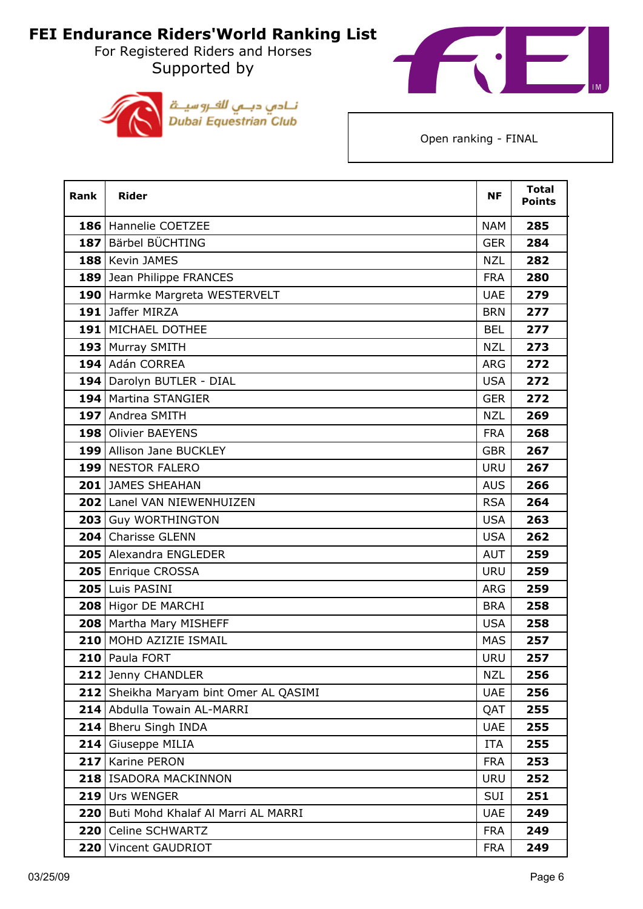# FEI Endurance Riders'World Ranking List

For Registered Riders and Horses

Supported by

نـادي دبـي للفـروسيــة
Dubai Equestrian Club

Open ranking - FINAL

| Rank | Rider | NF | Total Points |
|---|---|---|---|
| 186 | Hannelie COETZEE | NAM | 285 |
| 187 | Bärbel BÜCHTING | GER | 284 |
| 188 | Kevin JAMES | NZL | 282 |
| 189 | Jean Philippe FRANCES | FRA | 280 |
| 190 | Harmke Margreta WESTERVELT | UAE | 279 |
| 191 | Jaffer MIRZA | BRN | 277 |
| 191 | MICHAEL DOTHEE | BEL | 277 |
| 193 | Murray SMITH | NZL | 273 |
| 194 | Adán CORREA | ARG | 272 |
| 194 | Darolyn BUTLER - DIAL | USA | 272 |
| 194 | Martina STANGIER | GER | 272 |
| 197 | Andrea SMITH | NZL | 269 |
| 198 | Olivier BAEYENS | FRA | 268 |
| 199 | Allison Jane BUCKLEY | GBR | 267 |
| 199 | NESTOR FALERO | URU | 267 |
| 201 | JAMES SHEAHAN | AUS | 266 |
| 202 | Lanel VAN NIEWENHUIZEN | RSA | 264 |
| 203 | Guy WORTHINGTON | USA | 263 |
| 204 | Charisse GLENN | USA | 262 |
| 205 | Alexandra ENGLEDER | AUT | 259 |
| 205 | Enrique CROSSA | URU | 259 |
| 205 | Luis PASINI | ARG | 259 |
| 208 | Higor DE MARCHI | BRA | 258 |
| 208 | Martha Mary MISHEFF | USA | 258 |
| 210 | MOHD AZIZIE ISMAIL | MAS | 257 |
| 210 | Paula FORT | URU | 257 |
| 212 | Jenny CHANDLER | NZL | 256 |
| 212 | Sheikha Maryam bint Omer AL QASIMI | UAE | 256 |
| 214 | Abdulla Towain AL-MARRI | QAT | 255 |
| 214 | Bheru Singh INDA | UAE | 255 |
| 214 | Giuseppe MILIA | ITA | 255 |
| 217 | Karine PERON | FRA | 253 |
| 218 | ISADORA MACKINNON | URU | 252 |
| 219 | Urs WENGER | SUI | 251 |
| 220 | Buti Mohd Khalaf Al Marri AL MARRI | UAE | 249 |
| 220 | Celine SCHWARTZ | FRA | 249 |
| 220 | Vincent GAUDRIOT | FRA | 249 |

03/25/09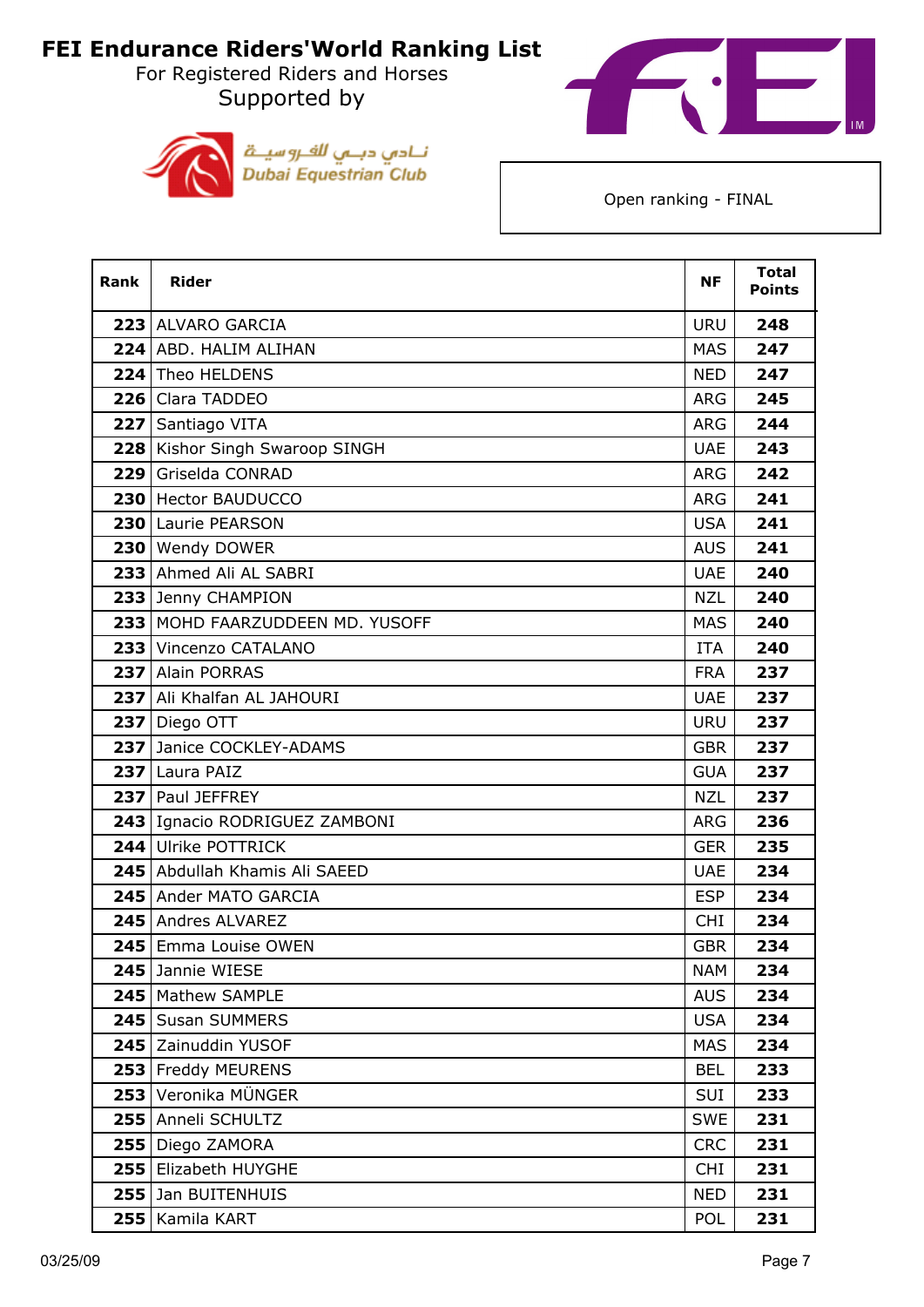# FEI Endurance Riders'World Ranking List

For Registered Riders and Horses

Supported by

نـادي دبـي للفـروسيـة
Dubai Equestrian Club

Open ranking - FINAL

| Rank | Rider | NF | Total Points |
|---|---|---|---|
| 223 | ALVARO GARCIA | URU | 248 |
| 224 | ABD. HALIM ALIHAN | MAS | 247 |
| 224 | Theo HELDENS | NED | 247 |
| 226 | Clara TADDEO | ARG | 245 |
| 227 | Santiago VITA | ARG | 244 |
| 228 | Kishor Singh Swaroop SINGH | UAE | 243 |
| 229 | Griselda CONRAD | ARG | 242 |
| 230 | Hector BAUDUCCO | ARG | 241 |
| 230 | Laurie PEARSON | USA | 241 |
| 230 | Wendy DOWER | AUS | 241 |
| 233 | Ahmed Ali AL SABRI | UAE | 240 |
| 233 | Jenny CHAMPION | NZL | 240 |
| 233 | MOHD FAARZUDDEEN MD. YUSOFF | MAS | 240 |
| 233 | Vincenzo CATALANO | ITA | 240 |
| 237 | Alain PORRAS | FRA | 237 |
| 237 | Ali Khalfan AL JAHOURI | UAE | 237 |
| 237 | Diego OTT | URU | 237 |
| 237 | Janice COCKLEY-ADAMS | GBR | 237 |
| 237 | Laura PAIZ | GUA | 237 |
| 237 | Paul JEFFREY | NZL | 237 |
| 243 | Ignacio RODRIGUEZ ZAMBONI | ARG | 236 |
| 244 | Ulrike POTTRICK | GER | 235 |
| 245 | Abdullah Khamis Ali SAEED | UAE | 234 |
| 245 | Ander MATO GARCIA | ESP | 234 |
| 245 | Andres ALVAREZ | CHI | 234 |
| 245 | Emma Louise OWEN | GBR | 234 |
| 245 | Jannie WIESE | NAM | 234 |
| 245 | Mathew SAMPLE | AUS | 234 |
| 245 | Susan SUMMERS | USA | 234 |
| 245 | Zainuddin YUSOF | MAS | 234 |
| 253 | Freddy MEURENS | BEL | 233 |
| 253 | Veronika MÜNGER | SUI | 233 |
| 255 | Anneli SCHULTZ | SWE | 231 |
| 255 | Diego ZAMORA | CRC | 231 |
| 255 | Elizabeth HUYGHE | CHI | 231 |
| 255 | Jan BUITENHUIS | NED | 231 |
| 255 | Kamila KART | POL | 231 |

03/25/09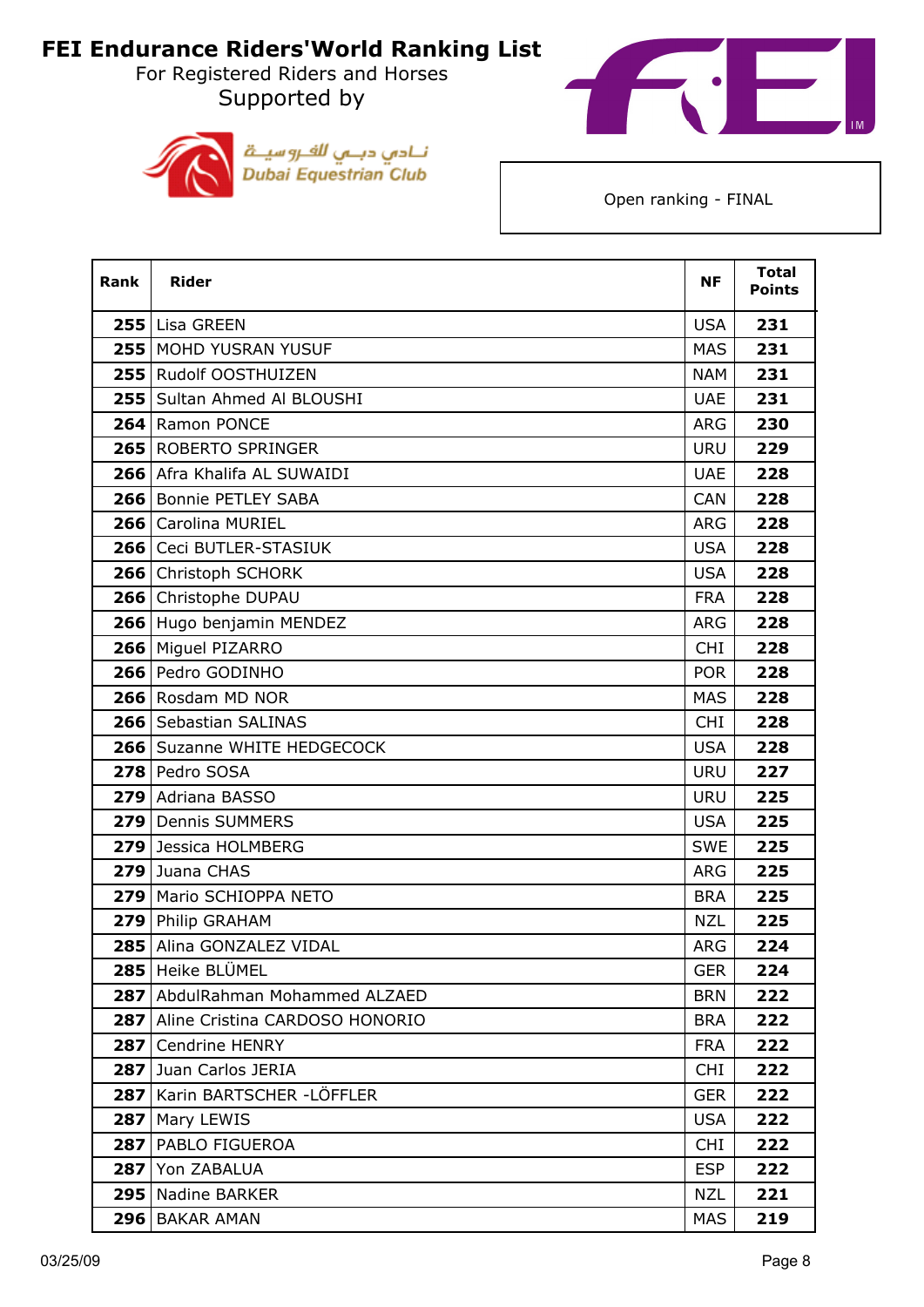# FEI Endurance Riders'World Ranking List

For Registered Riders and Horses

Supported by

نـادي دبـي للفـروسيـة
Dubai Equestrian Club

Open ranking - FINAL

| Rank | Rider | NF | Total Points |
|---|---|---|---|
| 255 | Lisa GREEN | USA | 231 |
| 255 | MOHD YUSRAN YUSUF | MAS | 231 |
| 255 | Rudolf OOSTHUIZEN | NAM | 231 |
| 255 | Sultan Ahmed Al BLOUSHI | UAE | 231 |
| 264 | Ramon PONCE | ARG | 230 |
| 265 | ROBERTO SPRINGER | URU | 229 |
| 266 | Afra Khalifa AL SUWAIDI | UAE | 228 |
| 266 | Bonnie PETLEY SABA | CAN | 228 |
| 266 | Carolina MURIEL | ARG | 228 |
| 266 | Ceci BUTLER-STASIUK | USA | 228 |
| 266 | Christoph SCHORK | USA | 228 |
| 266 | Christophe DUPAU | FRA | 228 |
| 266 | Hugo benjamin MENDEZ | ARG | 228 |
| 266 | Miguel PIZARRO | CHI | 228 |
| 266 | Pedro GODINHO | POR | 228 |
| 266 | Rosdam MD NOR | MAS | 228 |
| 266 | Sebastian SALINAS | CHI | 228 |
| 266 | Suzanne WHITE HEDGECOCK | USA | 228 |
| 278 | Pedro SOSA | URU | 227 |
| 279 | Adriana BASSO | URU | 225 |
| 279 | Dennis SUMMERS | USA | 225 |
| 279 | Jessica HOLMBERG | SWE | 225 |
| 279 | Juana CHAS | ARG | 225 |
| 279 | Mario SCHIOPPA NETO | BRA | 225 |
| 279 | Philip GRAHAM | NZL | 225 |
| 285 | Alina GONZALEZ VIDAL | ARG | 224 |
| 285 | Heike BLÜMEL | GER | 224 |
| 287 | AbdulRahman Mohammed ALZAED | BRN | 222 |
| 287 | Aline Cristina CARDOSO HONORIO | BRA | 222 |
| 287 | Cendrine HENRY | FRA | 222 |
| 287 | Juan Carlos JERIA | CHI | 222 |
| 287 | Karin BARTSCHER -LÖFFLER | GER | 222 |
| 287 | Mary LEWIS | USA | 222 |
| 287 | PABLO FIGUEROA | CHI | 222 |
| 287 | Yon ZABALUA | ESP | 222 |
| 295 | Nadine BARKER | NZL | 221 |
| 296 | BAKAR AMAN | MAS | 219 |

03/25/09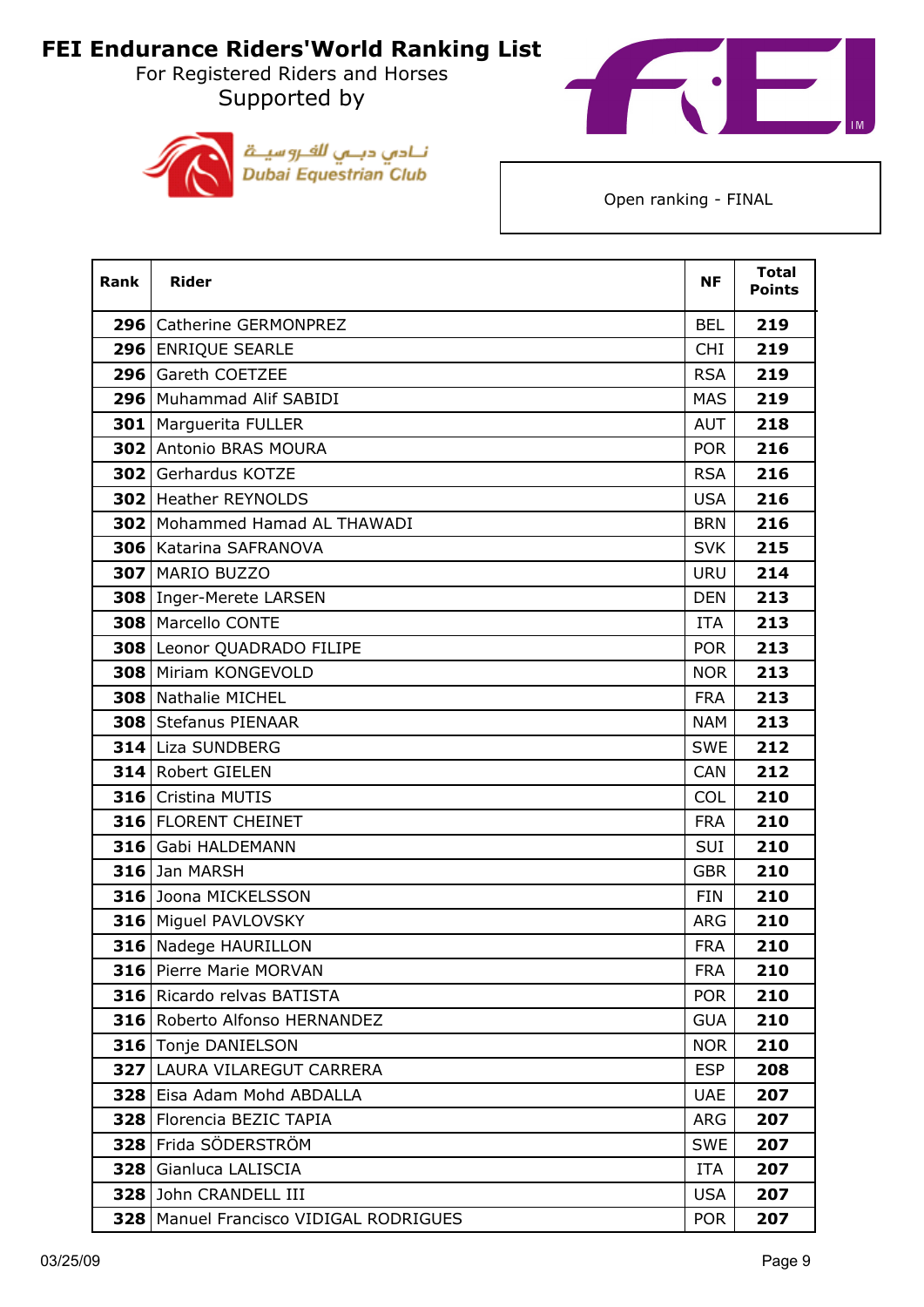# FEI Endurance Riders'World Ranking List

For Registered Riders and Horses

Supported by

نـادي دبـي للفـروسيـة
Dubai Equestrian Club

Open ranking - FINAL

| Rank | Rider | NF | Total Points |
|---|---|---|---|
| 296 | Catherine GERMONPREZ | BEL | 219 |
| 296 | ENRIQUE SEARLE | CHI | 219 |
| 296 | Gareth COETZEE | RSA | 219 |
| 296 | Muhammad Alif SABIDI | MAS | 219 |
| 301 | Marguerita FULLER | AUT | 218 |
| 302 | Antonio BRAS MOURA | POR | 216 |
| 302 | Gerhardus KOTZE | RSA | 216 |
| 302 | Heather REYNOLDS | USA | 216 |
| 302 | Mohammed Hamad AL THAWADI | BRN | 216 |
| 306 | Katarina SAFRANOVA | SVK | 215 |
| 307 | MARIO BUZZO | URU | 214 |
| 308 | Inger-Merete LARSEN | DEN | 213 |
| 308 | Marcello CONTE | ITA | 213 |
| 308 | Leonor QUADRADO FILIPE | POR | 213 |
| 308 | Miriam KONGEVOLD | NOR | 213 |
| 308 | Nathalie MICHEL | FRA | 213 |
| 308 | Stefanus PIENAAR | NAM | 213 |
| 314 | Liza SUNDBERG | SWE | 212 |
| 314 | Robert GIELEN | CAN | 212 |
| 316 | Cristina MUTIS | COL | 210 |
| 316 | FLORENT CHEINET | FRA | 210 |
| 316 | Gabi HALDEMANN | SUI | 210 |
| 316 | Jan MARSH | GBR | 210 |
| 316 | Joona MICKELSSON | FIN | 210 |
| 316 | Miguel PAVLOVSKY | ARG | 210 |
| 316 | Nadege HAURILLON | FRA | 210 |
| 316 | Pierre Marie MORVAN | FRA | 210 |
| 316 | Ricardo relvas BATISTA | POR | 210 |
| 316 | Roberto Alfonso HERNANDEZ | GUA | 210 |
| 316 | Tonje DANIELSON | NOR | 210 |
| 327 | LAURA VILAREGUT CARRERA | ESP | 208 |
| 328 | Eisa Adam Mohd ABDALLA | UAE | 207 |
| 328 | Florencia BEZIC TAPIA | ARG | 207 |
| 328 | Frida SÖDERSTRÖM | SWE | 207 |
| 328 | Gianluca LALISCIA | ITA | 207 |
| 328 | John CRANDELL III | USA | 207 |
| 328 | Manuel Francisco VIDIGAL RODRIGUES | POR | 207 |

03/25/09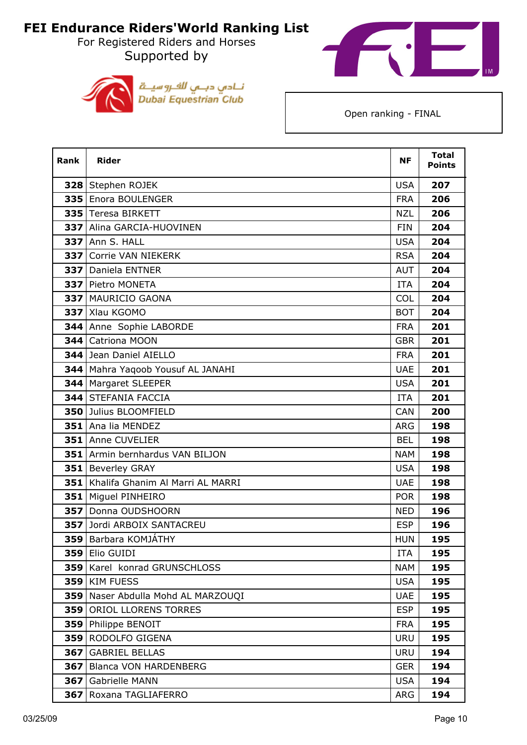# FEI Endurance Riders'World Ranking List

For Registered Riders and Horses
Supported by

نادي دبي للفروسية
Dubai Equestrian Club

Open ranking - FINAL

| Rank | Rider | NF | Total Points |
|---|---|---|---|
| **328** | Stephen ROJEK | USA | **207** |
| **335** | Enora BOULENGER | FRA | **206** |
| **335** | Teresa BIRKETT | NZL | **206** |
| **337** | Alina GARCIA-HUOVINEN | FIN | **204** |
| **337** | Ann S. HALL | USA | **204** |
| **337** | Corrie VAN NIEKERK | RSA | **204** |
| **337** | Daniela ENTNER | AUT | **204** |
| **337** | Pietro MONETA | ITA | **204** |
| **337** | MAURICIO GAONA | COL | **204** |
| **337** | Xlau KGOMO | BOT | **204** |
| **344** | Anne  Sophie LABORDE | FRA | **201** |
| **344** | Catriona MOON | GBR | **201** |
| **344** | Jean Daniel AIELLO | FRA | **201** |
| **344** | Mahra Yaqoob Yousuf AL JANAHI | UAE | **201** |
| **344** | Margaret SLEEPER | USA | **201** |
| **344** | STEFANIA FACCIA | ITA | **201** |
| **350** | Julius BLOOMFIELD | CAN | **200** |
| **351** | Ana lia MENDEZ | ARG | **198** |
| **351** | Anne CUVELIER | BEL | **198** |
| **351** | Armin bernhardus VAN BILJON | NAM | **198** |
| **351** | Beverley GRAY | USA | **198** |
| **351** | Khalifa Ghanim Al Marri AL MARRI | UAE | **198** |
| **351** | Miguel PINHEIRO | POR | **198** |
| **357** | Donna OUDSHOORN | NED | **196** |
| **357** | Jordi ARBOIX SANTACREU | ESP | **196** |
| **359** | Barbara KOMJÁTHY | HUN | **195** |
| **359** | Elio GUIDI | ITA | **195** |
| **359** | Karel  konrad GRUNSCHLOSS | NAM | **195** |
| **359** | KIM FUESS | USA | **195** |
| **359** | Naser Abdulla Mohd AL MARZOUQI | UAE | **195** |
| **359** | ORIOL LLORENS TORRES | ESP | **195** |
| **359** | Philippe BENOIT | FRA | **195** |
| **359** | RODOLFO GIGENA | URU | **195** |
| **367** | GABRIEL BELLAS | URU | **194** |
| **367** | Blanca VON HARDENBERG | GER | **194** |
| **367** | Gabrielle MANN | USA | **194** |
| **367** | Roxana TAGLIAFERRO | ARG | **194** |

03/25/09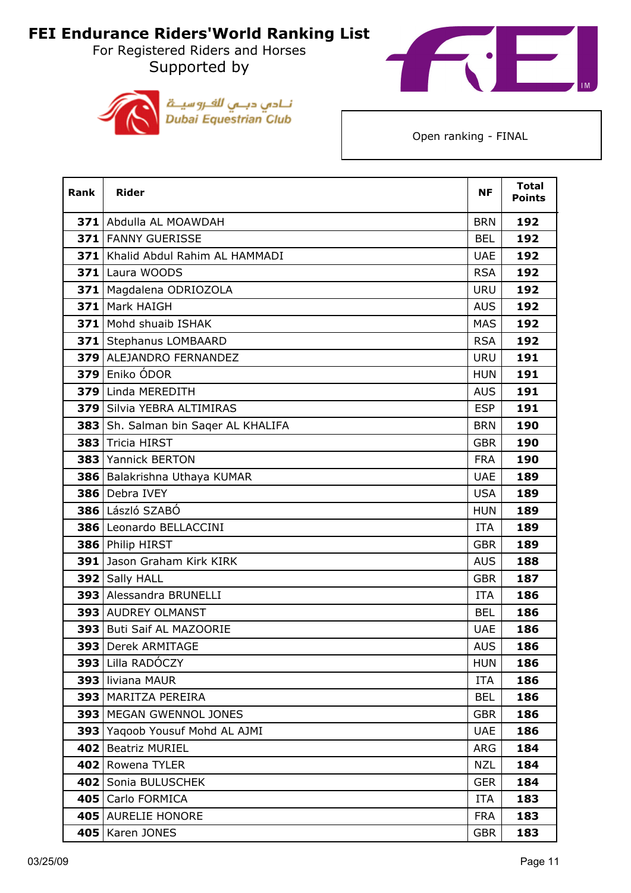# FEI Endurance Riders'World Ranking List

For Registered Riders and Horses

Supported by

نادي دبي للفروسية
Dubai Equestrian Club

Open ranking - FINAL

| Rank | Rider | NF | Total Points |
|---|---|---|---|
| 371 | Abdulla AL MOAWDAH | BRN | 192 |
| 371 | FANNY GUERISSE | BEL | 192 |
| 371 | Khalid Abdul Rahim AL HAMMADI | UAE | 192 |
| 371 | Laura WOODS | RSA | 192 |
| 371 | Magdalena ODRIOZOLA | URU | 192 |
| 371 | Mark HAIGH | AUS | 192 |
| 371 | Mohd shuaib ISHAK | MAS | 192 |
| 371 | Stephanus LOMBAARD | RSA | 192 |
| 379 | ALEJANDRO FERNANDEZ | URU | 191 |
| 379 | Eniko ÓDOR | HUN | 191 |
| 379 | Linda MEREDITH | AUS | 191 |
| 379 | Silvia YEBRA ALTIMIRAS | ESP | 191 |
| 383 | Sh. Salman bin Saqer AL KHALIFA | BRN | 190 |
| 383 | Tricia HIRST | GBR | 190 |
| 383 | Yannick BERTON | FRA | 190 |
| 386 | Balakrishna Uthaya KUMAR | UAE | 189 |
| 386 | Debra IVEY | USA | 189 |
| 386 | László SZABÓ | HUN | 189 |
| 386 | Leonardo BELLACCINI | ITA | 189 |
| 386 | Philip HIRST | GBR | 189 |
| 391 | Jason Graham Kirk KIRK | AUS | 188 |
| 392 | Sally HALL | GBR | 187 |
| 393 | Alessandra BRUNELLI | ITA | 186 |
| 393 | AUDREY OLMANST | BEL | 186 |
| 393 | Buti Saif AL MAZOORIE | UAE | 186 |
| 393 | Derek ARMITAGE | AUS | 186 |
| 393 | Lilla RADÓCZY | HUN | 186 |
| 393 | liviana MAUR | ITA | 186 |
| 393 | MARITZA PEREIRA | BEL | 186 |
| 393 | MEGAN GWENNOL JONES | GBR | 186 |
| 393 | Yaqoob Yousuf Mohd AL AJMI | UAE | 186 |
| 402 | Beatriz MURIEL | ARG | 184 |
| 402 | Rowena TYLER | NZL | 184 |
| 402 | Sonia BULUSCHEK | GER | 184 |
| 405 | Carlo FORMICA | ITA | 183 |
| 405 | AURELIE HONORE | FRA | 183 |
| 405 | Karen JONES | GBR | 183 |

03/25/09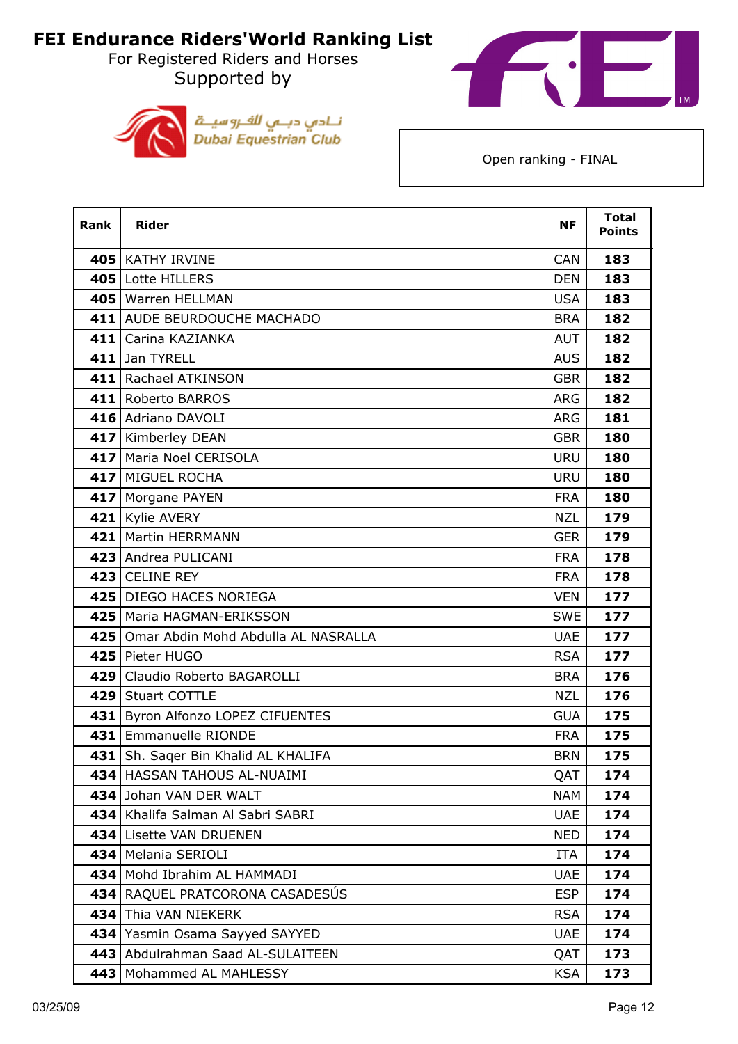# FEI Endurance Riders'World Ranking List

For Registered Riders and Horses

Supported by

نادي دبي للفروسية
Dubai Equestrian Club

Open ranking - FINAL

| Rank | Rider | NF | Total Points |
|---|---|---|---|
| 405 | KATHY IRVINE | CAN | 183 |
| 405 | Lotte HILLERS | DEN | 183 |
| 405 | Warren HELLMAN | USA | 183 |
| 411 | AUDE BEURDOUCHE MACHADO | BRA | 182 |
| 411 | Carina KAZIANKA | AUT | 182 |
| 411 | Jan TYRELL | AUS | 182 |
| 411 | Rachael ATKINSON | GBR | 182 |
| 411 | Roberto BARROS | ARG | 182 |
| 416 | Adriano DAVOLI | ARG | 181 |
| 417 | Kimberley DEAN | GBR | 180 |
| 417 | Maria Noel CERISOLA | URU | 180 |
| 417 | MIGUEL ROCHA | URU | 180 |
| 417 | Morgane PAYEN | FRA | 180 |
| 421 | Kylie AVERY | NZL | 179 |
| 421 | Martin HERRMANN | GER | 179 |
| 423 | Andrea PULICANI | FRA | 178 |
| 423 | CELINE REY | FRA | 178 |
| 425 | DIEGO HACES NORIEGA | VEN | 177 |
| 425 | Maria HAGMAN-ERIKSSON | SWE | 177 |
| 425 | Omar Abdin Mohd Abdulla AL NASRALLA | UAE | 177 |
| 425 | Pieter HUGO | RSA | 177 |
| 429 | Claudio Roberto BAGAROLLI | BRA | 176 |
| 429 | Stuart COTTLE | NZL | 176 |
| 431 | Byron Alfonzo LOPEZ CIFUENTES | GUA | 175 |
| 431 | Emmanuelle RIONDE | FRA | 175 |
| 431 | Sh. Saqer Bin Khalid AL KHALIFA | BRN | 175 |
| 434 | HASSAN TAHOUS AL-NUAIMI | QAT | 174 |
| 434 | Johan VAN DER WALT | NAM | 174 |
| 434 | Khalifa Salman Al Sabri SABRI | UAE | 174 |
| 434 | Lisette VAN DRUENEN | NED | 174 |
| 434 | Melania SERIOLI | ITA | 174 |
| 434 | Mohd Ibrahim AL HAMMADI | UAE | 174 |
| 434 | RAQUEL PRATCORONA CASADESÚS | ESP | 174 |
| 434 | Thia VAN NIEKERK | RSA | 174 |
| 434 | Yasmin Osama Sayyed SAYYED | UAE | 174 |
| 443 | Abdulrahman Saad AL-SULAITEEN | QAT | 173 |
| 443 | Mohammed AL MAHLESSY | KSA | 173 |

03/25/09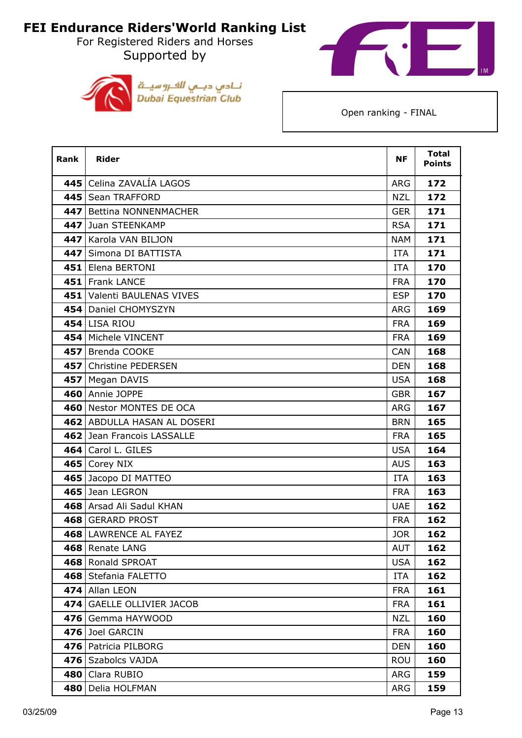# FEI Endurance Riders'World Ranking List

For Registered Riders and Horses

Supported by

نادي دبي للفروسية
Dubai Equestrian Club

Open ranking - FINAL

| Rank | Rider | NF | Total Points |
|---|---|---|---|
| 445 | Celina ZAVALÍA LAGOS | ARG | 172 |
| 445 | Sean TRAFFORD | NZL | 172 |
| 447 | Bettina NONNENMACHER | GER | 171 |
| 447 | Juan STEENKAMP | RSA | 171 |
| 447 | Karola VAN BILJON | NAM | 171 |
| 447 | Simona DI BATTISTA | ITA | 171 |
| 451 | Elena BERTONI | ITA | 170 |
| 451 | Frank LANCE | FRA | 170 |
| 451 | Valenti BAULENAS VIVES | ESP | 170 |
| 454 | Daniel CHOMYSZYN | ARG | 169 |
| 454 | LISA RIOU | FRA | 169 |
| 454 | Michele VINCENT | FRA | 169 |
| 457 | Brenda COOKE | CAN | 168 |
| 457 | Christine PEDERSEN | DEN | 168 |
| 457 | Megan DAVIS | USA | 168 |
| 460 | Annie JOPPE | GBR | 167 |
| 460 | Nestor MONTES DE OCA | ARG | 167 |
| 462 | ABDULLA HASAN AL DOSERI | BRN | 165 |
| 462 | Jean Francois LASSALLE | FRA | 165 |
| 464 | Carol L. GILES | USA | 164 |
| 465 | Corey NIX | AUS | 163 |
| 465 | Jacopo DI MATTEO | ITA | 163 |
| 465 | Jean LEGRON | FRA | 163 |
| 468 | Arsad Ali Sadul KHAN | UAE | 162 |
| 468 | GERARD PROST | FRA | 162 |
| 468 | LAWRENCE AL FAYEZ | JOR | 162 |
| 468 | Renate LANG | AUT | 162 |
| 468 | Ronald SPROAT | USA | 162 |
| 468 | Stefania FALETTO | ITA | 162 |
| 474 | Allan LEON | FRA | 161 |
| 474 | GAELLE OLLIVIER JACOB | FRA | 161 |
| 476 | Gemma HAYWOOD | NZL | 160 |
| 476 | Joel GARCIN | FRA | 160 |
| 476 | Patricia PILBORG | DEN | 160 |
| 476 | Szabolcs VAJDA | ROU | 160 |
| 480 | Clara RUBIO | ARG | 159 |
| 480 | Delia HOLFMAN | ARG | 159 |

03/25/09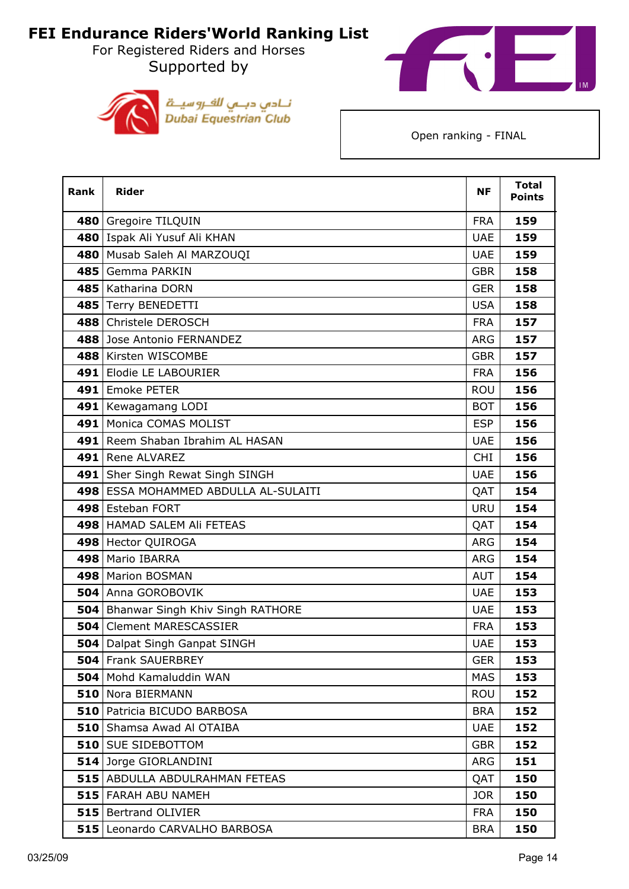# FEI Endurance Riders'World Ranking List

For Registered Riders and Horses

Supported by

نادي دبي للفروسية
Dubai Equestrian Club

Open ranking - FINAL

| Rank | Rider | NF | Total Points |
|---|---|---|---|
| 480 | Gregoire TILQUIN | FRA | 159 |
| 480 | Ispak Ali Yusuf Ali KHAN | UAE | 159 |
| 480 | Musab Saleh Al MARZOUQI | UAE | 159 |
| 485 | Gemma PARKIN | GBR | 158 |
| 485 | Katharina DORN | GER | 158 |
| 485 | Terry BENEDETTI | USA | 158 |
| 488 | Christele DEROSCH | FRA | 157 |
| 488 | Jose Antonio FERNANDEZ | ARG | 157 |
| 488 | Kirsten WISCOMBE | GBR | 157 |
| 491 | Elodie LE LABOURIER | FRA | 156 |
| 491 | Emoke PETER | ROU | 156 |
| 491 | Kewagamang LODI | BOT | 156 |
| 491 | Monica COMAS MOLIST | ESP | 156 |
| 491 | Reem Shaban Ibrahim AL HASAN | UAE | 156 |
| 491 | Rene ALVAREZ | CHI | 156 |
| 491 | Sher Singh Rewat Singh SINGH | UAE | 156 |
| 498 | ESSA MOHAMMED ABDULLA AL-SULAITI | QAT | 154 |
| 498 | Esteban FORT | URU | 154 |
| 498 | HAMAD SALEM Ali FETEAS | QAT | 154 |
| 498 | Hector QUIROGA | ARG | 154 |
| 498 | Mario IBARRA | ARG | 154 |
| 498 | Marion BOSMAN | AUT | 154 |
| 504 | Anna GOROBOVIK | UAE | 153 |
| 504 | Bhanwar Singh Khiv Singh RATHORE | UAE | 153 |
| 504 | Clement MARESCASSIER | FRA | 153 |
| 504 | Dalpat Singh Ganpat SINGH | UAE | 153 |
| 504 | Frank SAUERBREY | GER | 153 |
| 504 | Mohd Kamaluddin WAN | MAS | 153 |
| 510 | Nora BIERMANN | ROU | 152 |
| 510 | Patricia BICUDO BARBOSA | BRA | 152 |
| 510 | Shamsa Awad Al OTAIBA | UAE | 152 |
| 510 | SUE SIDEBOTTOM | GBR | 152 |
| 514 | Jorge GIORLANDINI | ARG | 151 |
| 515 | ABDULLA ABDULRAHMAN FETEAS | QAT | 150 |
| 515 | FARAH ABU NAMEH | JOR | 150 |
| 515 | Bertrand OLIVIER | FRA | 150 |
| 515 | Leonardo CARVALHO BARBOSA | BRA | 150 |

03/25/09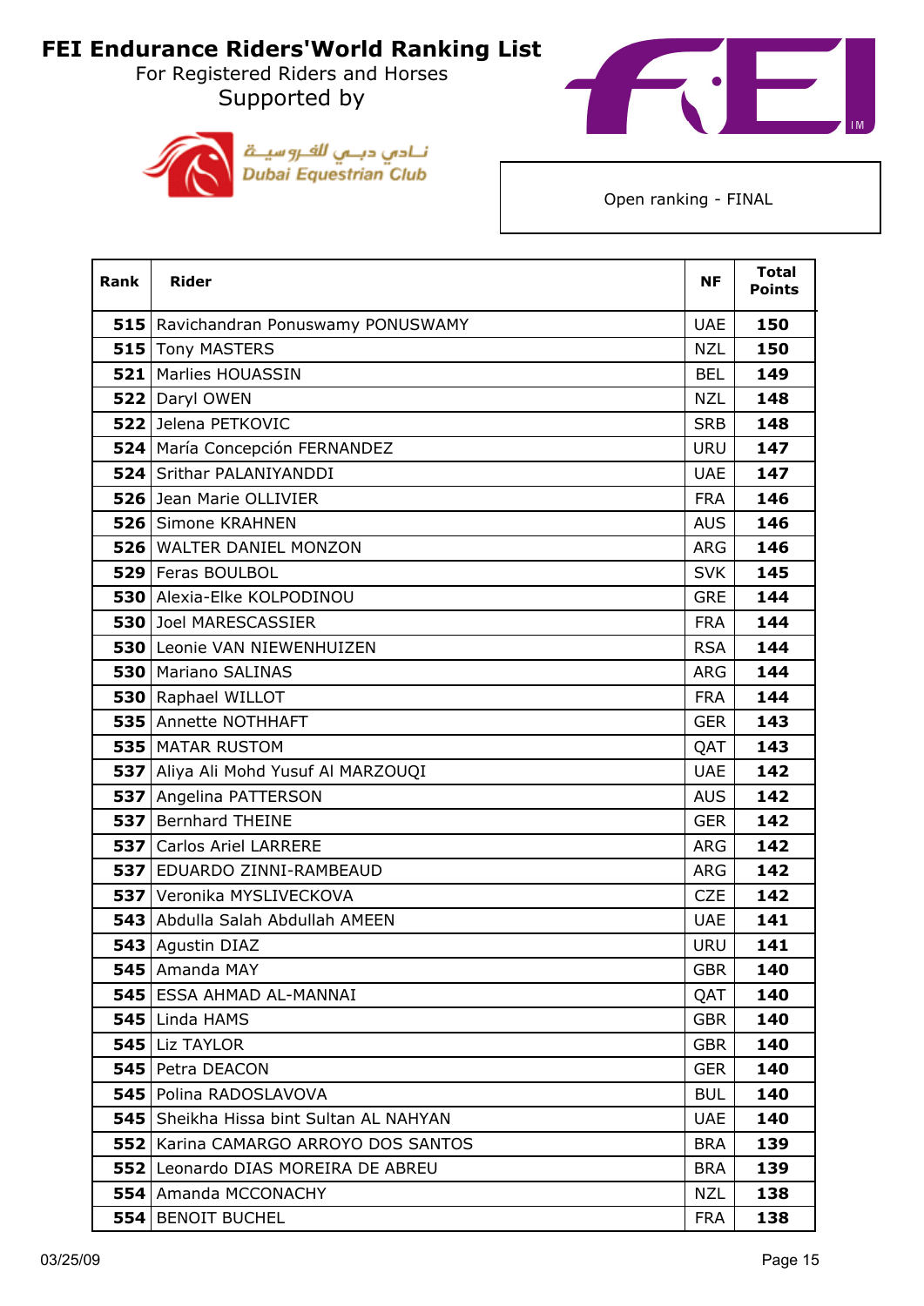# FEI Endurance Riders'World Ranking List

For Registered Riders and Horses

Supported by

نادي دبي للفروسية
Dubai Equestrian Club

Open ranking - FINAL

| Rank | Rider | NF | Total Points |
|---|---|---|---|
| 515 | Ravichandran Ponuswamy PONUSWAMY | UAE | 150 |
| 515 | Tony MASTERS | NZL | 150 |
| 521 | Marlies HOUASSIN | BEL | 149 |
| 522 | Daryl OWEN | NZL | 148 |
| 522 | Jelena PETKOVIC | SRB | 148 |
| 524 | María Concepción FERNANDEZ | URU | 147 |
| 524 | Srithar PALANIYANDDI | UAE | 147 |
| 526 | Jean Marie OLLIVIER | FRA | 146 |
| 526 | Simone KRAHNEN | AUS | 146 |
| 526 | WALTER DANIEL MONZON | ARG | 146 |
| 529 | Feras BOULBOL | SVK | 145 |
| 530 | Alexia-Elke KOLPODINOU | GRE | 144 |
| 530 | Joel MARESCASSIER | FRA | 144 |
| 530 | Leonie VAN NIEWENHUIZEN | RSA | 144 |
| 530 | Mariano SALINAS | ARG | 144 |
| 530 | Raphael WILLOT | FRA | 144 |
| 535 | Annette NOTHHAFT | GER | 143 |
| 535 | MATAR RUSTOM | QAT | 143 |
| 537 | Aliya Ali Mohd Yusuf Al MARZOUQI | UAE | 142 |
| 537 | Angelina PATTERSON | AUS | 142 |
| 537 | Bernhard THEINE | GER | 142 |
| 537 | Carlos Ariel LARRERE | ARG | 142 |
| 537 | EDUARDO ZINNI-RAMBEAUD | ARG | 142 |
| 537 | Veronika MYSLIVECKOVA | CZE | 142 |
| 543 | Abdulla Salah Abdullah AMEEN | UAE | 141 |
| 543 | Agustin DIAZ | URU | 141 |
| 545 | Amanda MAY | GBR | 140 |
| 545 | ESSA AHMAD AL-MANNAI | QAT | 140 |
| 545 | Linda HAMS | GBR | 140 |
| 545 | Liz TAYLOR | GBR | 140 |
| 545 | Petra DEACON | GER | 140 |
| 545 | Polina RADOSLAVOVA | BUL | 140 |
| 545 | Sheikha Hissa bint Sultan AL NAHYAN | UAE | 140 |
| 552 | Karina CAMARGO ARROYO DOS SANTOS | BRA | 139 |
| 552 | Leonardo DIAS MOREIRA DE ABREU | BRA | 139 |
| 554 | Amanda MCCONACHY | NZL | 138 |
| 554 | BENOIT BUCHEL | FRA | 138 |

03/25/09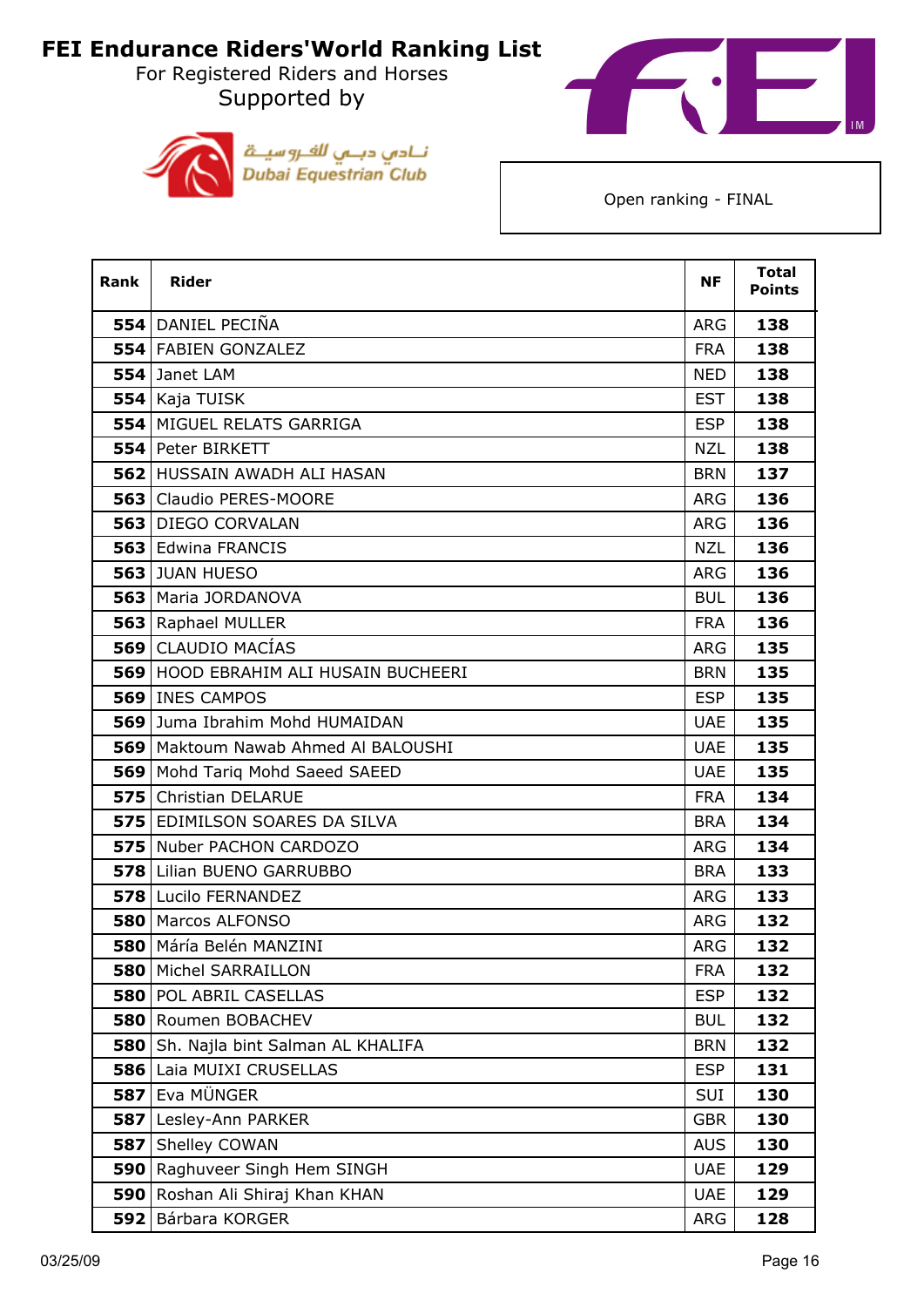# FEI Endurance Riders'World Ranking List

For Registered Riders and Horses

Supported by

نـادي دبـي للفـروسيـة
Dubai Equestrian Club

Open ranking - FINAL

| Rank | Rider | NF | Total Points |
|---|---|---|---|
| 554 | DANIEL PECIÑA | ARG | 138 |
| 554 | FABIEN GONZALEZ | FRA | 138 |
| 554 | Janet LAM | NED | 138 |
| 554 | Kaja TUISK | EST | 138 |
| 554 | MIGUEL RELATS GARRIGA | ESP | 138 |
| 554 | Peter BIRKETT | NZL | 138 |
| 562 | HUSSAIN AWADH ALI HASAN | BRN | 137 |
| 563 | Claudio PERES-MOORE | ARG | 136 |
| 563 | DIEGO CORVALAN | ARG | 136 |
| 563 | Edwina FRANCIS | NZL | 136 |
| 563 | JUAN HUESO | ARG | 136 |
| 563 | Maria JORDANOVA | BUL | 136 |
| 563 | Raphael MULLER | FRA | 136 |
| 569 | CLAUDIO MACÍAS | ARG | 135 |
| 569 | HOOD EBRAHIM ALI HUSAIN BUCHEERI | BRN | 135 |
| 569 | INES CAMPOS | ESP | 135 |
| 569 | Juma Ibrahim Mohd HUMAIDAN | UAE | 135 |
| 569 | Maktoum Nawab Ahmed Al BALOUSHI | UAE | 135 |
| 569 | Mohd Tariq Mohd Saeed SAEED | UAE | 135 |
| 575 | Christian DELARUE | FRA | 134 |
| 575 | EDIMILSON SOARES DA SILVA | BRA | 134 |
| 575 | Nuber PACHON CARDOZO | ARG | 134 |
| 578 | Lilian BUENO GARRUBBO | BRA | 133 |
| 578 | Lucilo FERNANDEZ | ARG | 133 |
| 580 | Marcos ALFONSO | ARG | 132 |
| 580 | Máría Belén MANZINI | ARG | 132 |
| 580 | Michel SARRAILLON | FRA | 132 |
| 580 | POL ABRIL CASELLAS | ESP | 132 |
| 580 | Roumen BOBACHEV | BUL | 132 |
| 580 | Sh. Najla bint Salman AL KHALIFA | BRN | 132 |
| 586 | Laia MUIXI CRUSELLAS | ESP | 131 |
| 587 | Eva MÜNGER | SUI | 130 |
| 587 | Lesley-Ann PARKER | GBR | 130 |
| 587 | Shelley COWAN | AUS | 130 |
| 590 | Raghuveer Singh Hem SINGH | UAE | 129 |
| 590 | Roshan Ali Shiraj Khan KHAN | UAE | 129 |
| 592 | Bárbara KORGER | ARG | 128 |

03/25/09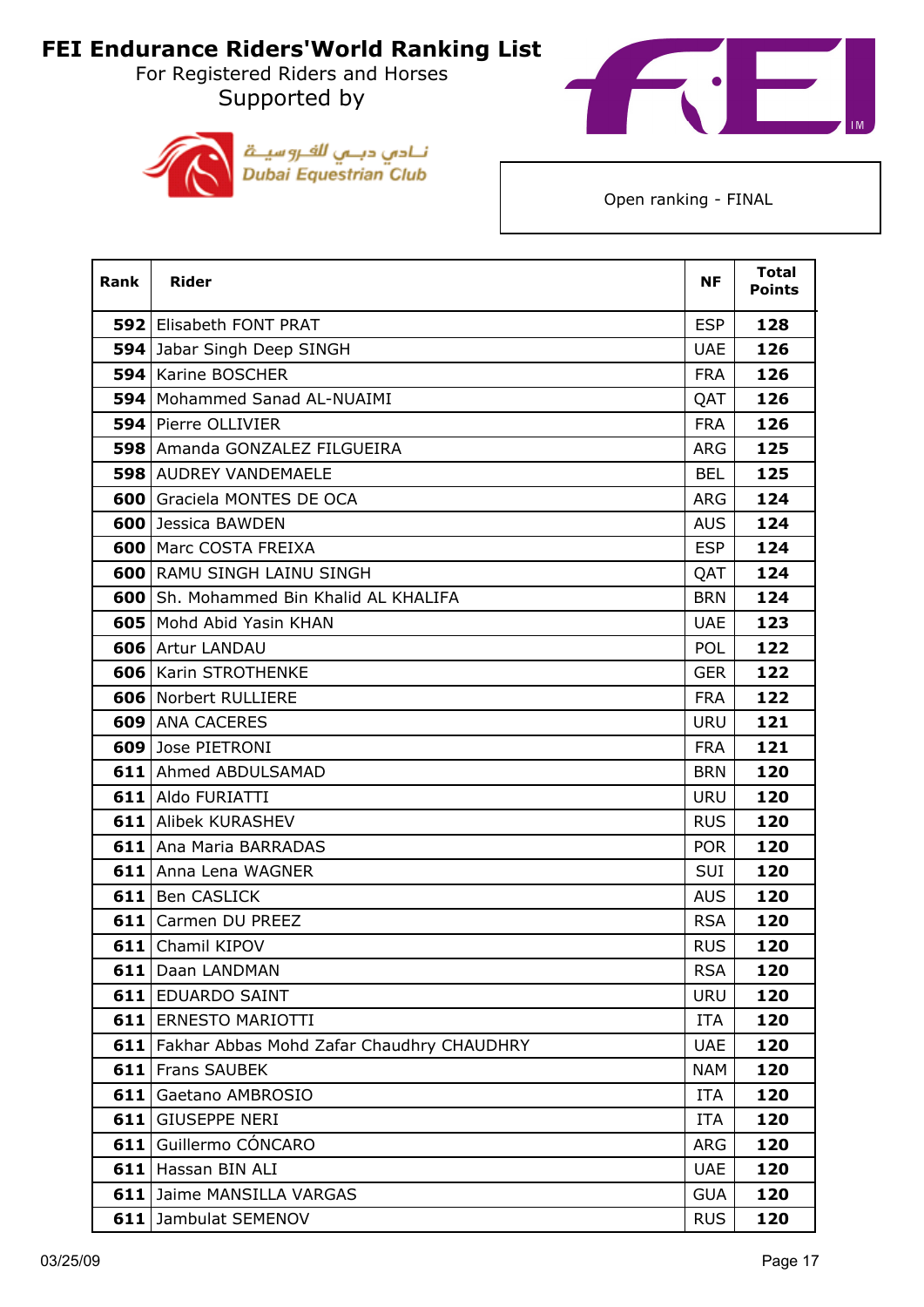# FEI Endurance Riders'World Ranking List

For Registered Riders and Horses

Supported by

نادي دبي للفروسية
Dubai Equestrian Club

Open ranking - FINAL

| Rank | Rider | NF | Total Points |
|---|---|---|---|
| 592 | Elisabeth FONT PRAT | ESP | 128 |
| 594 | Jabar Singh Deep SINGH | UAE | 126 |
| 594 | Karine BOSCHER | FRA | 126 |
| 594 | Mohammed Sanad AL-NUAIMI | QAT | 126 |
| 594 | Pierre OLLIVIER | FRA | 126 |
| 598 | Amanda GONZALEZ FILGUEIRA | ARG | 125 |
| 598 | AUDREY VANDEMAELE | BEL | 125 |
| 600 | Graciela MONTES DE OCA | ARG | 124 |
| 600 | Jessica BAWDEN | AUS | 124 |
| 600 | Marc COSTA FREIXA | ESP | 124 |
| 600 | RAMU SINGH LAINU SINGH | QAT | 124 |
| 600 | Sh. Mohammed Bin Khalid AL KHALIFA | BRN | 124 |
| 605 | Mohd Abid Yasin KHAN | UAE | 123 |
| 606 | Artur LANDAU | POL | 122 |
| 606 | Karin STROTHENKE | GER | 122 |
| 606 | Norbert RULLIERE | FRA | 122 |
| 609 | ANA CACERES | URU | 121 |
| 609 | Jose PIETRONI | FRA | 121 |
| 611 | Ahmed ABDULSAMAD | BRN | 120 |
| 611 | Aldo FURIATTI | URU | 120 |
| 611 | Alibek KURASHEV | RUS | 120 |
| 611 | Ana Maria BARRADAS | POR | 120 |
| 611 | Anna Lena WAGNER | SUI | 120 |
| 611 | Ben CASLICK | AUS | 120 |
| 611 | Carmen DU PREEZ | RSA | 120 |
| 611 | Chamil KIPOV | RUS | 120 |
| 611 | Daan LANDMAN | RSA | 120 |
| 611 | EDUARDO SAINT | URU | 120 |
| 611 | ERNESTO MARIOTTI | ITA | 120 |
| 611 | Fakhar Abbas Mohd Zafar Chaudhry CHAUDHRY | UAE | 120 |
| 611 | Frans SAUBEK | NAM | 120 |
| 611 | Gaetano AMBROSIO | ITA | 120 |
| 611 | GIUSEPPE NERI | ITA | 120 |
| 611 | Guillermo CÓNCARO | ARG | 120 |
| 611 | Hassan BIN ALI | UAE | 120 |
| 611 | Jaime MANSILLA VARGAS | GUA | 120 |
| 611 | Jambulat SEMENOV | RUS | 120 |

03/25/09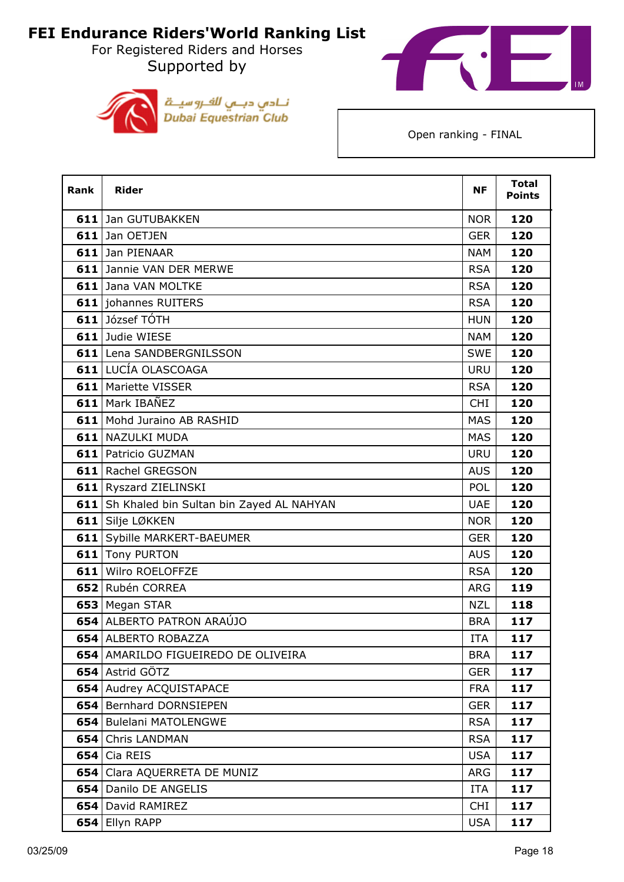# FEI Endurance Riders'World Ranking List

For Registered Riders and Horses

Supported by

نـادي دبـي للفـروسيـة
Dubai Equestrian Club

Open ranking - FINAL

| Rank | Rider | NF | Total Points |
|---|---|---|---|
| 611 | Jan GUTUBAKKEN | NOR | 120 |
| 611 | Jan OETJEN | GER | 120 |
| 611 | Jan PIENAAR | NAM | 120 |
| 611 | Jannie VAN DER MERWE | RSA | 120 |
| 611 | Jana VAN MOLTKE | RSA | 120 |
| 611 | johannes RUITERS | RSA | 120 |
| 611 | József TÓTH | HUN | 120 |
| 611 | Judie WIESE | NAM | 120 |
| 611 | Lena SANDBERGNILSSON | SWE | 120 |
| 611 | LUCÍA OLASCOAGA | URU | 120 |
| 611 | Mariette VISSER | RSA | 120 |
| 611 | Mark IBAÑEZ | CHI | 120 |
| 611 | Mohd Juraino AB RASHID | MAS | 120 |
| 611 | NAZULKI MUDA | MAS | 120 |
| 611 | Patricio GUZMAN | URU | 120 |
| 611 | Rachel GREGSON | AUS | 120 |
| 611 | Ryszard ZIELINSKI | POL | 120 |
| 611 | Sh Khaled bin Sultan bin Zayed AL NAHYAN | UAE | 120 |
| 611 | Silje LØKKEN | NOR | 120 |
| 611 | Sybille MARKERT-BAEUMER | GER | 120 |
| 611 | Tony PURTON | AUS | 120 |
| 611 | Wilro ROELOFFZE | RSA | 120 |
| 652 | Rubén CORREA | ARG | 119 |
| 653 | Megan STAR | NZL | 118 |
| 654 | ALBERTO PATRON ARAÚJO | BRA | 117 |
| 654 | ALBERTO ROBAZZA | ITA | 117 |
| 654 | AMARILDO FIGUEIREDO DE OLIVEIRA | BRA | 117 |
| 654 | Astrid GÖTZ | GER | 117 |
| 654 | Audrey ACQUISTAPACE | FRA | 117 |
| 654 | Bernhard DORNSIEPEN | GER | 117 |
| 654 | Bulelani MATOLENGWE | RSA | 117 |
| 654 | Chris LANDMAN | RSA | 117 |
| 654 | Cia REIS | USA | 117 |
| 654 | Clara AQUERRETA DE MUNIZ | ARG | 117 |
| 654 | Danilo DE ANGELIS | ITA | 117 |
| 654 | David RAMIREZ | CHI | 117 |
| 654 | Ellyn RAPP | USA | 117 |

03/25/09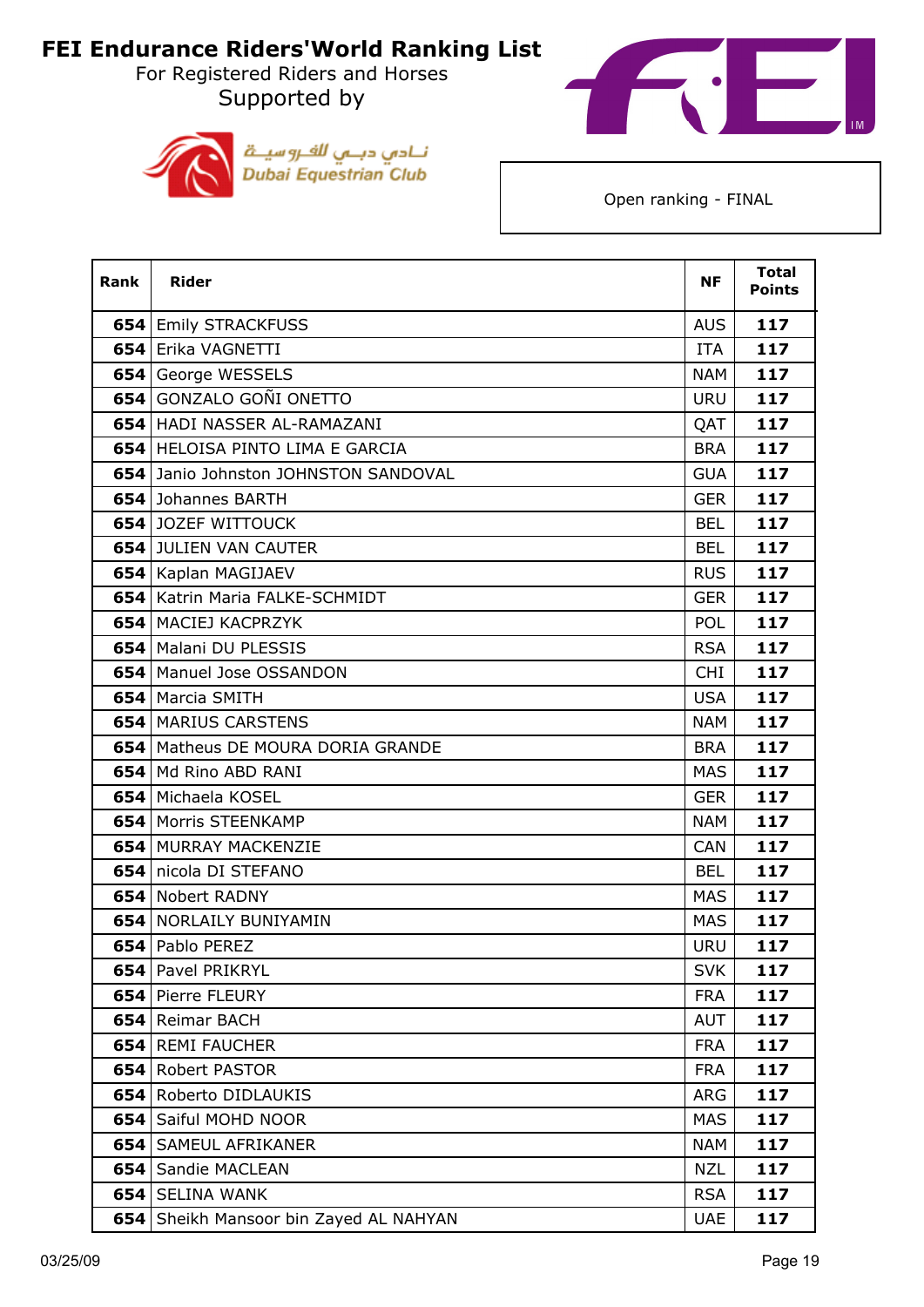# FEI Endurance Riders'World Ranking List

For Registered Riders and Horses

Supported by

نـادي دبـي للفـروسيـة
Dubai Equestrian Club

Open ranking - FINAL

| Rank | Rider | NF | Total Points |
|---|---|---|---|
| 654 | Emily STRACKFUSS | AUS | 117 |
| 654 | Erika VAGNETTI | ITA | 117 |
| 654 | George WESSELS | NAM | 117 |
| 654 | GONZALO GOÑI ONETTO | URU | 117 |
| 654 | HADI NASSER AL-RAMAZANI | QAT | 117 |
| 654 | HELOISA PINTO LIMA E GARCIA | BRA | 117 |
| 654 | Janio Johnston JOHNSTON SANDOVAL | GUA | 117 |
| 654 | Johannes BARTH | GER | 117 |
| 654 | JOZEF WITTOUCK | BEL | 117 |
| 654 | JULIEN VAN CAUTER | BEL | 117 |
| 654 | Kaplan MAGIJAEV | RUS | 117 |
| 654 | Katrin Maria FALKE-SCHMIDT | GER | 117 |
| 654 | MACIEJ KACPRZYK | POL | 117 |
| 654 | Malani DU PLESSIS | RSA | 117 |
| 654 | Manuel Jose OSSANDON | CHI | 117 |
| 654 | Marcia SMITH | USA | 117 |
| 654 | MARIUS CARSTENS | NAM | 117 |
| 654 | Matheus DE MOURA DORIA GRANDE | BRA | 117 |
| 654 | Md Rino ABD RANI | MAS | 117 |
| 654 | Michaela KOSEL | GER | 117 |
| 654 | Morris STEENKAMP | NAM | 117 |
| 654 | MURRAY MACKENZIE | CAN | 117 |
| 654 | nicola DI STEFANO | BEL | 117 |
| 654 | Nobert RADNY | MAS | 117 |
| 654 | NORLAILY BUNIYAMIN | MAS | 117 |
| 654 | Pablo PEREZ | URU | 117 |
| 654 | Pavel PRIKRYL | SVK | 117 |
| 654 | Pierre FLEURY | FRA | 117 |
| 654 | Reimar BACH | AUT | 117 |
| 654 | REMI FAUCHER | FRA | 117 |
| 654 | Robert PASTOR | FRA | 117 |
| 654 | Roberto DIDLAUKIS | ARG | 117 |
| 654 | Saiful MOHD NOOR | MAS | 117 |
| 654 | SAMEUL AFRIKANER | NAM | 117 |
| 654 | Sandie MACLEAN | NZL | 117 |
| 654 | SELINA WANK | RSA | 117 |
| 654 | Sheikh Mansoor bin Zayed AL NAHYAN | UAE | 117 |

03/25/09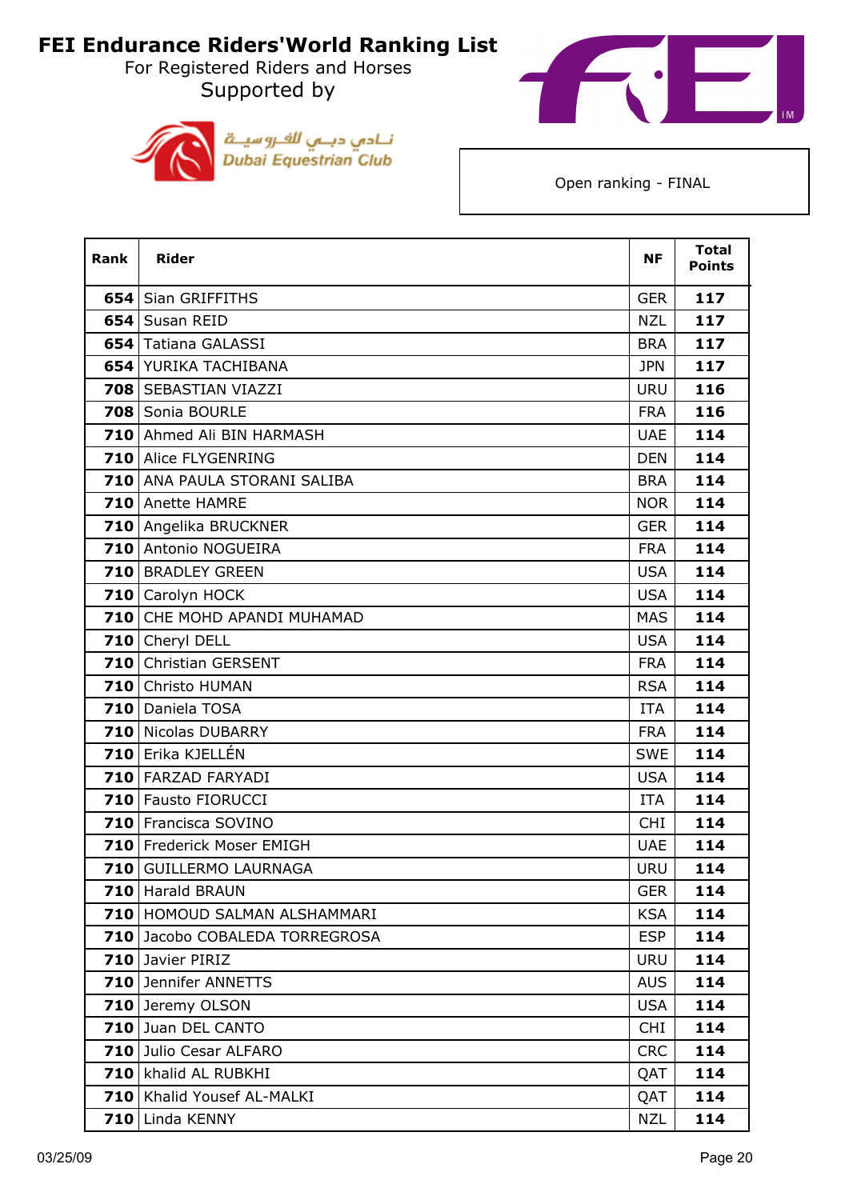# FEI Endurance Riders'World Ranking List

For Registered Riders and Horses

Supported by

نـادي دبـي للفـروسيــة
Dubai Equestrian Club

Open ranking - FINAL

| Rank | Rider | NF | Total Points |
|---|---|---|---|
| **654** | Sian GRIFFITHS | GER | **117** |
| **654** | Susan REID | NZL | **117** |
| **654** | Tatiana GALASSI | BRA | **117** |
| **654** | YURIKA TACHIBANA | JPN | **117** |
| **708** | SEBASTIAN VIAZZI | URU | **116** |
| **708** | Sonia BOURLE | FRA | **116** |
| **710** | Ahmed Ali BIN HARMASH | UAE | **114** |
| **710** | Alice FLYGENRING | DEN | **114** |
| **710** | ANA PAULA STORANI SALIBA | BRA | **114** |
| **710** | Anette HAMRE | NOR | **114** |
| **710** | Angelika BRUCKNER | GER | **114** |
| **710** | Antonio NOGUEIRA | FRA | **114** |
| **710** | BRADLEY GREEN | USA | **114** |
| **710** | Carolyn HOCK | USA | **114** |
| **710** | CHE MOHD APANDI MUHAMAD | MAS | **114** |
| **710** | Cheryl DELL | USA | **114** |
| **710** | Christian GERSENT | FRA | **114** |
| **710** | Christo HUMAN | RSA | **114** |
| **710** | Daniela TOSA | ITA | **114** |
| **710** | Nicolas DUBARRY | FRA | **114** |
| **710** | Erika KJELLÉN | SWE | **114** |
| **710** | FARZAD FARYADI | USA | **114** |
| **710** | Fausto FIORUCCI | ITA | **114** |
| **710** | Francisca SOVINO | CHI | **114** |
| **710** | Frederick Moser EMIGH | UAE | **114** |
| **710** | GUILLERMO LAURNAGA | URU | **114** |
| **710** | Harald BRAUN | GER | **114** |
| **710** | HOMOUD SALMAN ALSHAMMARI | KSA | **114** |
| **710** | Jacobo COBALEDA TORREGROSA | ESP | **114** |
| **710** | Javier PIRIZ | URU | **114** |
| **710** | Jennifer ANNETTS | AUS | **114** |
| **710** | Jeremy OLSON | USA | **114** |
| **710** | Juan DEL CANTO | CHI | **114** |
| **710** | Julio Cesar ALFARO | CRC | **114** |
| **710** | khalid AL RUBKHI | QAT | **114** |
| **710** | Khalid Yousef AL-MALKI | QAT | **114** |
| **710** | Linda KENNY | NZL | **114** |

03/25/09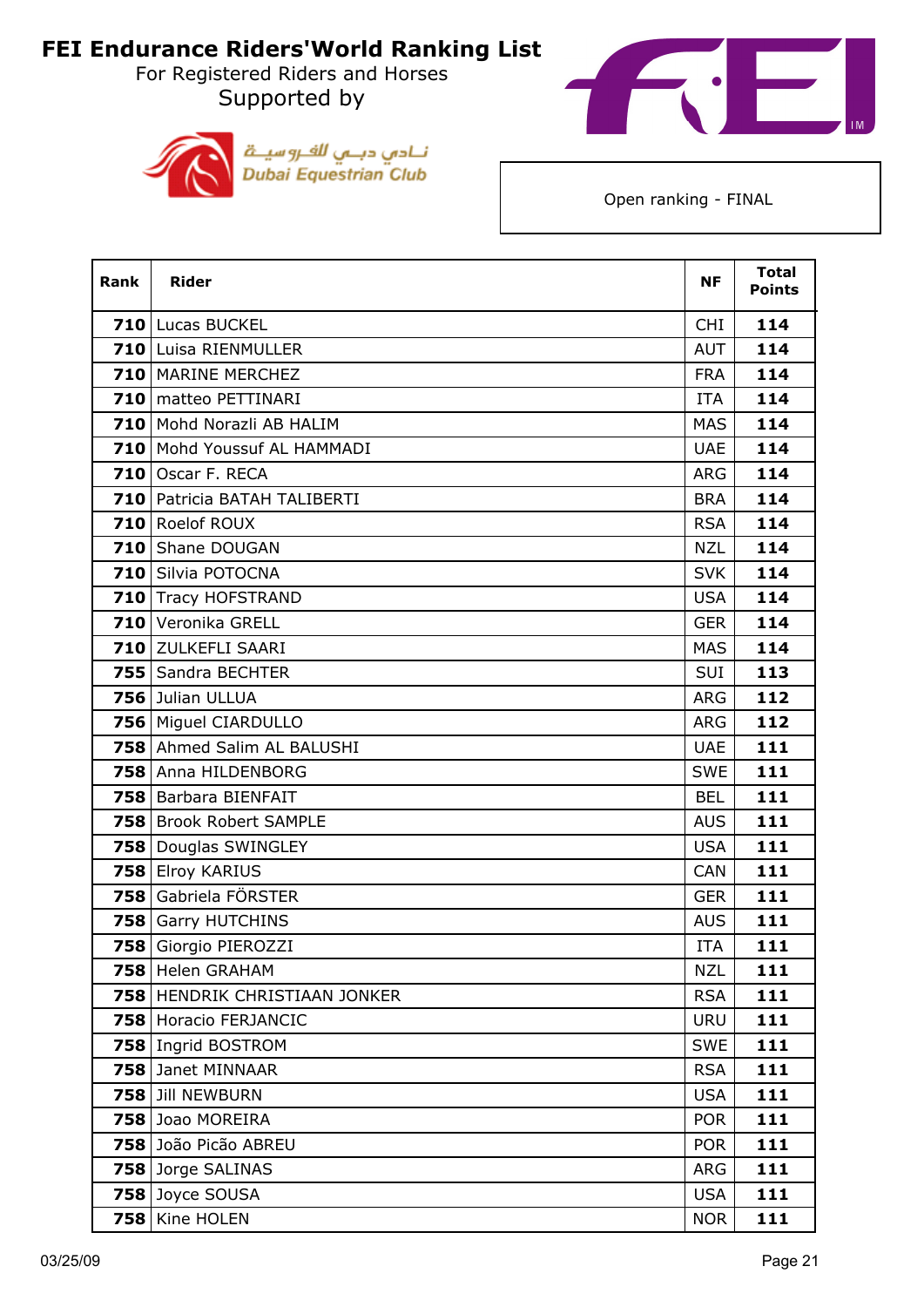# FEI Endurance Riders'World Ranking List

For Registered Riders and Horses

Supported by

نادي دبي للفروسية
Dubai Equestrian Club

Open ranking - FINAL

| Rank | Rider | NF | Total Points |
|---|---|---|---|
| **710** | Lucas BUCKEL | CHI | **114** |
| **710** | Luisa RIENMULLER | AUT | **114** |
| **710** | MARINE MERCHEZ | FRA | **114** |
| **710** | matteo PETTINARI | ITA | **114** |
| **710** | Mohd Norazli AB HALIM | MAS | **114** |
| **710** | Mohd Youssuf AL HAMMADI | UAE | **114** |
| **710** | Oscar F. RECA | ARG | **114** |
| **710** | Patricia BATAH TALIBERTI | BRA | **114** |
| **710** | Roelof ROUX | RSA | **114** |
| **710** | Shane DOUGAN | NZL | **114** |
| **710** | Silvia POTOCNA | SVK | **114** |
| **710** | Tracy HOFSTRAND | USA | **114** |
| **710** | Veronika GRELL | GER | **114** |
| **710** | ZULKEFLI SAARI | MAS | **114** |
| **755** | Sandra BECHTER | SUI | **113** |
| **756** | Julian ULLUA | ARG | **112** |
| **756** | Miguel CIARDULLO | ARG | **112** |
| **758** | Ahmed Salim AL BALUSHI | UAE | **111** |
| **758** | Anna HILDENBORG | SWE | **111** |
| **758** | Barbara BIENFAIT | BEL | **111** |
| **758** | Brook Robert SAMPLE | AUS | **111** |
| **758** | Douglas SWINGLEY | USA | **111** |
| **758** | Elroy KARIUS | CAN | **111** |
| **758** | Gabriela FÖRSTER | GER | **111** |
| **758** | Garry HUTCHINS | AUS | **111** |
| **758** | Giorgio PIEROZZI | ITA | **111** |
| **758** | Helen GRAHAM | NZL | **111** |
| **758** | HENDRIK CHRISTIAAN JONKER | RSA | **111** |
| **758** | Horacio FERJANCIC | URU | **111** |
| **758** | Ingrid BOSTROM | SWE | **111** |
| **758** | Janet MINNAAR | RSA | **111** |
| **758** | Jill NEWBURN | USA | **111** |
| **758** | Joao MOREIRA | POR | **111** |
| **758** | João Picão ABREU | POR | **111** |
| **758** | Jorge SALINAS | ARG | **111** |
| **758** | Joyce SOUSA | USA | **111** |
| **758** | Kine HOLEN | NOR | **111** |

03/25/09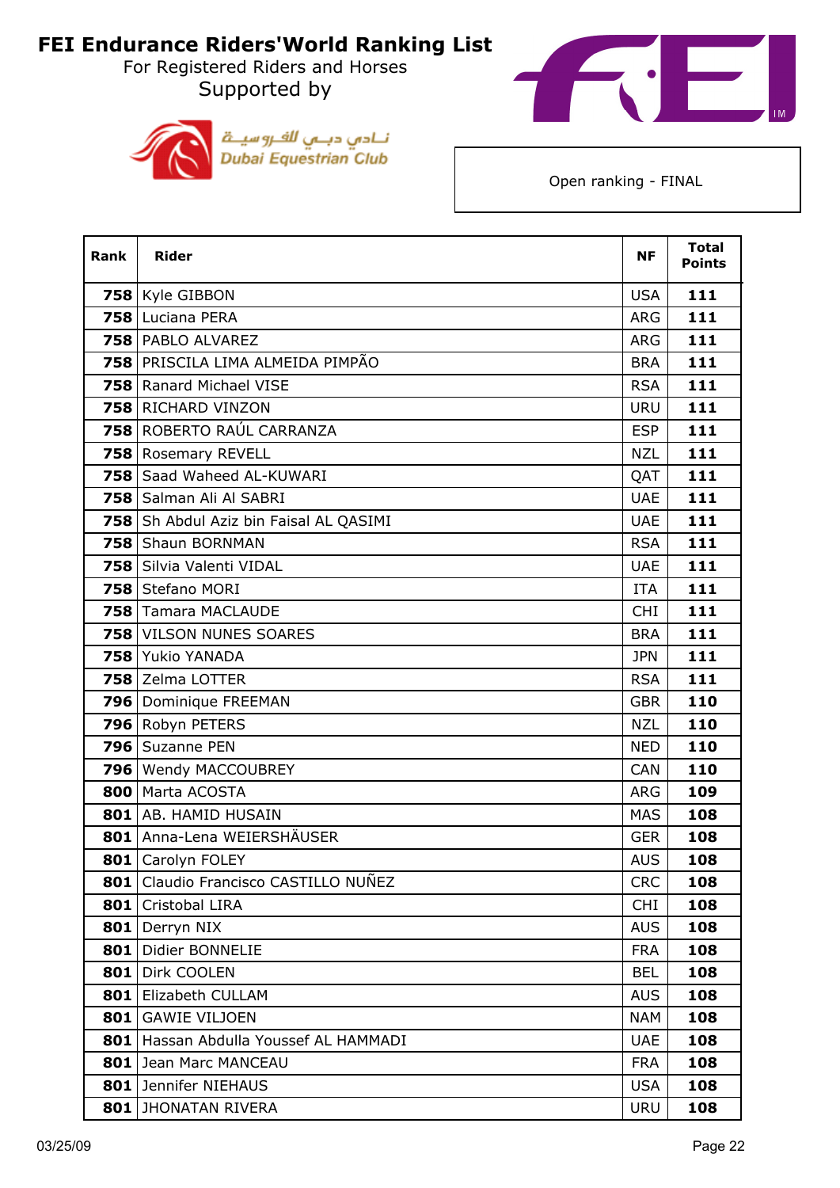# FEI Endurance Riders'World Ranking List

For Registered Riders and Horses

Supported by

نـادي دبـي للفـروسيـة
Dubai Equestrian Club

Open ranking - FINAL

| Rank | Rider | NF | Total Points |
|---|---|---|---|
| 758 | Kyle GIBBON | USA | 111 |
| 758 | Luciana PERA | ARG | 111 |
| 758 | PABLO ALVAREZ | ARG | 111 |
| 758 | PRISCILA LIMA ALMEIDA PIMPÃO | BRA | 111 |
| 758 | Ranard Michael VISE | RSA | 111 |
| 758 | RICHARD VINZON | URU | 111 |
| 758 | ROBERTO RAÚL CARRANZA | ESP | 111 |
| 758 | Rosemary REVELL | NZL | 111 |
| 758 | Saad Waheed AL-KUWARI | QAT | 111 |
| 758 | Salman Ali Al SABRI | UAE | 111 |
| 758 | Sh Abdul Aziz bin Faisal AL QASIMI | UAE | 111 |
| 758 | Shaun BORNMAN | RSA | 111 |
| 758 | Silvia Valenti VIDAL | UAE | 111 |
| 758 | Stefano MORI | ITA | 111 |
| 758 | Tamara MACLAUDE | CHI | 111 |
| 758 | VILSON NUNES SOARES | BRA | 111 |
| 758 | Yukio YANADA | JPN | 111 |
| 758 | Zelma LOTTER | RSA | 111 |
| 796 | Dominique FREEMAN | GBR | 110 |
| 796 | Robyn PETERS | NZL | 110 |
| 796 | Suzanne PEN | NED | 110 |
| 796 | Wendy MACCOUBREY | CAN | 110 |
| 800 | Marta ACOSTA | ARG | 109 |
| 801 | AB. HAMID HUSAIN | MAS | 108 |
| 801 | Anna-Lena WEIERSHÄUSER | GER | 108 |
| 801 | Carolyn FOLEY | AUS | 108 |
| 801 | Claudio Francisco CASTILLO NUÑEZ | CRC | 108 |
| 801 | Cristobal LIRA | CHI | 108 |
| 801 | Derryn NIX | AUS | 108 |
| 801 | Didier BONNELIE | FRA | 108 |
| 801 | Dirk COOLEN | BEL | 108 |
| 801 | Elizabeth CULLAM | AUS | 108 |
| 801 | GAWIE VILJOEN | NAM | 108 |
| 801 | Hassan Abdulla Youssef AL HAMMADI | UAE | 108 |
| 801 | Jean Marc MANCEAU | FRA | 108 |
| 801 | Jennifer NIEHAUS | USA | 108 |
| 801 | JHONATAN RIVERA | URU | 108 |

03/25/09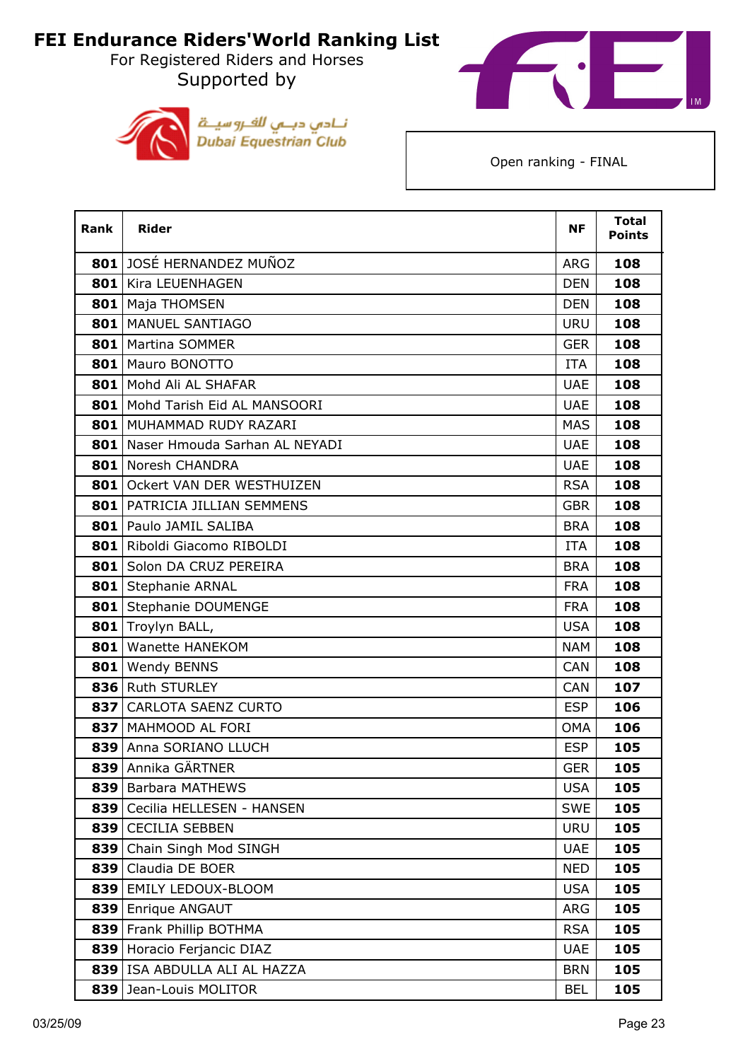# FEI Endurance Riders'World Ranking List

For Registered Riders and Horses

Supported by

نـادي دبـي للفـروسيـة
Dubai Equestrian Club

Open ranking - FINAL

| Rank | Rider | NF | Total Points |
|---|---|---|---|
| 801 | JOSÉ HERNANDEZ MUÑOZ | ARG | 108 |
| 801 | Kira LEUENHAGEN | DEN | 108 |
| 801 | Maja THOMSEN | DEN | 108 |
| 801 | MANUEL SANTIAGO | URU | 108 |
| 801 | Martina SOMMER | GER | 108 |
| 801 | Mauro BONOTTO | ITA | 108 |
| 801 | Mohd Ali AL SHAFAR | UAE | 108 |
| 801 | Mohd Tarish Eid AL MANSOORI | UAE | 108 |
| 801 | MUHAMMAD RUDY RAZARI | MAS | 108 |
| 801 | Naser Hmouda Sarhan AL NEYADI | UAE | 108 |
| 801 | Noresh CHANDRA | UAE | 108 |
| 801 | Ockert VAN DER WESTHUIZEN | RSA | 108 |
| 801 | PATRICIA JILLIAN SEMMENS | GBR | 108 |
| 801 | Paulo JAMIL SALIBA | BRA | 108 |
| 801 | Riboldi Giacomo RIBOLDI | ITA | 108 |
| 801 | Solon DA CRUZ PEREIRA | BRA | 108 |
| 801 | Stephanie ARNAL | FRA | 108 |
| 801 | Stephanie DOUMENGE | FRA | 108 |
| 801 | Troylyn BALL, | USA | 108 |
| 801 | Wanette HANEKOM | NAM | 108 |
| 801 | Wendy BENNS | CAN | 108 |
| 836 | Ruth STURLEY | CAN | 107 |
| 837 | CARLOTA SAENZ CURTO | ESP | 106 |
| 837 | MAHMOOD AL FORI | OMA | 106 |
| 839 | Anna SORIANO LLUCH | ESP | 105 |
| 839 | Annika GÄRTNER | GER | 105 |
| 839 | Barbara MATHEWS | USA | 105 |
| 839 | Cecilia HELLESEN - HANSEN | SWE | 105 |
| 839 | CECILIA SEBBEN | URU | 105 |
| 839 | Chain Singh Mod SINGH | UAE | 105 |
| 839 | Claudia DE BOER | NED | 105 |
| 839 | EMILY LEDOUX-BLOOM | USA | 105 |
| 839 | Enrique ANGAUT | ARG | 105 |
| 839 | Frank Phillip BOTHMA | RSA | 105 |
| 839 | Horacio Ferjancic DIAZ | UAE | 105 |
| 839 | ISA ABDULLA ALI AL HAZZA | BRN | 105 |
| 839 | Jean-Louis MOLITOR | BEL | 105 |

03/25/09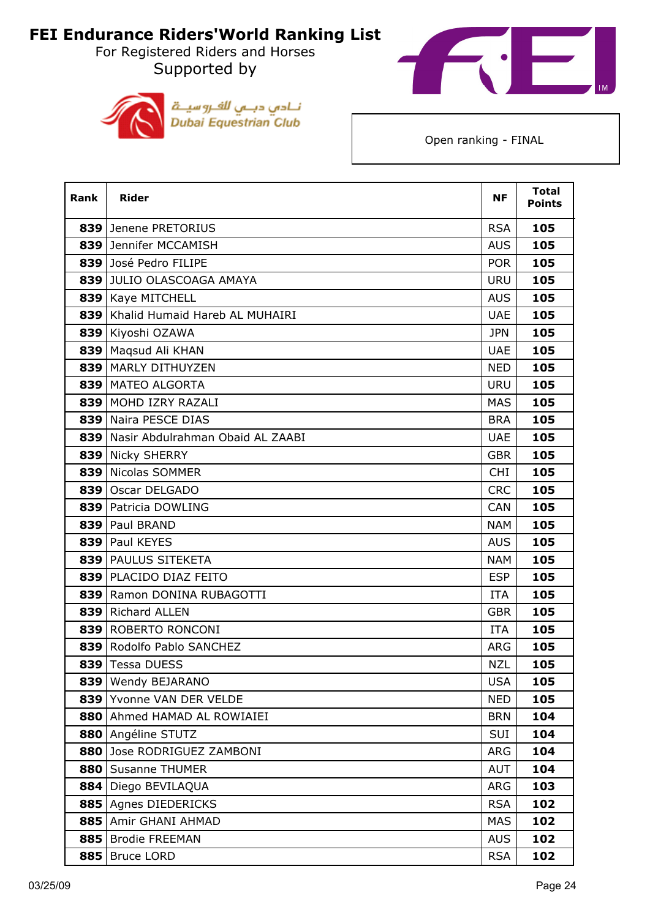# FEI Endurance Riders'World Ranking List

For Registered Riders and Horses

Supported by

نـادي دبـي للفـروسيـة
Dubai Equestrian Club

Open ranking - FINAL

| Rank | Rider | NF | Total Points |
|---|---|---|---|
| 839 | Jenene PRETORIUS | RSA | 105 |
| 839 | Jennifer MCCAMISH | AUS | 105 |
| 839 | José Pedro FILIPE | POR | 105 |
| 839 | JULIO OLASCOAGA AMAYA | URU | 105 |
| 839 | Kaye MITCHELL | AUS | 105 |
| 839 | Khalid Humaid Hareb AL MUHAIRI | UAE | 105 |
| 839 | Kiyoshi OZAWA | JPN | 105 |
| 839 | Maqsud Ali KHAN | UAE | 105 |
| 839 | MARLY DITHUYZEN | NED | 105 |
| 839 | MATEO ALGORTA | URU | 105 |
| 839 | MOHD IZRY RAZALI | MAS | 105 |
| 839 | Naira PESCE DIAS | BRA | 105 |
| 839 | Nasir Abdulrahman Obaid AL ZAABI | UAE | 105 |
| 839 | Nicky SHERRY | GBR | 105 |
| 839 | Nicolas SOMMER | CHI | 105 |
| 839 | Oscar DELGADO | CRC | 105 |
| 839 | Patricia DOWLING | CAN | 105 |
| 839 | Paul BRAND | NAM | 105 |
| 839 | Paul KEYES | AUS | 105 |
| 839 | PAULUS SITEKETA | NAM | 105 |
| 839 | PLACIDO DIAZ FEITO | ESP | 105 |
| 839 | Ramon DONINA RUBAGOTTI | ITA | 105 |
| 839 | Richard ALLEN | GBR | 105 |
| 839 | ROBERTO RONCONI | ITA | 105 |
| 839 | Rodolfo Pablo SANCHEZ | ARG | 105 |
| 839 | Tessa DUESS | NZL | 105 |
| 839 | Wendy BEJARANO | USA | 105 |
| 839 | Yvonne VAN DER VELDE | NED | 105 |
| 880 | Ahmed HAMAD AL ROWIAIEI | BRN | 104 |
| 880 | Angéline STUTZ | SUI | 104 |
| 880 | Jose RODRIGUEZ ZAMBONI | ARG | 104 |
| 880 | Susanne THUMER | AUT | 104 |
| 884 | Diego BEVILAQUA | ARG | 103 |
| 885 | Agnes DIEDERICKS | RSA | 102 |
| 885 | Amir GHANI AHMAD | MAS | 102 |
| 885 | Brodie FREEMAN | AUS | 102 |
| 885 | Bruce LORD | RSA | 102 |

03/25/09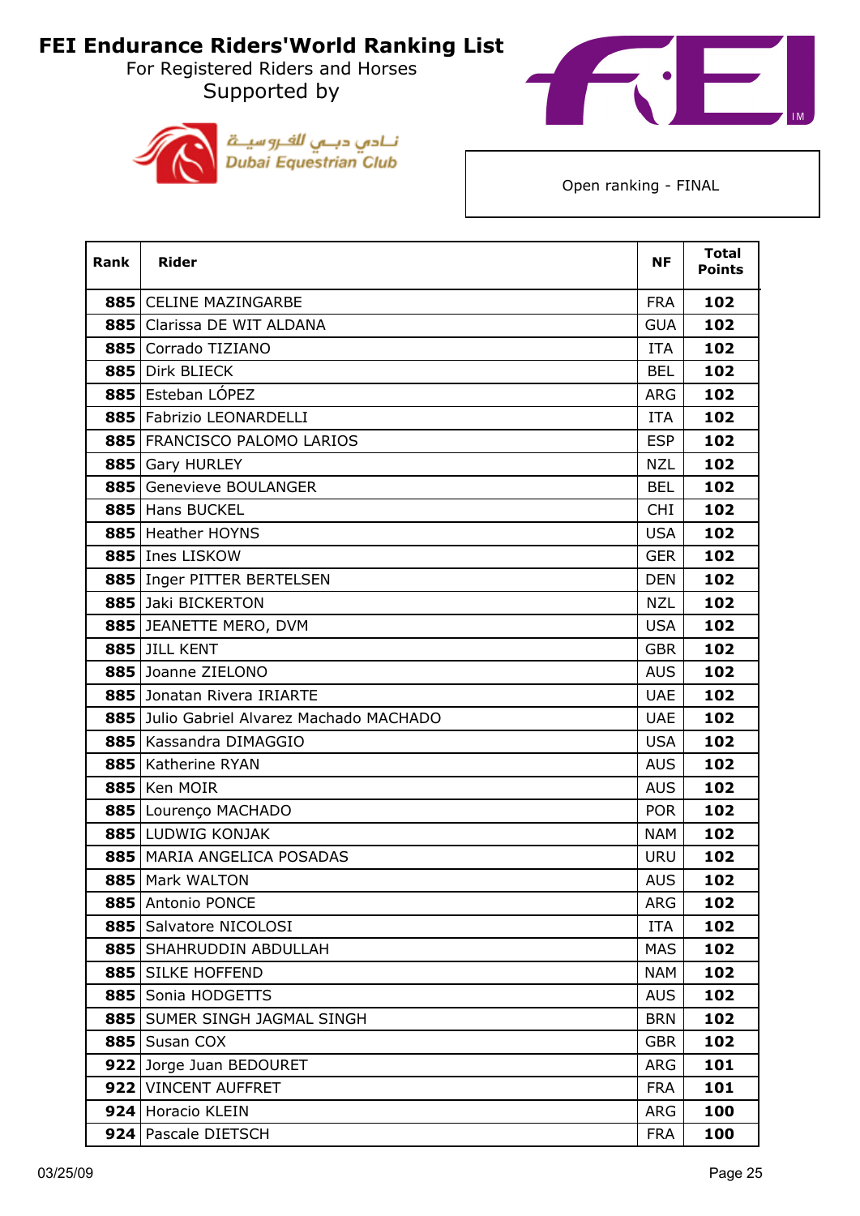# FEI Endurance Riders'World Ranking List

For Registered Riders and Horses

Supported by

نـادي دبــي للفـروسيــة
Dubai Equestrian Club

Open ranking - FINAL

| Rank | Rider | NF | Total Points |
|---|---|---|---|
| **885** | CELINE MAZINGARBE | FRA | **102** |
| **885** | Clarissa DE WIT ALDANA | GUA | **102** |
| **885** | Corrado TIZIANO | ITA | **102** |
| **885** | Dirk BLIECK | BEL | **102** |
| **885** | Esteban LÓPEZ | ARG | **102** |
| **885** | Fabrizio LEONARDELLI | ITA | **102** |
| **885** | FRANCISCO PALOMO LARIOS | ESP | **102** |
| **885** | Gary HURLEY | NZL | **102** |
| **885** | Genevieve BOULANGER | BEL | **102** |
| **885** | Hans BUCKEL | CHI | **102** |
| **885** | Heather HOYNS | USA | **102** |
| **885** | Ines LISKOW | GER | **102** |
| **885** | Inger PITTER BERTELSEN | DEN | **102** |
| **885** | Jaki BICKERTON | NZL | **102** |
| **885** | JEANETTE MERO, DVM | USA | **102** |
| **885** | JILL KENT | GBR | **102** |
| **885** | Joanne ZIELONO | AUS | **102** |
| **885** | Jonatan Rivera IRIARTE | UAE | **102** |
| **885** | Julio Gabriel Alvarez Machado MACHADO | UAE | **102** |
| **885** | Kassandra DIMAGGIO | USA | **102** |
| **885** | Katherine RYAN | AUS | **102** |
| **885** | Ken MOIR | AUS | **102** |
| **885** | Lourenço MACHADO | POR | **102** |
| **885** | LUDWIG KONJAK | NAM | **102** |
| **885** | MARIA ANGELICA POSADAS | URU | **102** |
| **885** | Mark WALTON | AUS | **102** |
| **885** | Antonio PONCE | ARG | **102** |
| **885** | Salvatore NICOLOSI | ITA | **102** |
| **885** | SHAHRUDDIN ABDULLAH | MAS | **102** |
| **885** | SILKE HOFFEND | NAM | **102** |
| **885** | Sonia HODGETTS | AUS | **102** |
| **885** | SUMER SINGH JAGMAL SINGH | BRN | **102** |
| **885** | Susan COX | GBR | **102** |
| **922** | Jorge Juan BEDOURET | ARG | **101** |
| **922** | VINCENT AUFFRET | FRA | **101** |
| **924** | Horacio KLEIN | ARG | **100** |
| **924** | Pascale DIETSCH | FRA | **100** |

03/25/09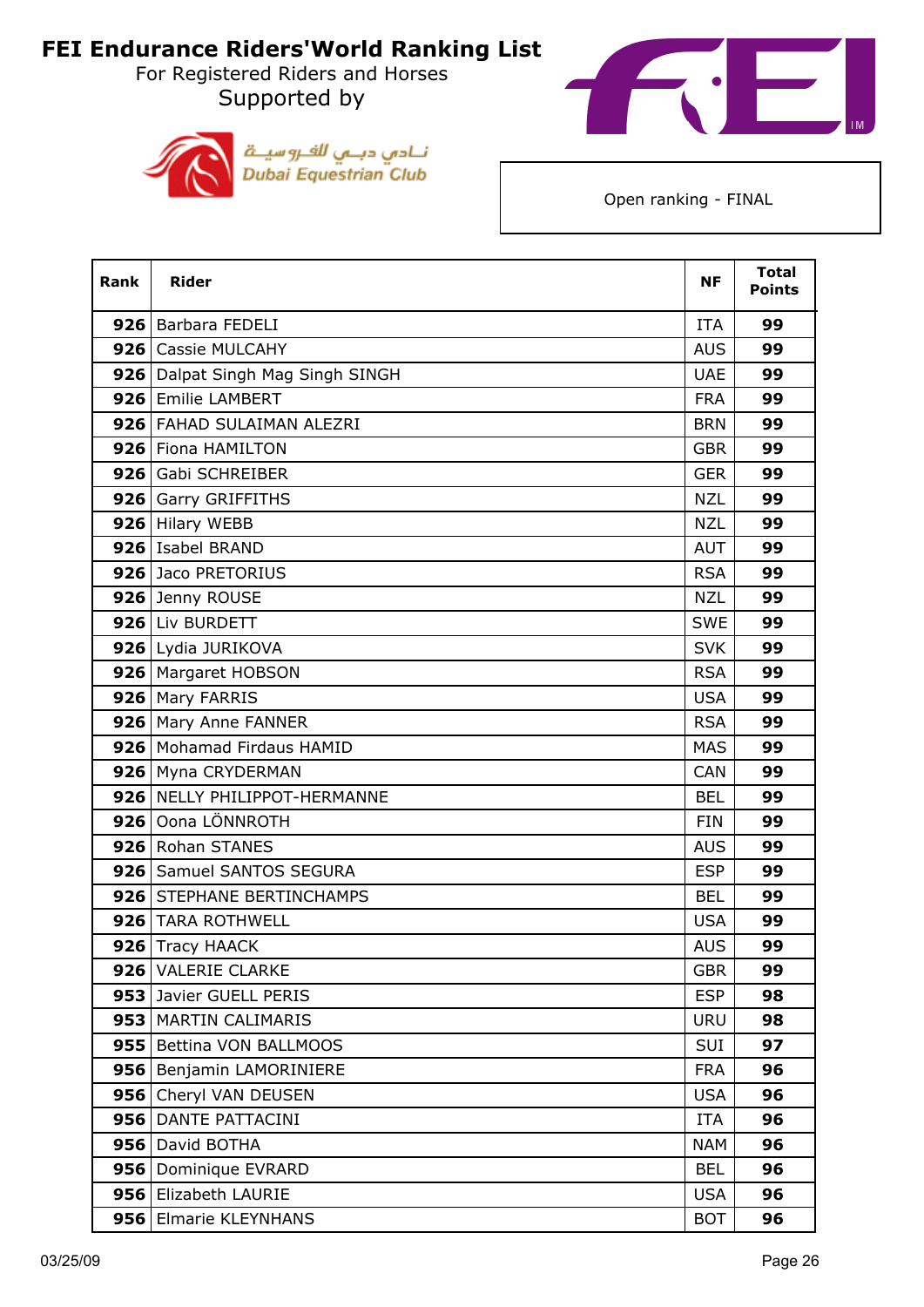# FEI Endurance Riders'World Ranking List

For Registered Riders and Horses

Supported by

نـادي دبـي للفـروسيـة
Dubai Equestrian Club

Open ranking - FINAL

| Rank | Rider | NF | Total Points |
|---|---|---|---|
| 926 | Barbara FEDELI | ITA | 99 |
| 926 | Cassie MULCAHY | AUS | 99 |
| 926 | Dalpat Singh Mag Singh SINGH | UAE | 99 |
| 926 | Emilie LAMBERT | FRA | 99 |
| 926 | FAHAD SULAIMAN ALEZRI | BRN | 99 |
| 926 | Fiona HAMILTON | GBR | 99 |
| 926 | Gabi SCHREIBER | GER | 99 |
| 926 | Garry GRIFFITHS | NZL | 99 |
| 926 | Hilary WEBB | NZL | 99 |
| 926 | Isabel BRAND | AUT | 99 |
| 926 | Jaco PRETORIUS | RSA | 99 |
| 926 | Jenny ROUSE | NZL | 99 |
| 926 | Liv BURDETT | SWE | 99 |
| 926 | Lydia JURIKOVA | SVK | 99 |
| 926 | Margaret HOBSON | RSA | 99 |
| 926 | Mary FARRIS | USA | 99 |
| 926 | Mary Anne FANNER | RSA | 99 |
| 926 | Mohamad Firdaus HAMID | MAS | 99 |
| 926 | Myna CRYDERMAN | CAN | 99 |
| 926 | NELLY PHILIPPOT-HERMANNE | BEL | 99 |
| 926 | Oona LÖNNROTH | FIN | 99 |
| 926 | Rohan STANES | AUS | 99 |
| 926 | Samuel SANTOS SEGURA | ESP | 99 |
| 926 | STEPHANE BERTINCHAMPS | BEL | 99 |
| 926 | TARA ROTHWELL | USA | 99 |
| 926 | Tracy HAACK | AUS | 99 |
| 926 | VALERIE CLARKE | GBR | 99 |
| 953 | Javier GUELL PERIS | ESP | 98 |
| 953 | MARTIN CALIMARIS | URU | 98 |
| 955 | Bettina VON BALLMOOS | SUI | 97 |
| 956 | Benjamin LAMORINIERE | FRA | 96 |
| 956 | Cheryl VAN DEUSEN | USA | 96 |
| 956 | DANTE PATTACINI | ITA | 96 |
| 956 | David BOTHA | NAM | 96 |
| 956 | Dominique EVRARD | BEL | 96 |
| 956 | Elizabeth LAURIE | USA | 96 |
| 956 | Elmarie KLEYNHANS | BOT | 96 |

03/25/09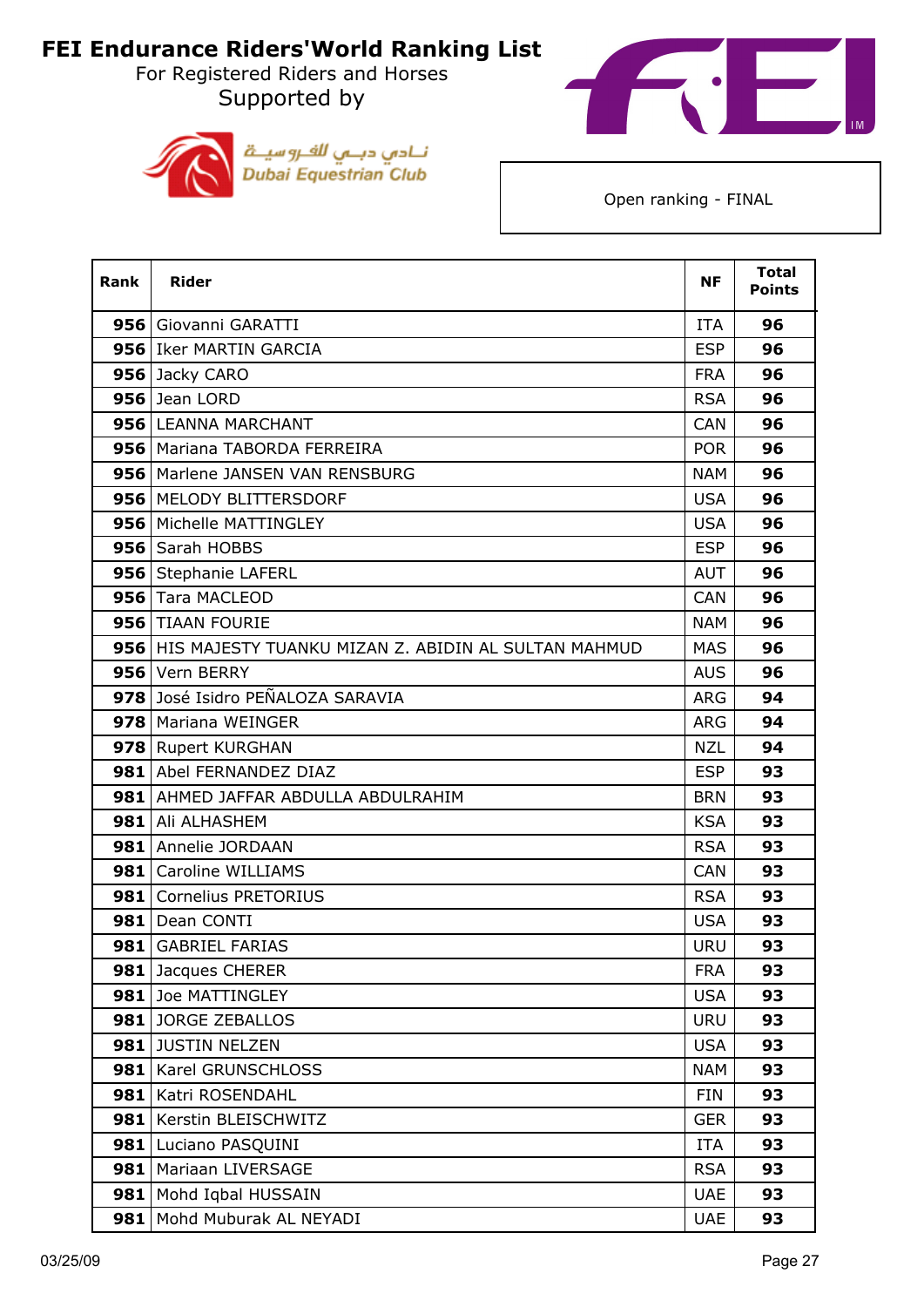# FEI Endurance Riders'World Ranking List

For Registered Riders and Horses

Supported by

نـادي دبـي للفـروسيـة
Dubai Equestrian Club

Open ranking - FINAL

| Rank | Rider | NF | Total Points |
|---|---|---|---|
| 956 | Giovanni GARATTI | ITA | 96 |
| 956 | Iker MARTIN GARCIA | ESP | 96 |
| 956 | Jacky CARO | FRA | 96 |
| 956 | Jean LORD | RSA | 96 |
| 956 | LEANNA MARCHANT | CAN | 96 |
| 956 | Mariana TABORDA FERREIRA | POR | 96 |
| 956 | Marlene JANSEN VAN RENSBURG | NAM | 96 |
| 956 | MELODY BLITTERSDORF | USA | 96 |
| 956 | Michelle MATTINGLEY | USA | 96 |
| 956 | Sarah HOBBS | ESP | 96 |
| 956 | Stephanie LAFERL | AUT | 96 |
| 956 | Tara MACLEOD | CAN | 96 |
| 956 | TIAAN FOURIE | NAM | 96 |
| 956 | HIS MAJESTY TUANKU MIZAN Z. ABIDIN AL SULTAN MAHMUD | MAS | 96 |
| 956 | Vern BERRY | AUS | 96 |
| 978 | José Isidro PEÑALOZA SARAVIA | ARG | 94 |
| 978 | Mariana WEINGER | ARG | 94 |
| 978 | Rupert KURGHAN | NZL | 94 |
| 981 | Abel FERNANDEZ DIAZ | ESP | 93 |
| 981 | AHMED JAFFAR ABDULLA ABDULRAHIM | BRN | 93 |
| 981 | Ali ALHASHEM | KSA | 93 |
| 981 | Annelie JORDAAN | RSA | 93 |
| 981 | Caroline WILLIAMS | CAN | 93 |
| 981 | Cornelius PRETORIUS | RSA | 93 |
| 981 | Dean CONTI | USA | 93 |
| 981 | GABRIEL FARIAS | URU | 93 |
| 981 | Jacques CHERER | FRA | 93 |
| 981 | Joe MATTINGLEY | USA | 93 |
| 981 | JORGE ZEBALLOS | URU | 93 |
| 981 | JUSTIN NELZEN | USA | 93 |
| 981 | Karel GRUNSCHLOSS | NAM | 93 |
| 981 | Katri ROSENDAHL | FIN | 93 |
| 981 | Kerstin BLEISCHWITZ | GER | 93 |
| 981 | Luciano PASQUINI | ITA | 93 |
| 981 | Mariaan LIVERSAGE | RSA | 93 |
| 981 | Mohd Iqbal HUSSAIN | UAE | 93 |
| 981 | Mohd Muburak AL NEYADI | UAE | 93 |

03/25/09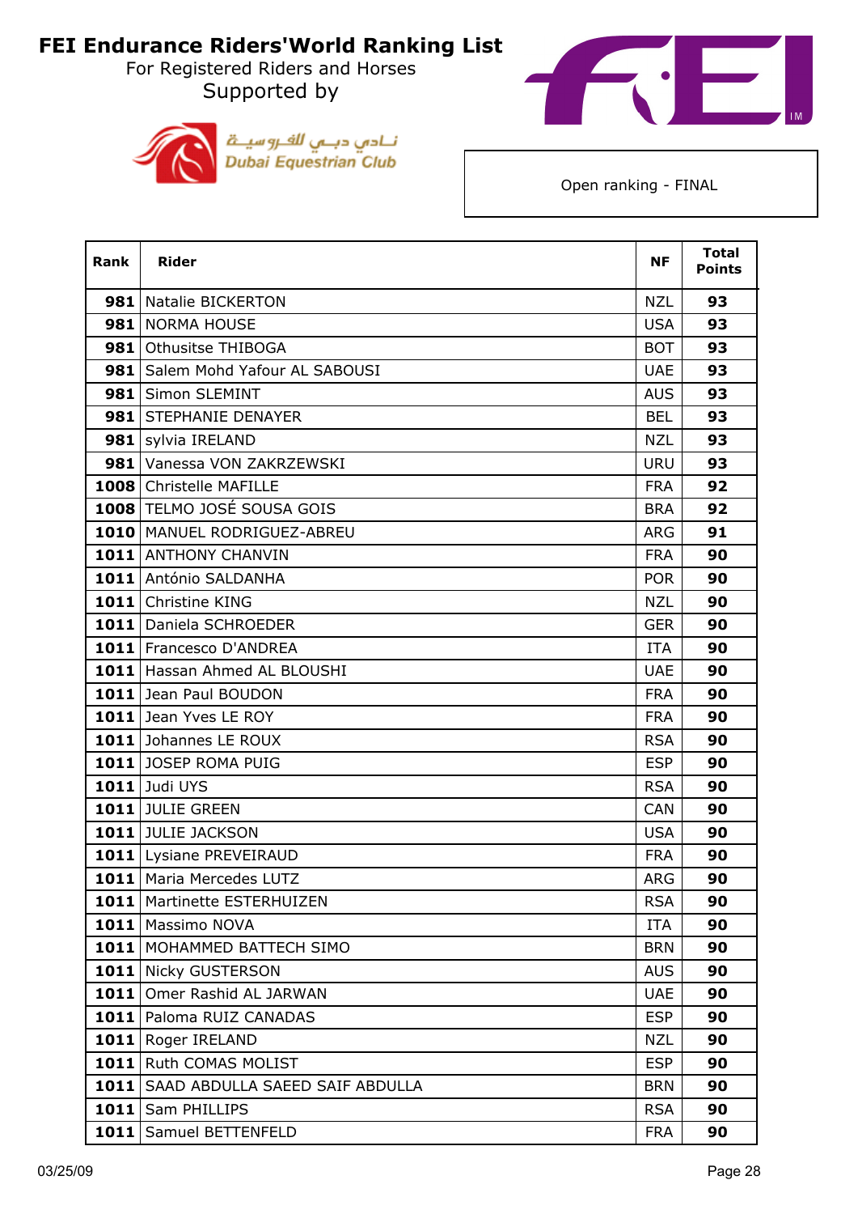# FEI Endurance Riders'World Ranking List

For Registered Riders and Horses

Supported by

نـادي دبـي للفـروسيـة
Dubai Equestrian Club

Open ranking - FINAL

| Rank | Rider | NF | Total Points |
|---|---|---|---|
| 981 | Natalie BICKERTON | NZL | 93 |
| 981 | NORMA HOUSE | USA | 93 |
| 981 | Othusitse THIBOGA | BOT | 93 |
| 981 | Salem Mohd Yafour AL SABOUSI | UAE | 93 |
| 981 | Simon SLEMINT | AUS | 93 |
| 981 | STEPHANIE DENAYER | BEL | 93 |
| 981 | sylvia IRELAND | NZL | 93 |
| 981 | Vanessa VON ZAKRZEWSKI | URU | 93 |
| 1008 | Christelle MAFILLE | FRA | 92 |
| 1008 | TELMO JOSÉ SOUSA GOIS | BRA | 92 |
| 1010 | MANUEL RODRIGUEZ-ABREU | ARG | 91 |
| 1011 | ANTHONY CHANVIN | FRA | 90 |
| 1011 | António SALDANHA | POR | 90 |
| 1011 | Christine KING | NZL | 90 |
| 1011 | Daniela SCHROEDER | GER | 90 |
| 1011 | Francesco D'ANDREA | ITA | 90 |
| 1011 | Hassan Ahmed AL BLOUSHI | UAE | 90 |
| 1011 | Jean Paul BOUDON | FRA | 90 |
| 1011 | Jean Yves LE ROY | FRA | 90 |
| 1011 | Johannes LE ROUX | RSA | 90 |
| 1011 | JOSEP ROMA PUIG | ESP | 90 |
| 1011 | Judi UYS | RSA | 90 |
| 1011 | JULIE GREEN | CAN | 90 |
| 1011 | JULIE JACKSON | USA | 90 |
| 1011 | Lysiane PREVEIRAUD | FRA | 90 |
| 1011 | Maria Mercedes LUTZ | ARG | 90 |
| 1011 | Martinette ESTERHUIZEN | RSA | 90 |
| 1011 | Massimo NOVA | ITA | 90 |
| 1011 | MOHAMMED BATTECH SIMO | BRN | 90 |
| 1011 | Nicky GUSTERSON | AUS | 90 |
| 1011 | Omer Rashid AL JARWAN | UAE | 90 |
| 1011 | Paloma RUIZ CANADAS | ESP | 90 |
| 1011 | Roger IRELAND | NZL | 90 |
| 1011 | Ruth COMAS MOLIST | ESP | 90 |
| 1011 | SAAD ABDULLA SAEED SAIF ABDULLA | BRN | 90 |
| 1011 | Sam PHILLIPS | RSA | 90 |
| 1011 | Samuel BETTENFELD | FRA | 90 |

03/25/09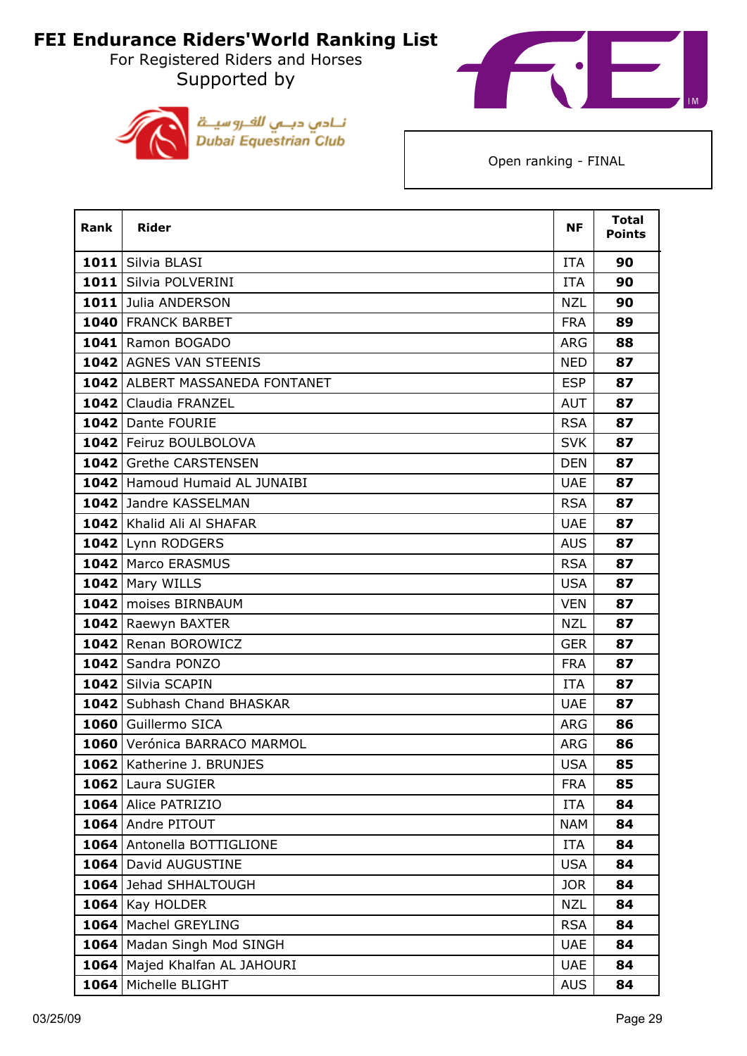# FEI Endurance Riders'World Ranking List

For Registered Riders and Horses

Supported by

نـادي دبـي للفـروسيـة
Dubai Equestrian Club

Open ranking - FINAL

| Rank | Rider | NF | Total Points |
|---|---|---|---|
| **1011** | Silvia BLASI | ITA | **90** |
| **1011** | Silvia POLVERINI | ITA | **90** |
| **1011** | Julia ANDERSON | NZL | **90** |
| **1040** | FRANCK BARBET | FRA | **89** |
| **1041** | Ramon BOGADO | ARG | **88** |
| **1042** | AGNES VAN STEENIS | NED | **87** |
| **1042** | ALBERT MASSANEDA FONTANET | ESP | **87** |
| **1042** | Claudia FRANZEL | AUT | **87** |
| **1042** | Dante FOURIE | RSA | **87** |
| **1042** | Feiruz BOULBOLOVA | SVK | **87** |
| **1042** | Grethe CARSTENSEN | DEN | **87** |
| **1042** | Hamoud Humaid AL JUNAIBI | UAE | **87** |
| **1042** | Jandre KASSELMAN | RSA | **87** |
| **1042** | Khalid Ali Al SHAFAR | UAE | **87** |
| **1042** | Lynn RODGERS | AUS | **87** |
| **1042** | Marco ERASMUS | RSA | **87** |
| **1042** | Mary WILLS | USA | **87** |
| **1042** | moises BIRNBAUM | VEN | **87** |
| **1042** | Raewyn BAXTER | NZL | **87** |
| **1042** | Renan BOROWICZ | GER | **87** |
| **1042** | Sandra PONZO | FRA | **87** |
| **1042** | Silvia SCAPIN | ITA | **87** |
| **1042** | Subhash Chand BHASKAR | UAE | **87** |
| **1060** | Guillermo SICA | ARG | **86** |
| **1060** | Verónica BARRACO MARMOL | ARG | **86** |
| **1062** | Katherine J. BRUNJES | USA | **85** |
| **1062** | Laura SUGIER | FRA | **85** |
| **1064** | Alice PATRIZIO | ITA | **84** |
| **1064** | Andre PITOUT | NAM | **84** |
| **1064** | Antonella BOTTIGLIONE | ITA | **84** |
| **1064** | David AUGUSTINE | USA | **84** |
| **1064** | Jehad SHHALTOUGH | JOR | **84** |
| **1064** | Kay HOLDER | NZL | **84** |
| **1064** | Machel GREYLING | RSA | **84** |
| **1064** | Madan Singh Mod SINGH | UAE | **84** |
| **1064** | Majed Khalfan AL JAHOURI | UAE | **84** |
| **1064** | Michelle BLIGHT | AUS | **84** |

03/25/09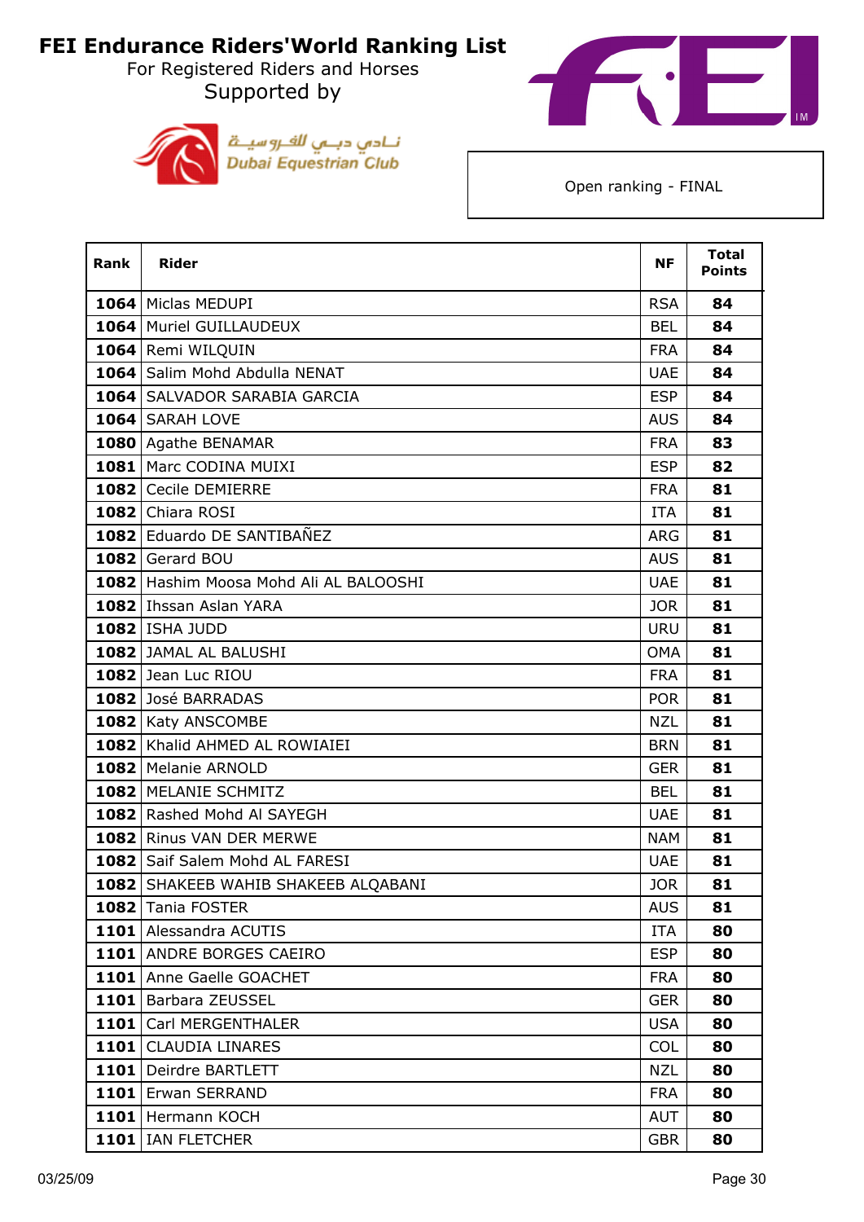# FEI Endurance Riders'World Ranking List

For Registered Riders and Horses

Supported by

نـادي دبـي للفـروسيـة
Dubai Equestrian Club

Open ranking - FINAL

| Rank | Rider | NF | Total Points |
|---|---|---|---|
| **1064** | Miclas MEDUPI | RSA | **84** |
| **1064** | Muriel GUILLAUDEUX | BEL | **84** |
| **1064** | Remi WILQUIN | FRA | **84** |
| **1064** | Salim Mohd Abdulla NENAT | UAE | **84** |
| **1064** | SALVADOR SARABIA GARCIA | ESP | **84** |
| **1064** | SARAH LOVE | AUS | **84** |
| **1080** | Agathe BENAMAR | FRA | **83** |
| **1081** | Marc CODINA MUIXI | ESP | **82** |
| **1082** | Cecile DEMIERRE | FRA | **81** |
| **1082** | Chiara ROSI | ITA | **81** |
| **1082** | Eduardo DE SANTIBAÑEZ | ARG | **81** |
| **1082** | Gerard BOU | AUS | **81** |
| **1082** | Hashim Moosa Mohd Ali AL BALOOSHI | UAE | **81** |
| **1082** | Ihssan Aslan YARA | JOR | **81** |
| **1082** | ISHA JUDD | URU | **81** |
| **1082** | JAMAL AL BALUSHI | OMA | **81** |
| **1082** | Jean Luc RIOU | FRA | **81** |
| **1082** | José BARRADAS | POR | **81** |
| **1082** | Katy ANSCOMBE | NZL | **81** |
| **1082** | Khalid AHMED AL ROWIAIEI | BRN | **81** |
| **1082** | Melanie ARNOLD | GER | **81** |
| **1082** | MELANIE SCHMITZ | BEL | **81** |
| **1082** | Rashed Mohd Al SAYEGH | UAE | **81** |
| **1082** | Rinus VAN DER MERWE | NAM | **81** |
| **1082** | Saif Salem Mohd AL FARESI | UAE | **81** |
| **1082** | SHAKEEB WAHIB SHAKEEB ALQABANI | JOR | **81** |
| **1082** | Tania FOSTER | AUS | **81** |
| **1101** | Alessandra ACUTIS | ITA | **80** |
| **1101** | ANDRE BORGES CAEIRO | ESP | **80** |
| **1101** | Anne Gaelle GOACHET | FRA | **80** |
| **1101** | Barbara ZEUSSEL | GER | **80** |
| **1101** | Carl MERGENTHALER | USA | **80** |
| **1101** | CLAUDIA LINARES | COL | **80** |
| **1101** | Deirdre BARTLETT | NZL | **80** |
| **1101** | Erwan SERRAND | FRA | **80** |
| **1101** | Hermann KOCH | AUT | **80** |
| **1101** | IAN FLETCHER | GBR | **80** |

03/25/09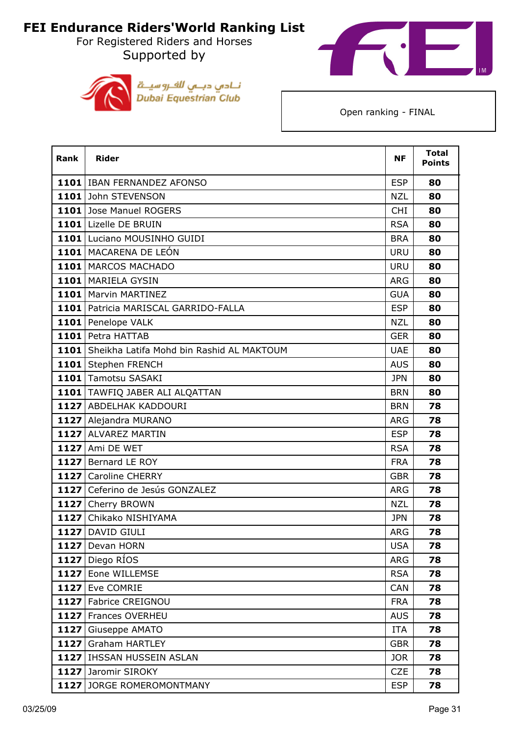# FEI Endurance Riders'World Ranking List

For Registered Riders and Horses

Supported by

نـادي دبـي للفـروسيـة
Dubai Equestrian Club

Open ranking - FINAL

| Rank | Rider | NF | Total Points |
|---|---|---|---|
| **1101** | IBAN FERNANDEZ AFONSO | ESP | **80** |
| **1101** | John STEVENSON | NZL | **80** |
| **1101** | Jose Manuel ROGERS | CHI | **80** |
| **1101** | Lizelle DE BRUIN | RSA | **80** |
| **1101** | Luciano MOUSINHO GUIDI | BRA | **80** |
| **1101** | MACARENA DE LEÓN | URU | **80** |
| **1101** | MARCOS MACHADO | URU | **80** |
| **1101** | MARIELA GYSIN | ARG | **80** |
| **1101** | Marvin MARTINEZ | GUA | **80** |
| **1101** | Patricia MARISCAL GARRIDO-FALLA | ESP | **80** |
| **1101** | Penelope VALK | NZL | **80** |
| **1101** | Petra HATTAB | GER | **80** |
| **1101** | Sheikha Latifa Mohd bin Rashid AL MAKTOUM | UAE | **80** |
| **1101** | Stephen FRENCH | AUS | **80** |
| **1101** | Tamotsu SASAKI | JPN | **80** |
| **1101** | TAWFIQ JABER ALI ALQATTAN | BRN | **80** |
| **1127** | ABDELHAK KADDOURI | BRN | **78** |
| **1127** | Alejandra MURANO | ARG | **78** |
| **1127** | ALVAREZ MARTIN | ESP | **78** |
| **1127** | Ami DE WET | RSA | **78** |
| **1127** | Bernard LE ROY | FRA | **78** |
| **1127** | Caroline CHERRY | GBR | **78** |
| **1127** | Ceferino de Jesús GONZALEZ | ARG | **78** |
| **1127** | Cherry BROWN | NZL | **78** |
| **1127** | Chikako NISHIYAMA | JPN | **78** |
| **1127** | DAVID GIULI | ARG | **78** |
| **1127** | Devan HORN | USA | **78** |
| **1127** | Diego RÍOS | ARG | **78** |
| **1127** | Eone WILLEMSE | RSA | **78** |
| **1127** | Eve COMRIE | CAN | **78** |
| **1127** | Fabrice CREIGNOU | FRA | **78** |
| **1127** | Frances OVERHEU | AUS | **78** |
| **1127** | Giuseppe AMATO | ITA | **78** |
| **1127** | Graham HARTLEY | GBR | **78** |
| **1127** | IHSSAN HUSSEIN ASLAN | JOR | **78** |
| **1127** | Jaromir SIROKY | CZE | **78** |
| **1127** | JORGE ROMEROMONTMANY | ESP | **78** |

03/25/09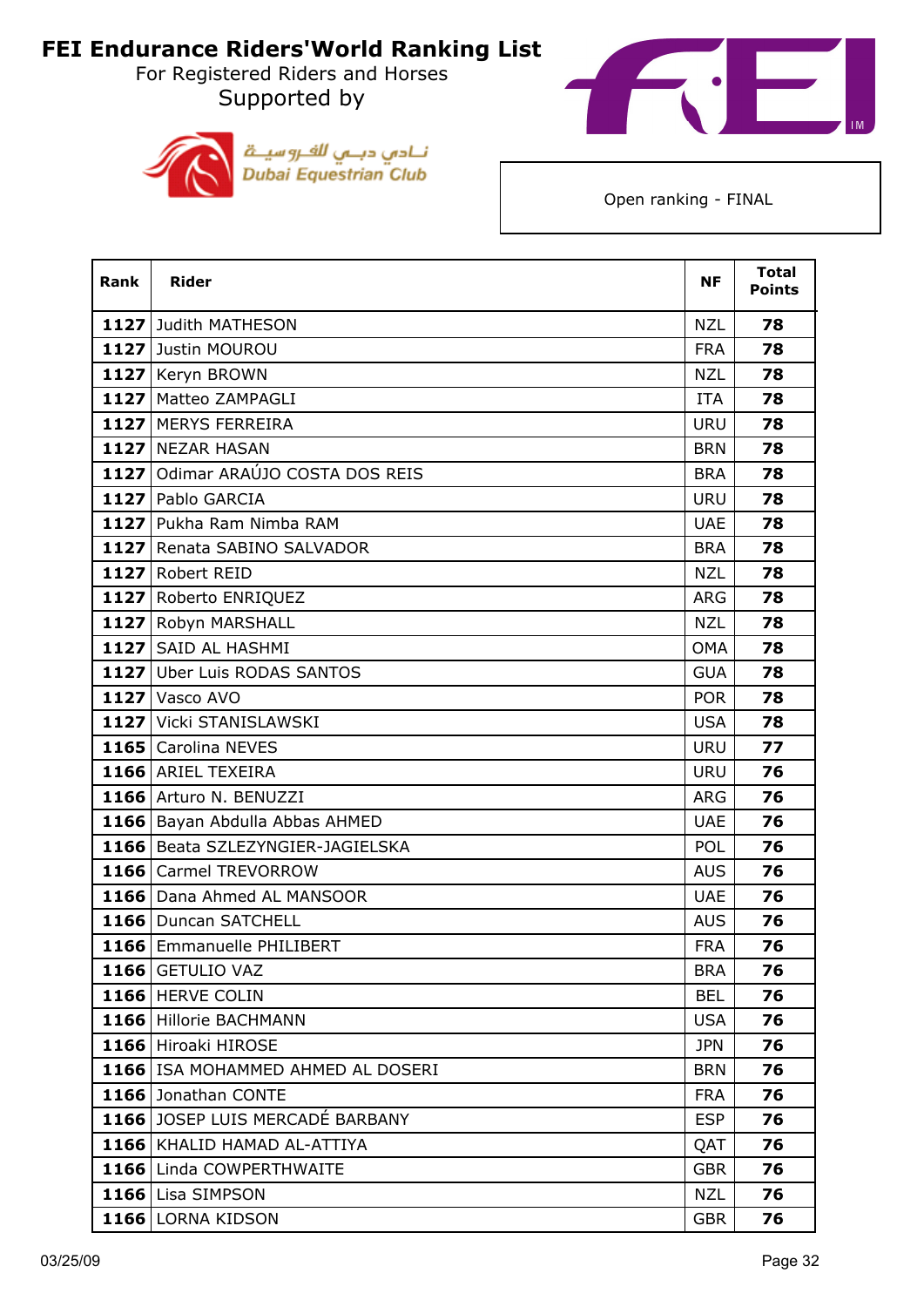# FEI Endurance Riders'World Ranking List

For Registered Riders and Horses

Supported by

نـادي دبـي للفـروسيـة
Dubai Equestrian Club

Open ranking - FINAL

| Rank | Rider | NF | Total Points |
|---|---|---|---|
| 1127 | Judith MATHESON | NZL | 78 |
| 1127 | Justin MOUROU | FRA | 78 |
| 1127 | Keryn BROWN | NZL | 78 |
| 1127 | Matteo ZAMPAGLI | ITA | 78 |
| 1127 | MERYS FERREIRA | URU | 78 |
| 1127 | NEZAR HASAN | BRN | 78 |
| 1127 | Odimar ARAÚJO COSTA DOS REIS | BRA | 78 |
| 1127 | Pablo GARCIA | URU | 78 |
| 1127 | Pukha Ram Nimba RAM | UAE | 78 |
| 1127 | Renata SABINO SALVADOR | BRA | 78 |
| 1127 | Robert REID | NZL | 78 |
| 1127 | Roberto ENRIQUEZ | ARG | 78 |
| 1127 | Robyn MARSHALL | NZL | 78 |
| 1127 | SAID AL HASHMI | OMA | 78 |
| 1127 | Uber Luis RODAS SANTOS | GUA | 78 |
| 1127 | Vasco AVO | POR | 78 |
| 1127 | Vicki STANISLAWSKI | USA | 78 |
| 1165 | Carolina NEVES | URU | 77 |
| 1166 | ARIEL TEXEIRA | URU | 76 |
| 1166 | Arturo N. BENUZZI | ARG | 76 |
| 1166 | Bayan Abdulla Abbas AHMED | UAE | 76 |
| 1166 | Beata SZLEZYNGIER-JAGIELSKA | POL | 76 |
| 1166 | Carmel TREVORROW | AUS | 76 |
| 1166 | Dana Ahmed AL MANSOOR | UAE | 76 |
| 1166 | Duncan SATCHELL | AUS | 76 |
| 1166 | Emmanuelle PHILIBERT | FRA | 76 |
| 1166 | GETULIO VAZ | BRA | 76 |
| 1166 | HERVE COLIN | BEL | 76 |
| 1166 | Hillorie BACHMANN | USA | 76 |
| 1166 | Hiroaki HIROSE | JPN | 76 |
| 1166 | ISA MOHAMMED AHMED AL DOSERI | BRN | 76 |
| 1166 | Jonathan CONTE | FRA | 76 |
| 1166 | JOSEP LUIS MERCADÉ BARBANY | ESP | 76 |
| 1166 | KHALID HAMAD AL-ATTIYA | QAT | 76 |
| 1166 | Linda COWPERTHWAITE | GBR | 76 |
| 1166 | Lisa SIMPSON | NZL | 76 |
| 1166 | LORNA KIDSON | GBR | 76 |

03/25/09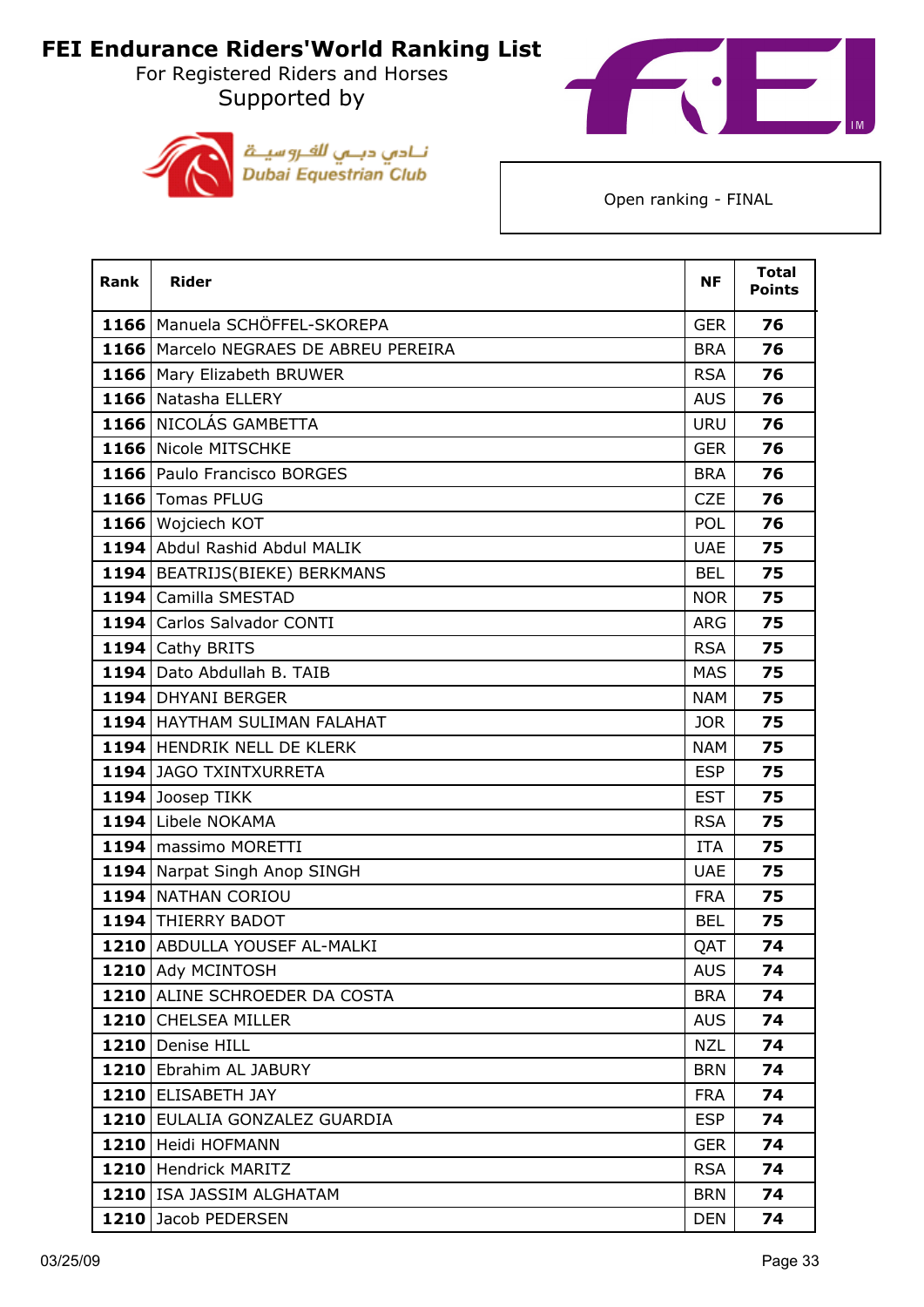# FEI Endurance Riders'World Ranking List

For Registered Riders and Horses

Supported by

نـادي دبـي للفـروسيـة
Dubai Equestrian Club

Open ranking - FINAL

| Rank | Rider | NF | Total Points |
|---|---|---|---|
| **1166** | Manuela SCHÖFFEL-SKOREPA | GER | **76** |
| **1166** | Marcelo NEGRAES DE ABREU PEREIRA | BRA | **76** |
| **1166** | Mary Elizabeth BRUWER | RSA | **76** |
| **1166** | Natasha ELLERY | AUS | **76** |
| **1166** | NICOLÁS GAMBETTA | URU | **76** |
| **1166** | Nicole MITSCHKE | GER | **76** |
| **1166** | Paulo Francisco BORGES | BRA | **76** |
| **1166** | Tomas PFLUG | CZE | **76** |
| **1166** | Wojciech KOT | POL | **76** |
| **1194** | Abdul Rashid Abdul MALIK | UAE | **75** |
| **1194** | BEATRIJS(BIEKE) BERKMANS | BEL | **75** |
| **1194** | Camilla SMESTAD | NOR | **75** |
| **1194** | Carlos Salvador CONTI | ARG | **75** |
| **1194** | Cathy BRITS | RSA | **75** |
| **1194** | Dato Abdullah B. TAIB | MAS | **75** |
| **1194** | DHYANI BERGER | NAM | **75** |
| **1194** | HAYTHAM SULIMAN FALAHAT | JOR | **75** |
| **1194** | HENDRIK NELL DE KLERK | NAM | **75** |
| **1194** | JAGO TXINTXURRETA | ESP | **75** |
| **1194** | Joosep TIKK | EST | **75** |
| **1194** | Libele NOKAMA | RSA | **75** |
| **1194** | massimo MORETTI | ITA | **75** |
| **1194** | Narpat Singh Anop SINGH | UAE | **75** |
| **1194** | NATHAN CORIOU | FRA | **75** |
| **1194** | THIERRY BADOT | BEL | **75** |
| **1210** | ABDULLA YOUSEF AL-MALKI | QAT | **74** |
| **1210** | Ady MCINTOSH | AUS | **74** |
| **1210** | ALINE SCHROEDER DA COSTA | BRA | **74** |
| **1210** | CHELSEA MILLER | AUS | **74** |
| **1210** | Denise HILL | NZL | **74** |
| **1210** | Ebrahim AL JABURY | BRN | **74** |
| **1210** | ELISABETH JAY | FRA | **74** |
| **1210** | EULALIA GONZALEZ GUARDIA | ESP | **74** |
| **1210** | Heidi HOFMANN | GER | **74** |
| **1210** | Hendrick MARITZ | RSA | **74** |
| **1210** | ISA JASSIM ALGHATAM | BRN | **74** |
| **1210** | Jacob PEDERSEN | DEN | **74** |

03/25/09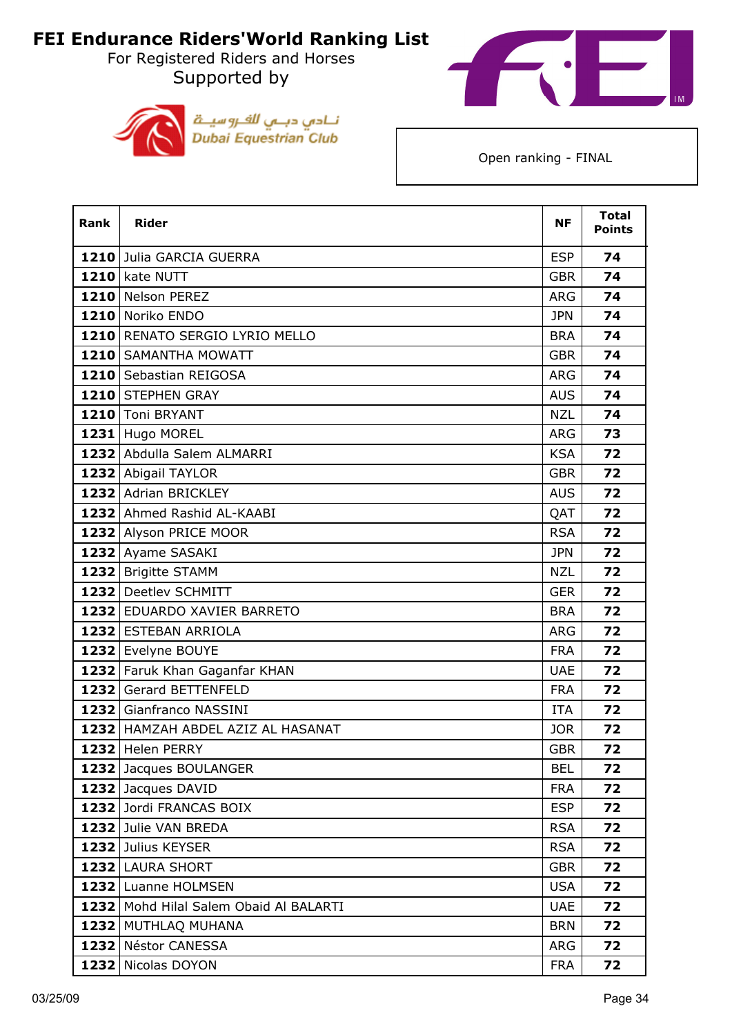# FEI Endurance Riders'World Ranking List

For Registered Riders and Horses
Supported by

نـادي دبـي للفـروسيـة
Dubai Equestrian Club

Open ranking - FINAL

| Rank | Rider | NF | Total Points |
|---|---|---|---|
| 1210 | Julia GARCIA GUERRA | ESP | 74 |
| 1210 | kate NUTT | GBR | 74 |
| 1210 | Nelson PEREZ | ARG | 74 |
| 1210 | Noriko ENDO | JPN | 74 |
| 1210 | RENATO SERGIO LYRIO MELLO | BRA | 74 |
| 1210 | SAMANTHA MOWATT | GBR | 74 |
| 1210 | Sebastian REIGOSA | ARG | 74 |
| 1210 | STEPHEN GRAY | AUS | 74 |
| 1210 | Toni BRYANT | NZL | 74 |
| 1231 | Hugo MOREL | ARG | 73 |
| 1232 | Abdulla Salem ALMARRI | KSA | 72 |
| 1232 | Abigail TAYLOR | GBR | 72 |
| 1232 | Adrian BRICKLEY | AUS | 72 |
| 1232 | Ahmed Rashid AL-KAABI | QAT | 72 |
| 1232 | Alyson PRICE MOOR | RSA | 72 |
| 1232 | Ayame SASAKI | JPN | 72 |
| 1232 | Brigitte STAMM | NZL | 72 |
| 1232 | Deetlev SCHMITT | GER | 72 |
| 1232 | EDUARDO XAVIER BARRETO | BRA | 72 |
| 1232 | ESTEBAN ARRIOLA | ARG | 72 |
| 1232 | Evelyne BOUYE | FRA | 72 |
| 1232 | Faruk Khan Gaganfar KHAN | UAE | 72 |
| 1232 | Gerard BETTENFELD | FRA | 72 |
| 1232 | Gianfranco NASSINI | ITA | 72 |
| 1232 | HAMZAH ABDEL AZIZ AL HASANAT | JOR | 72 |
| 1232 | Helen PERRY | GBR | 72 |
| 1232 | Jacques BOULANGER | BEL | 72 |
| 1232 | Jacques DAVID | FRA | 72 |
| 1232 | Jordi FRANCAS BOIX | ESP | 72 |
| 1232 | Julie VAN BREDA | RSA | 72 |
| 1232 | Julius KEYSER | RSA | 72 |
| 1232 | LAURA SHORT | GBR | 72 |
| 1232 | Luanne HOLMSEN | USA | 72 |
| 1232 | Mohd Hilal Salem Obaid Al BALARTI | UAE | 72 |
| 1232 | MUTHLAQ MUHANA | BRN | 72 |
| 1232 | Néstor CANESSA | ARG | 72 |
| 1232 | Nicolas DOYON | FRA | 72 |

03/25/09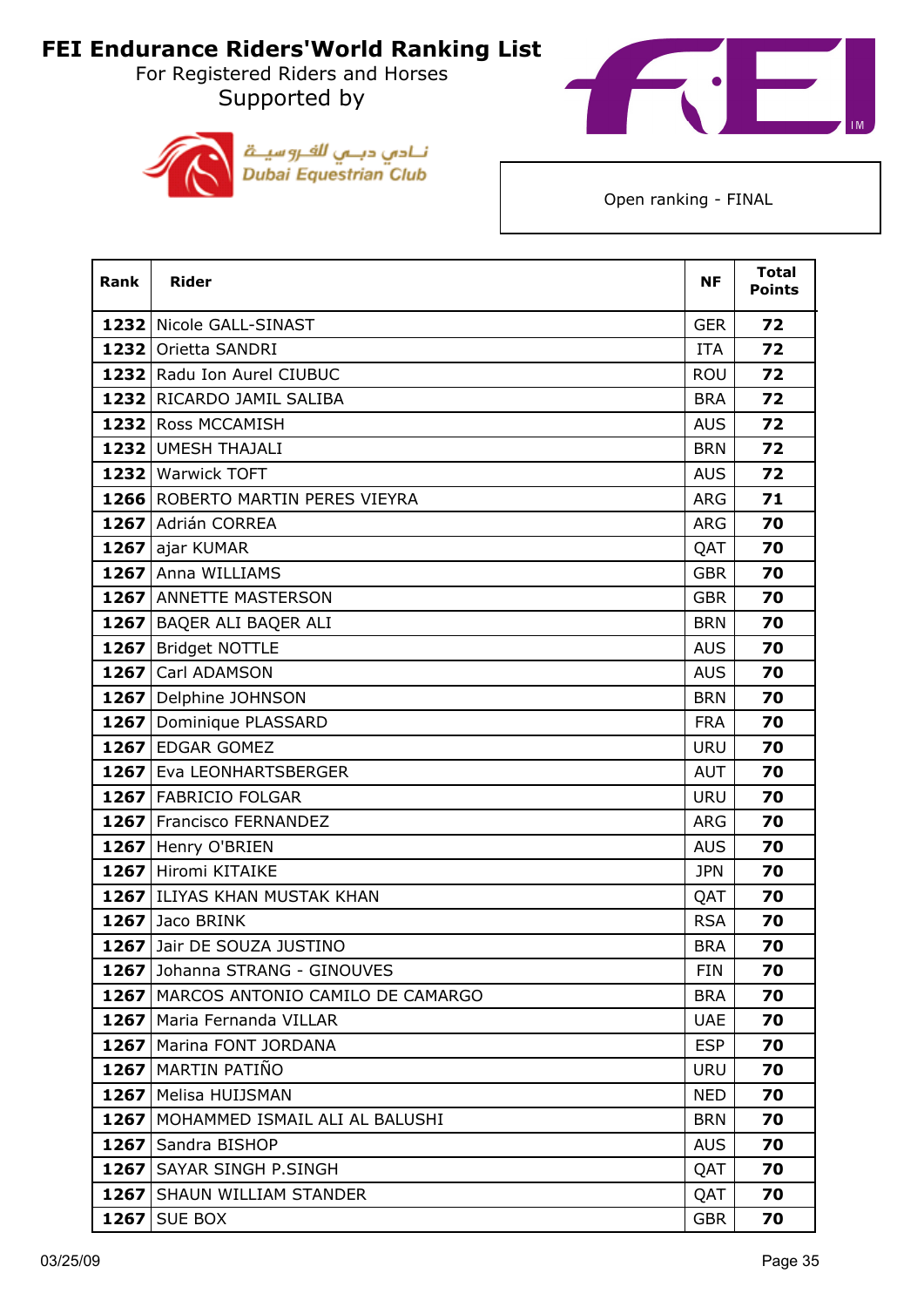# FEI Endurance Riders'World Ranking List

For Registered Riders and Horses

Supported by

نادي دبي للفروسية
Dubai Equestrian Club

Open ranking - FINAL

| Rank | Rider | NF | Total Points |
|---|---|---|---|
| 1232 | Nicole GALL-SINAST | GER | 72 |
| 1232 | Orietta SANDRI | ITA | 72 |
| 1232 | Radu Ion Aurel CIUBUC | ROU | 72 |
| 1232 | RICARDO JAMIL SALIBA | BRA | 72 |
| 1232 | Ross MCCAMISH | AUS | 72 |
| 1232 | UMESH THAJALI | BRN | 72 |
| 1232 | Warwick TOFT | AUS | 72 |
| 1266 | ROBERTO MARTIN PERES VIEYRA | ARG | 71 |
| 1267 | Adrián CORREA | ARG | 70 |
| 1267 | ajar KUMAR | QAT | 70 |
| 1267 | Anna WILLIAMS | GBR | 70 |
| 1267 | ANNETTE MASTERSON | GBR | 70 |
| 1267 | BAQER ALI BAQER ALI | BRN | 70 |
| 1267 | Bridget NOTTLE | AUS | 70 |
| 1267 | Carl ADAMSON | AUS | 70 |
| 1267 | Delphine JOHNSON | BRN | 70 |
| 1267 | Dominique PLASSARD | FRA | 70 |
| 1267 | EDGAR GOMEZ | URU | 70 |
| 1267 | Eva LEONHARTSBERGER | AUT | 70 |
| 1267 | FABRICIO FOLGAR | URU | 70 |
| 1267 | Francisco FERNANDEZ | ARG | 70 |
| 1267 | Henry O'BRIEN | AUS | 70 |
| 1267 | Hiromi KITAIKE | JPN | 70 |
| 1267 | ILIYAS KHAN MUSTAK KHAN | QAT | 70 |
| 1267 | Jaco BRINK | RSA | 70 |
| 1267 | Jair DE SOUZA JUSTINO | BRA | 70 |
| 1267 | Johanna STRANG - GINOUVES | FIN | 70 |
| 1267 | MARCOS ANTONIO CAMILO DE CAMARGO | BRA | 70 |
| 1267 | Maria Fernanda VILLAR | UAE | 70 |
| 1267 | Marina FONT JORDANA | ESP | 70 |
| 1267 | MARTIN PATIÑO | URU | 70 |
| 1267 | Melisa HUIJSMAN | NED | 70 |
| 1267 | MOHAMMED ISMAIL ALI AL BALUSHI | BRN | 70 |
| 1267 | Sandra BISHOP | AUS | 70 |
| 1267 | SAYAR SINGH P.SINGH | QAT | 70 |
| 1267 | SHAUN WILLIAM STANDER | QAT | 70 |
| 1267 | SUE BOX | GBR | 70 |

03/25/09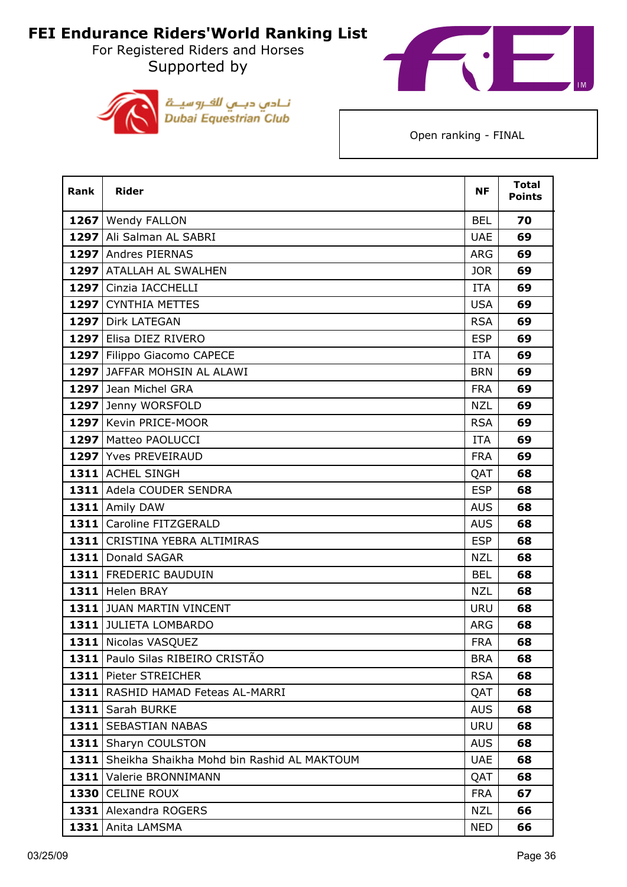# FEI Endurance Riders'World Ranking List

For Registered Riders and Horses

Supported by

نـادي دبـي للفـروسيـة
Dubai Equestrian Club

Open ranking - FINAL

| Rank | Rider | NF | Total Points |
|---|---|---|---|
| 1267 | Wendy FALLON | BEL | 70 |
| 1297 | Ali Salman AL SABRI | UAE | 69 |
| 1297 | Andres PIERNAS | ARG | 69 |
| 1297 | ATALLAH AL SWALHEN | JOR | 69 |
| 1297 | Cinzia IACCHELLI | ITA | 69 |
| 1297 | CYNTHIA METTES | USA | 69 |
| 1297 | Dirk LATEGAN | RSA | 69 |
| 1297 | Elisa DIEZ RIVERO | ESP | 69 |
| 1297 | Filippo Giacomo CAPECE | ITA | 69 |
| 1297 | JAFFAR MOHSIN AL ALAWI | BRN | 69 |
| 1297 | Jean Michel GRA | FRA | 69 |
| 1297 | Jenny WORSFOLD | NZL | 69 |
| 1297 | Kevin PRICE-MOOR | RSA | 69 |
| 1297 | Matteo PAOLUCCI | ITA | 69 |
| 1297 | Yves PREVEIRAUD | FRA | 69 |
| 1311 | ACHEL SINGH | QAT | 68 |
| 1311 | Adela COUDER SENDRA | ESP | 68 |
| 1311 | Amily DAW | AUS | 68 |
| 1311 | Caroline FITZGERALD | AUS | 68 |
| 1311 | CRISTINA YEBRA ALTIMIRAS | ESP | 68 |
| 1311 | Donald SAGAR | NZL | 68 |
| 1311 | FREDERIC BAUDUIN | BEL | 68 |
| 1311 | Helen BRAY | NZL | 68 |
| 1311 | JUAN MARTIN VINCENT | URU | 68 |
| 1311 | JULIETA LOMBARDO | ARG | 68 |
| 1311 | Nicolas VASQUEZ | FRA | 68 |
| 1311 | Paulo Silas RIBEIRO CRISTÃO | BRA | 68 |
| 1311 | Pieter STREICHER | RSA | 68 |
| 1311 | RASHID HAMAD Feteas AL-MARRI | QAT | 68 |
| 1311 | Sarah BURKE | AUS | 68 |
| 1311 | SEBASTIAN NABAS | URU | 68 |
| 1311 | Sharyn COULSTON | AUS | 68 |
| 1311 | Sheikha Shaikha Mohd bin Rashid AL MAKTOUM | UAE | 68 |
| 1311 | Valerie BRONNIMANN | QAT | 68 |
| 1330 | CELINE ROUX | FRA | 67 |
| 1331 | Alexandra ROGERS | NZL | 66 |
| 1331 | Anita LAMSMA | NED | 66 |

03/25/09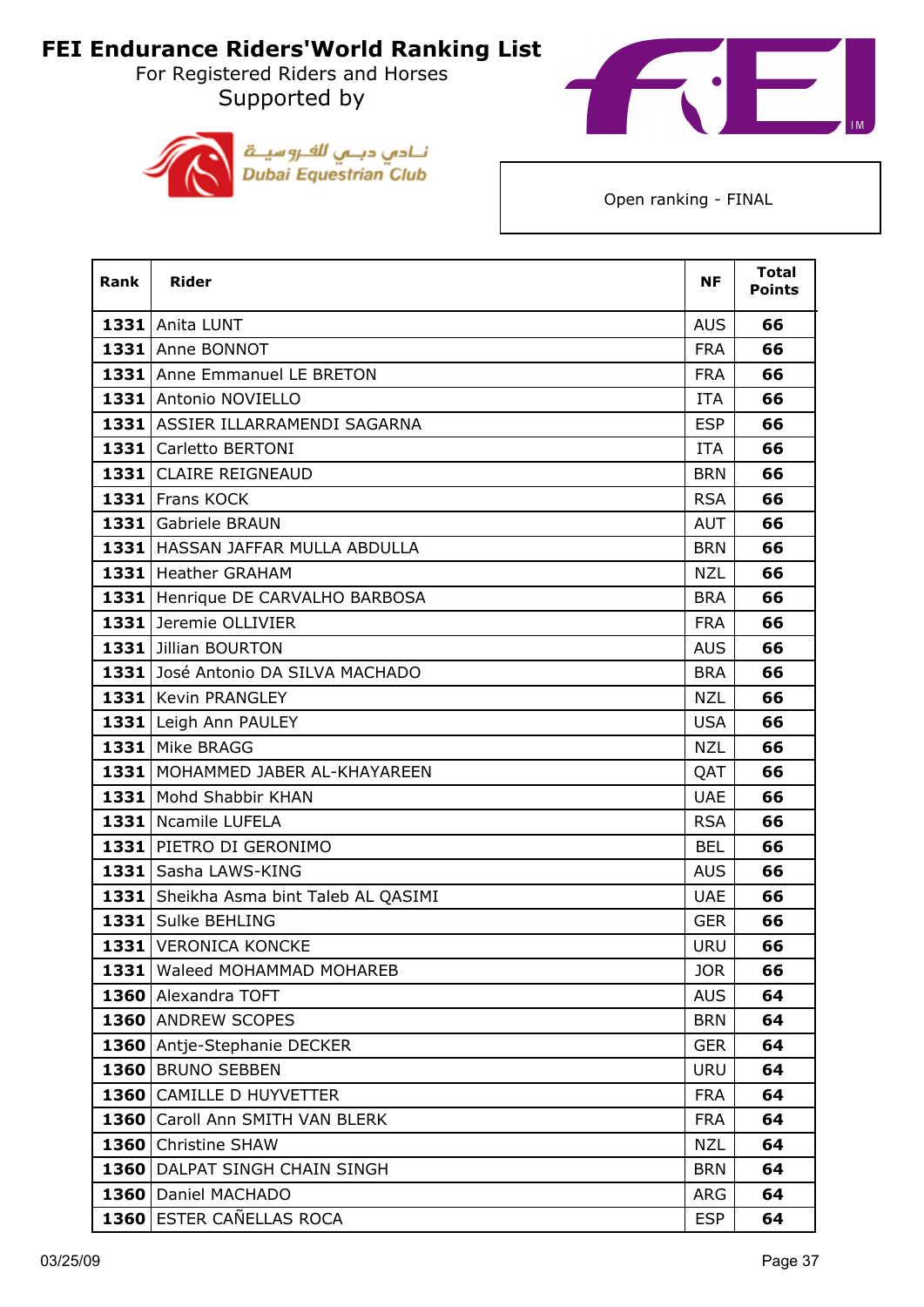# FEI Endurance Riders'World Ranking List

For Registered Riders and Horses

Supported by

نـادي دبـي للفـروسيـة
Dubai Equestrian Club

Open ranking - FINAL

| Rank | Rider | NF | Total Points |
|---|---|---|---|
| 1331 | Anita LUNT | AUS | 66 |
| 1331 | Anne BONNOT | FRA | 66 |
| 1331 | Anne Emmanuel LE BRETON | FRA | 66 |
| 1331 | Antonio NOVIELLO | ITA | 66 |
| 1331 | ASSIER ILLARRAMENDI SAGARNA | ESP | 66 |
| 1331 | Carletto BERTONI | ITA | 66 |
| 1331 | CLAIRE REIGNEAUD | BRN | 66 |
| 1331 | Frans KOCK | RSA | 66 |
| 1331 | Gabriele BRAUN | AUT | 66 |
| 1331 | HASSAN JAFFAR MULLA ABDULLA | BRN | 66 |
| 1331 | Heather GRAHAM | NZL | 66 |
| 1331 | Henrique DE CARVALHO BARBOSA | BRA | 66 |
| 1331 | Jeremie OLLIVIER | FRA | 66 |
| 1331 | Jillian BOURTON | AUS | 66 |
| 1331 | José Antonio DA SILVA MACHADO | BRA | 66 |
| 1331 | Kevin PRANGLEY | NZL | 66 |
| 1331 | Leigh Ann PAULEY | USA | 66 |
| 1331 | Mike BRAGG | NZL | 66 |
| 1331 | MOHAMMED JABER AL-KHAYAREEN | QAT | 66 |
| 1331 | Mohd Shabbir KHAN | UAE | 66 |
| 1331 | Ncamile LUFELA | RSA | 66 |
| 1331 | PIETRO DI GERONIMO | BEL | 66 |
| 1331 | Sasha LAWS-KING | AUS | 66 |
| 1331 | Sheikha Asma bint Taleb AL QASIMI | UAE | 66 |
| 1331 | Sulke BEHLING | GER | 66 |
| 1331 | VERONICA KONCKE | URU | 66 |
| 1331 | Waleed MOHAMMAD MOHAREB | JOR | 66 |
| 1360 | Alexandra TOFT | AUS | 64 |
| 1360 | ANDREW SCOPES | BRN | 64 |
| 1360 | Antje-Stephanie DECKER | GER | 64 |
| 1360 | BRUNO SEBBEN | URU | 64 |
| 1360 | CAMILLE D HUYVETTER | FRA | 64 |
| 1360 | Caroll Ann SMITH VAN BLERK | FRA | 64 |
| 1360 | Christine SHAW | NZL | 64 |
| 1360 | DALPAT SINGH CHAIN SINGH | BRN | 64 |
| 1360 | Daniel MACHADO | ARG | 64 |
| 1360 | ESTER CAÑELLAS ROCA | ESP | 64 |

03/25/09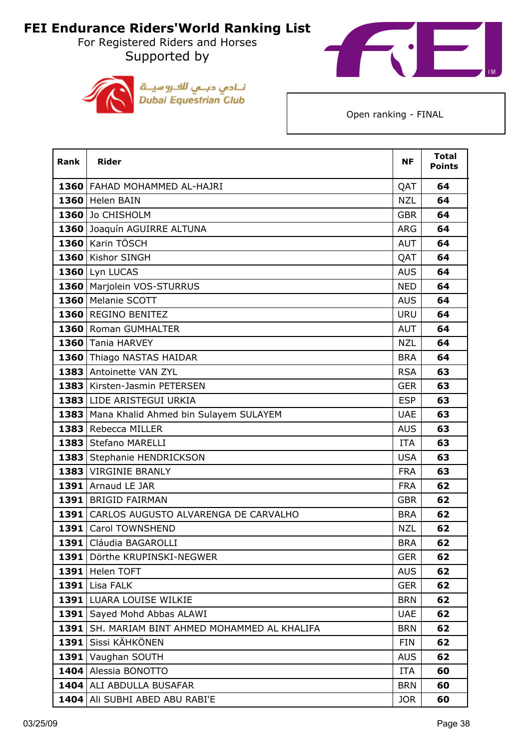# FEI Endurance Riders'World Ranking List

For Registered Riders and Horses

Supported by

نـادي دبـي للفـروسيـة
Dubai Equestrian Club

Open ranking - FINAL

| Rank | Rider | NF | Total Points |
|---|---|---|---|
| 1360 | FAHAD MOHAMMED AL-HAJRI | QAT | 64 |
| 1360 | Helen BAIN | NZL | 64 |
| 1360 | Jo CHISHOLM | GBR | 64 |
| 1360 | Joaquín AGUIRRE ALTUNA | ARG | 64 |
| 1360 | Karin TÖSCH | AUT | 64 |
| 1360 | Kishor SINGH | QAT | 64 |
| 1360 | Lyn LUCAS | AUS | 64 |
| 1360 | Marjolein VOS-STURRUS | NED | 64 |
| 1360 | Melanie SCOTT | AUS | 64 |
| 1360 | REGINO BENITEZ | URU | 64 |
| 1360 | Roman GUMHALTER | AUT | 64 |
| 1360 | Tania HARVEY | NZL | 64 |
| 1360 | Thiago NASTAS HAIDAR | BRA | 64 |
| 1383 | Antoinette VAN ZYL | RSA | 63 |
| 1383 | Kirsten-Jasmin PETERSEN | GER | 63 |
| 1383 | LIDE ARISTEGUI URKIA | ESP | 63 |
| 1383 | Mana Khalid Ahmed bin Sulayem SULAYEM | UAE | 63 |
| 1383 | Rebecca MILLER | AUS | 63 |
| 1383 | Stefano MARELLI | ITA | 63 |
| 1383 | Stephanie HENDRICKSON | USA | 63 |
| 1383 | VIRGINIE BRANLY | FRA | 63 |
| 1391 | Arnaud LE JAR | FRA | 62 |
| 1391 | BRIGID FAIRMAN | GBR | 62 |
| 1391 | CARLOS AUGUSTO ALVARENGA DE CARVALHO | BRA | 62 |
| 1391 | Carol TOWNSHEND | NZL | 62 |
| 1391 | Cláudia BAGAROLLI | BRA | 62 |
| 1391 | Dörthe KRUPINSKI-NEGWER | GER | 62 |
| 1391 | Helen TOFT | AUS | 62 |
| 1391 | Lisa FALK | GER | 62 |
| 1391 | LUARA LOUISE WILKIE | BRN | 62 |
| 1391 | Sayed Mohd Abbas ALAWI | UAE | 62 |
| 1391 | SH. MARIAM BINT AHMED MOHAMMED AL KHALIFA | BRN | 62 |
| 1391 | Sissi KÄHKÖNEN | FIN | 62 |
| 1391 | Vaughan SOUTH | AUS | 62 |
| 1404 | Alessia BONOTTO | ITA | 60 |
| 1404 | ALI ABDULLA BUSAFAR | BRN | 60 |
| 1404 | Ali SUBHI ABED ABU RABI'E | JOR | 60 |

03/25/09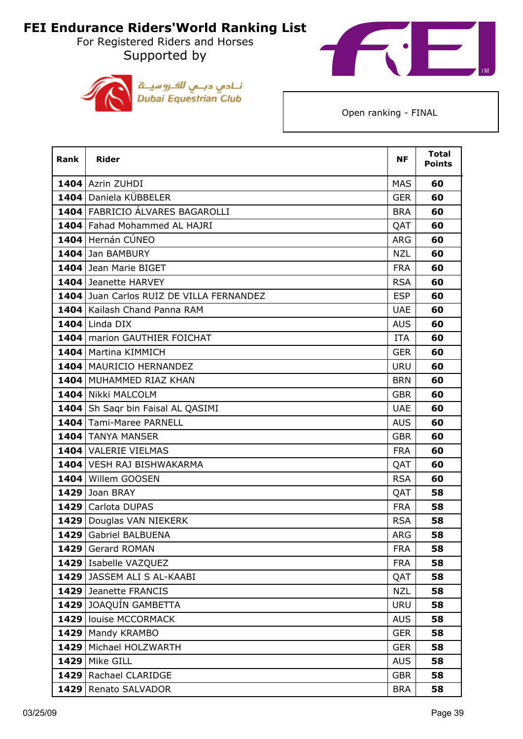# FEI Endurance Riders'World Ranking List

For Registered Riders and Horses

Supported by

نـادي دبـي للفـروسيـة
Dubai Equestrian Club

Open ranking - FINAL

| Rank | Rider | NF | Total Points |
|---|---|---|---|
| 1404 | Azrin ZUHDI | MAS | 60 |
| 1404 | Daniela KÜBBELER | GER | 60 |
| 1404 | FABRICIO ÁLVARES BAGAROLLI | BRA | 60 |
| 1404 | Fahad Mohammed AL HAJRI | QAT | 60 |
| 1404 | Hernán CÚNEO | ARG | 60 |
| 1404 | Jan BAMBURY | NZL | 60 |
| 1404 | Jean Marie BIGET | FRA | 60 |
| 1404 | Jeanette HARVEY | RSA | 60 |
| 1404 | Juan Carlos RUIZ DE VILLA FERNANDEZ | ESP | 60 |
| 1404 | Kailash Chand Panna RAM | UAE | 60 |
| 1404 | Linda DIX | AUS | 60 |
| 1404 | marion GAUTHIER FOICHAT | ITA | 60 |
| 1404 | Martina KIMMICH | GER | 60 |
| 1404 | MAURICIO HERNANDEZ | URU | 60 |
| 1404 | MUHAMMED RIAZ KHAN | BRN | 60 |
| 1404 | Nikki MALCOLM | GBR | 60 |
| 1404 | Sh Saqr bin Faisal AL QASIMI | UAE | 60 |
| 1404 | Tami-Maree PARNELL | AUS | 60 |
| 1404 | TANYA MANSER | GBR | 60 |
| 1404 | VALERIE VIELMAS | FRA | 60 |
| 1404 | VESH RAJ BISHWAKARMA | QAT | 60 |
| 1404 | Willem GOOSEN | RSA | 60 |
| 1429 | Joan BRAY | QAT | 58 |
| 1429 | Carlota DUPAS | FRA | 58 |
| 1429 | Douglas VAN NIEKERK | RSA | 58 |
| 1429 | Gabriel BALBUENA | ARG | 58 |
| 1429 | Gerard ROMAN | FRA | 58 |
| 1429 | Isabelle VAZQUEZ | FRA | 58 |
| 1429 | JASSEM ALI S AL-KAABI | QAT | 58 |
| 1429 | Jeanette FRANCIS | NZL | 58 |
| 1429 | JOAQUÍN GAMBETTA | URU | 58 |
| 1429 | louise MCCORMACK | AUS | 58 |
| 1429 | Mandy KRAMBO | GER | 58 |
| 1429 | Michael HOLZWARTH | GER | 58 |
| 1429 | Mike GILL | AUS | 58 |
| 1429 | Rachael CLARIDGE | GBR | 58 |
| 1429 | Renato SALVADOR | BRA | 58 |

03/25/09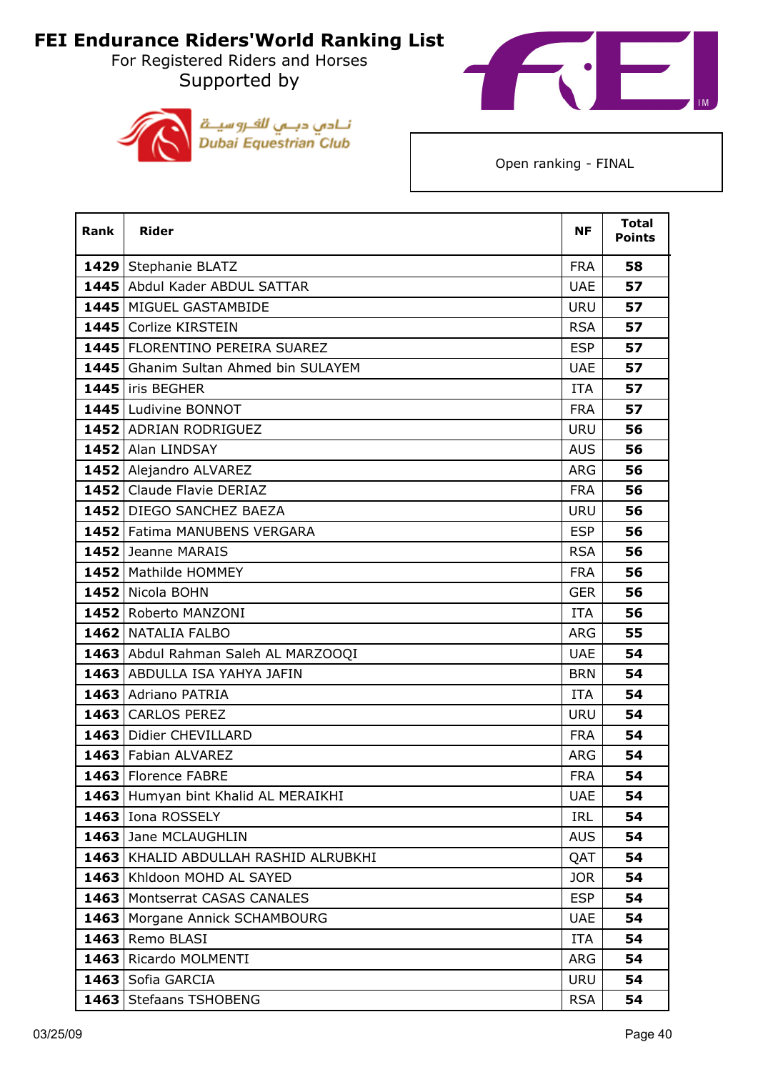# FEI Endurance Riders'World Ranking List

For Registered Riders and Horses

Supported by

نـادي دبــي للفـروسيــة
Dubai Equestrian Club

Open ranking - FINAL

| Rank | Rider | NF | Total Points |
|---|---|---|---|
| **1429** | Stephanie BLATZ | FRA | **58** |
| **1445** | Abdul Kader ABDUL SATTAR | UAE | **57** |
| **1445** | MIGUEL GASTAMBIDE | URU | **57** |
| **1445** | Corlize KIRSTEIN | RSA | **57** |
| **1445** | FLORENTINO PEREIRA SUAREZ | ESP | **57** |
| **1445** | Ghanim Sultan Ahmed bin SULAYEM | UAE | **57** |
| **1445** | iris BEGHER | ITA | **57** |
| **1445** | Ludivine BONNOT | FRA | **57** |
| **1452** | ADRIAN RODRIGUEZ | URU | **56** |
| **1452** | Alan LINDSAY | AUS | **56** |
| **1452** | Alejandro ALVAREZ | ARG | **56** |
| **1452** | Claude Flavie DERIAZ | FRA | **56** |
| **1452** | DIEGO SANCHEZ BAEZA | URU | **56** |
| **1452** | Fatima MANUBENS VERGARA | ESP | **56** |
| **1452** | Jeanne MARAIS | RSA | **56** |
| **1452** | Mathilde HOMMEY | FRA | **56** |
| **1452** | Nicola BOHN | GER | **56** |
| **1452** | Roberto MANZONI | ITA | **56** |
| **1462** | NATALIA FALBO | ARG | **55** |
| **1463** | Abdul Rahman Saleh AL MARZOOQI | UAE | **54** |
| **1463** | ABDULLA ISA YAHYA JAFIN | BRN | **54** |
| **1463** | Adriano PATRIA | ITA | **54** |
| **1463** | CARLOS PEREZ | URU | **54** |
| **1463** | Didier CHEVILLARD | FRA | **54** |
| **1463** | Fabian ALVAREZ | ARG | **54** |
| **1463** | Florence FABRE | FRA | **54** |
| **1463** | Humyan bint Khalid AL MERAIKHI | UAE | **54** |
| **1463** | Iona ROSSELY | IRL | **54** |
| **1463** | Jane MCLAUGHLIN | AUS | **54** |
| **1463** | KHALID ABDULLAH RASHID ALRUBKHI | QAT | **54** |
| **1463** | Khldoon MOHD AL SAYED | JOR | **54** |
| **1463** | Montserrat CASAS CANALES | ESP | **54** |
| **1463** | Morgane Annick SCHAMBOURG | UAE | **54** |
| **1463** | Remo BLASI | ITA | **54** |
| **1463** | Ricardo MOLMENTI | ARG | **54** |
| **1463** | Sofia GARCIA | URU | **54** |
| **1463** | Stefaans TSHOBENG | RSA | **54** |

03/25/09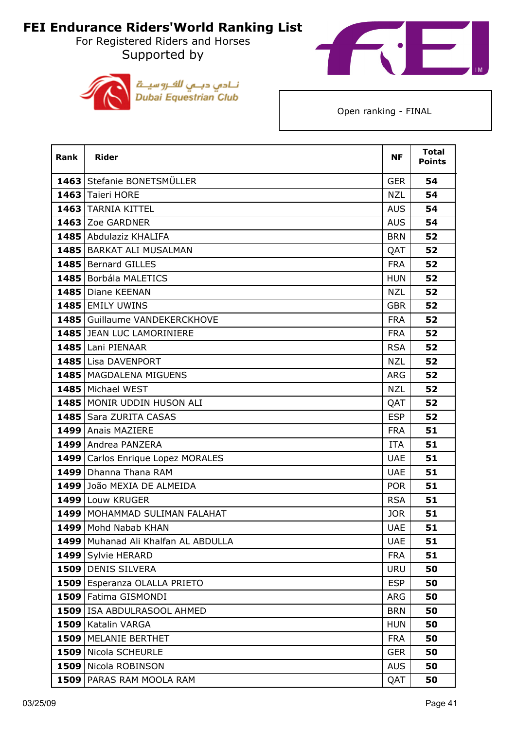# FEI Endurance Riders'World Ranking List

For Registered Riders and Horses
Supported by

نـادي دبــي للفـروسيــة
Dubai Equestrian Club

Open ranking - FINAL

| Rank | Rider | NF | Total Points |
|---|---|---|---|
| 1463 | Stefanie BONETSMÜLLER | GER | 54 |
| 1463 | Taieri HORE | NZL | 54 |
| 1463 | TARNIA KITTEL | AUS | 54 |
| 1463 | Zoe GARDNER | AUS | 54 |
| 1485 | Abdulaziz KHALIFA | BRN | 52 |
| 1485 | BARKAT ALI MUSALMAN | QAT | 52 |
| 1485 | Bernard GILLES | FRA | 52 |
| 1485 | Borbála MALETICS | HUN | 52 |
| 1485 | Diane KEENAN | NZL | 52 |
| 1485 | EMILY UWINS | GBR | 52 |
| 1485 | Guillaume VANDEKERCKHOVE | FRA | 52 |
| 1485 | JEAN LUC LAMORINIERE | FRA | 52 |
| 1485 | Lani PIENAAR | RSA | 52 |
| 1485 | Lisa DAVENPORT | NZL | 52 |
| 1485 | MAGDALENA MIGUENS | ARG | 52 |
| 1485 | Michael WEST | NZL | 52 |
| 1485 | MONIR UDDIN HUSON ALI | QAT | 52 |
| 1485 | Sara ZURITA CASAS | ESP | 52 |
| 1499 | Anais MAZIERE | FRA | 51 |
| 1499 | Andrea PANZERA | ITA | 51 |
| 1499 | Carlos Enrique Lopez MORALES | UAE | 51 |
| 1499 | Dhanna Thana RAM | UAE | 51 |
| 1499 | João MEXIA DE ALMEIDA | POR | 51 |
| 1499 | Louw KRUGER | RSA | 51 |
| 1499 | MOHAMMAD SULIMAN FALAHAT | JOR | 51 |
| 1499 | Mohd Nabab KHAN | UAE | 51 |
| 1499 | Muhanad Ali Khalfan AL ABDULLA | UAE | 51 |
| 1499 | Sylvie HERARD | FRA | 51 |
| 1509 | DENIS SILVERA | URU | 50 |
| 1509 | Esperanza OLALLA PRIETO | ESP | 50 |
| 1509 | Fatima GISMONDI | ARG | 50 |
| 1509 | ISA ABDULRASOOL AHMED | BRN | 50 |
| 1509 | Katalin VARGA | HUN | 50 |
| 1509 | MELANIE BERTHET | FRA | 50 |
| 1509 | Nicola SCHEURLE | GER | 50 |
| 1509 | Nicola ROBINSON | AUS | 50 |
| 1509 | PARAS RAM MOOLA RAM | QAT | 50 |

03/25/09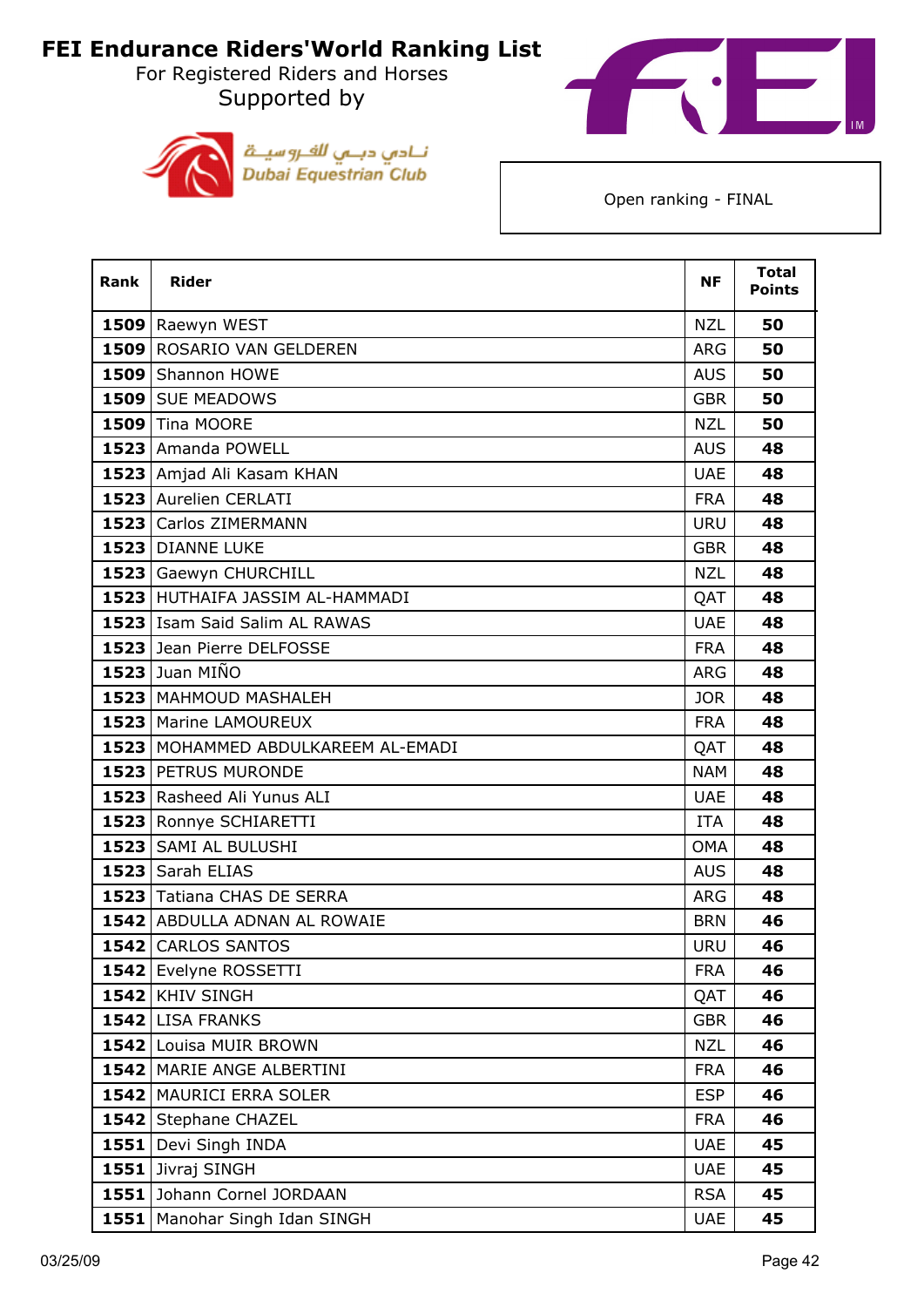# FEI Endurance Riders'World Ranking List

For Registered Riders and Horses

Supported by

نـادي دبـي للفـروسيـة
Dubai Equestrian Club

Open ranking - FINAL

| Rank | Rider | NF | Total Points |
|---|---|---|---|
| 1509 | Raewyn WEST | NZL | 50 |
| 1509 | ROSARIO VAN GELDEREN | ARG | 50 |
| 1509 | Shannon HOWE | AUS | 50 |
| 1509 | SUE MEADOWS | GBR | 50 |
| 1509 | Tina MOORE | NZL | 50 |
| 1523 | Amanda POWELL | AUS | 48 |
| 1523 | Amjad Ali Kasam KHAN | UAE | 48 |
| 1523 | Aurelien CERLATI | FRA | 48 |
| 1523 | Carlos ZIMERMANN | URU | 48 |
| 1523 | DIANNE LUKE | GBR | 48 |
| 1523 | Gaewyn CHURCHILL | NZL | 48 |
| 1523 | HUTHAIFA JASSIM AL-HAMMADI | QAT | 48 |
| 1523 | Isam Said Salim AL RAWAS | UAE | 48 |
| 1523 | Jean Pierre DELFOSSE | FRA | 48 |
| 1523 | Juan MIÑO | ARG | 48 |
| 1523 | MAHMOUD MASHALEH | JOR | 48 |
| 1523 | Marine LAMOUREUX | FRA | 48 |
| 1523 | MOHAMMED ABDULKAREEM AL-EMADI | QAT | 48 |
| 1523 | PETRUS MURONDE | NAM | 48 |
| 1523 | Rasheed Ali Yunus ALI | UAE | 48 |
| 1523 | Ronnye SCHIARETTI | ITA | 48 |
| 1523 | SAMI AL BULUSHI | OMA | 48 |
| 1523 | Sarah ELIAS | AUS | 48 |
| 1523 | Tatiana CHAS DE SERRA | ARG | 48 |
| 1542 | ABDULLA ADNAN AL ROWAIE | BRN | 46 |
| 1542 | CARLOS SANTOS | URU | 46 |
| 1542 | Evelyne ROSSETTI | FRA | 46 |
| 1542 | KHIV SINGH | QAT | 46 |
| 1542 | LISA FRANKS | GBR | 46 |
| 1542 | Louisa MUIR BROWN | NZL | 46 |
| 1542 | MARIE ANGE ALBERTINI | FRA | 46 |
| 1542 | MAURICI ERRA SOLER | ESP | 46 |
| 1542 | Stephane CHAZEL | FRA | 46 |
| 1551 | Devi Singh INDA | UAE | 45 |
| 1551 | Jivraj SINGH | UAE | 45 |
| 1551 | Johann Cornel JORDAAN | RSA | 45 |
| 1551 | Manohar Singh Idan SINGH | UAE | 45 |

03/25/09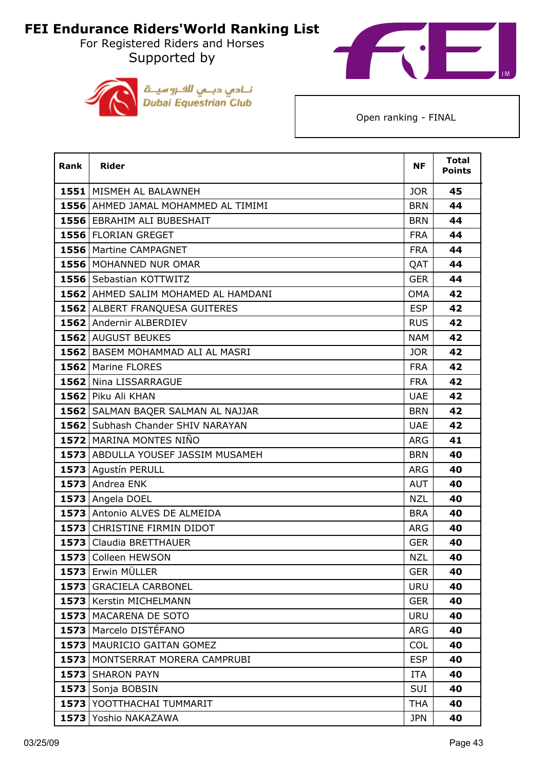# FEI Endurance Riders'World Ranking List

For Registered Riders and Horses

Supported by

نادي دبي للفروسية
Dubai Equestrian Club

Open ranking - FINAL

| Rank | Rider | NF | Total Points |
|---|---|---|---|
| 1551 | MISMEH AL BALAWNEH | JOR | 45 |
| 1556 | AHMED JAMAL MOHAMMED AL TIMIMI | BRN | 44 |
| 1556 | EBRAHIM ALI BUBESHAIT | BRN | 44 |
| 1556 | FLORIAN GREGET | FRA | 44 |
| 1556 | Martine CAMPAGNET | FRA | 44 |
| 1556 | MOHANNED NUR OMAR | QAT | 44 |
| 1556 | Sebastian KOTTWITZ | GER | 44 |
| 1562 | AHMED SALIM MOHAMED AL HAMDANI | OMA | 42 |
| 1562 | ALBERT FRANQUESA GUITERES | ESP | 42 |
| 1562 | Andernir ALBERDIEV | RUS | 42 |
| 1562 | AUGUST BEUKES | NAM | 42 |
| 1562 | BASEM MOHAMMAD ALI AL MASRI | JOR | 42 |
| 1562 | Marine FLORES | FRA | 42 |
| 1562 | Nina LISSARRAGUE | FRA | 42 |
| 1562 | Piku Ali KHAN | UAE | 42 |
| 1562 | SALMAN BAQER SALMAN AL NAJJAR | BRN | 42 |
| 1562 | Subhash Chander SHIV NARAYAN | UAE | 42 |
| 1572 | MARINA MONTES NIÑO | ARG | 41 |
| 1573 | ABDULLA YOUSEF JASSIM MUSAMEH | BRN | 40 |
| 1573 | Agustín PERULL | ARG | 40 |
| 1573 | Andrea ENK | AUT | 40 |
| 1573 | Angela DOEL | NZL | 40 |
| 1573 | Antonio ALVES DE ALMEIDA | BRA | 40 |
| 1573 | CHRISTINE FIRMIN DIDOT | ARG | 40 |
| 1573 | Claudia BRETTHAUER | GER | 40 |
| 1573 | Colleen HEWSON | NZL | 40 |
| 1573 | Erwin MÜLLER | GER | 40 |
| 1573 | GRACIELA CARBONEL | URU | 40 |
| 1573 | Kerstin MICHELMANN | GER | 40 |
| 1573 | MACARENA DE SOTO | URU | 40 |
| 1573 | Marcelo DISTÉFANO | ARG | 40 |
| 1573 | MAURICIO GAITAN GOMEZ | COL | 40 |
| 1573 | MONTSERRAT MORERA CAMPRUBI | ESP | 40 |
| 1573 | SHARON PAYN | ITA | 40 |
| 1573 | Sonja BOBSIN | SUI | 40 |
| 1573 | YOOTTHACHAI TUMMARIT | THA | 40 |
| 1573 | Yoshio NAKAZAWA | JPN | 40 |

03/25/09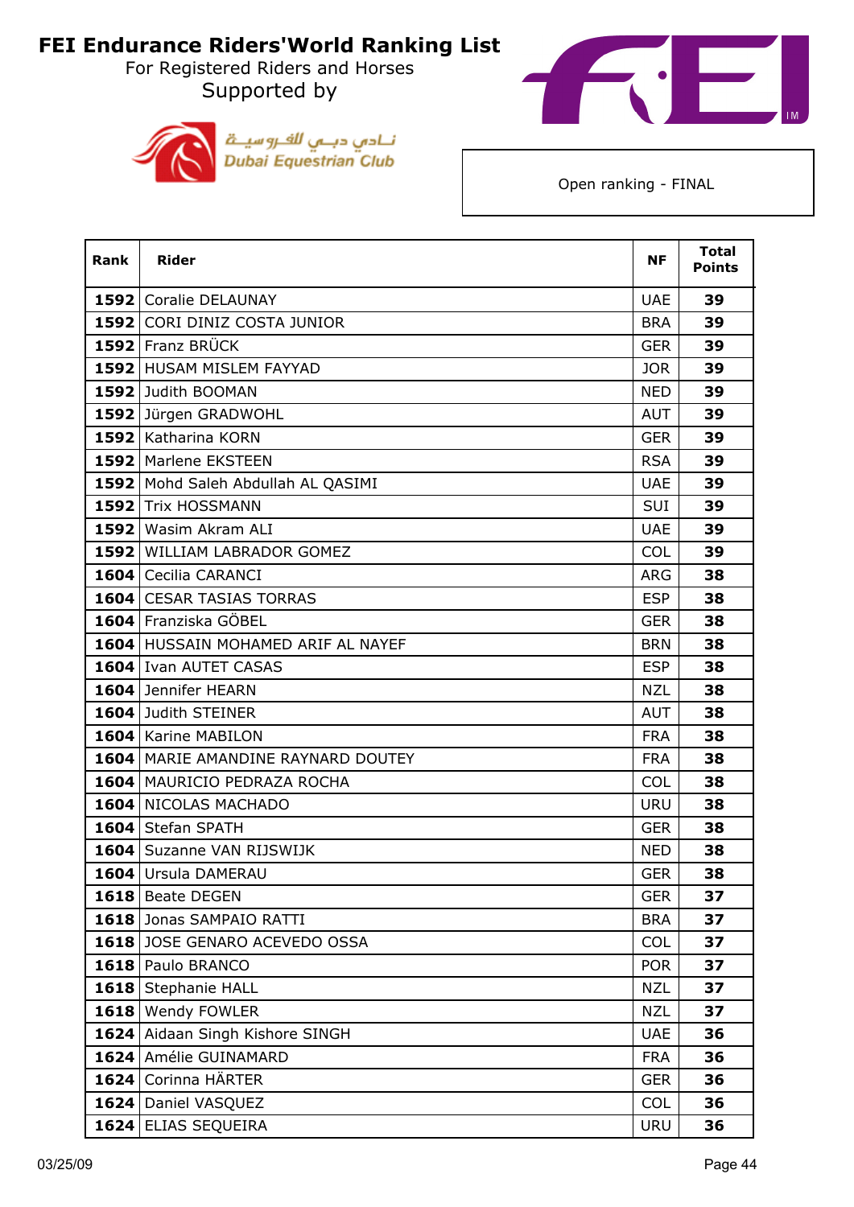# FEI Endurance Riders'World Ranking List

For Registered Riders and Horses

Supported by

نادي دبي للفروسية
Dubai Equestrian Club

Open ranking - FINAL

| Rank | Rider | NF | Total Points |
|---|---|---|---|
| 1592 | Coralie DELAUNAY | UAE | 39 |
| 1592 | CORI DINIZ COSTA JUNIOR | BRA | 39 |
| 1592 | Franz BRÜCK | GER | 39 |
| 1592 | HUSAM MISLEM FAYYAD | JOR | 39 |
| 1592 | Judith BOOMAN | NED | 39 |
| 1592 | Jürgen GRADWOHL | AUT | 39 |
| 1592 | Katharina KORN | GER | 39 |
| 1592 | Marlene EKSTEEN | RSA | 39 |
| 1592 | Mohd Saleh Abdullah AL QASIMI | UAE | 39 |
| 1592 | Trix HOSSMANN | SUI | 39 |
| 1592 | Wasim Akram ALI | UAE | 39 |
| 1592 | WILLIAM LABRADOR GOMEZ | COL | 39 |
| 1604 | Cecilia CARANCI | ARG | 38 |
| 1604 | CESAR TASIAS TORRAS | ESP | 38 |
| 1604 | Franziska GÖBEL | GER | 38 |
| 1604 | HUSSAIN MOHAMED ARIF AL NAYEF | BRN | 38 |
| 1604 | Ivan AUTET CASAS | ESP | 38 |
| 1604 | Jennifer HEARN | NZL | 38 |
| 1604 | Judith STEINER | AUT | 38 |
| 1604 | Karine MABILON | FRA | 38 |
| 1604 | MARIE AMANDINE RAYNARD DOUTEY | FRA | 38 |
| 1604 | MAURICIO PEDRAZA ROCHA | COL | 38 |
| 1604 | NICOLAS MACHADO | URU | 38 |
| 1604 | Stefan SPATH | GER | 38 |
| 1604 | Suzanne VAN RIJSWIJK | NED | 38 |
| 1604 | Ursula DAMERAU | GER | 38 |
| 1618 | Beate DEGEN | GER | 37 |
| 1618 | Jonas SAMPAIO RATTI | BRA | 37 |
| 1618 | JOSE GENARO ACEVEDO OSSA | COL | 37 |
| 1618 | Paulo BRANCO | POR | 37 |
| 1618 | Stephanie HALL | NZL | 37 |
| 1618 | Wendy FOWLER | NZL | 37 |
| 1624 | Aidaan Singh Kishore SINGH | UAE | 36 |
| 1624 | Amélie GUINAMARD | FRA | 36 |
| 1624 | Corinna HÄRTER | GER | 36 |
| 1624 | Daniel VASQUEZ | COL | 36 |
| 1624 | ELIAS SEQUEIRA | URU | 36 |

03/25/09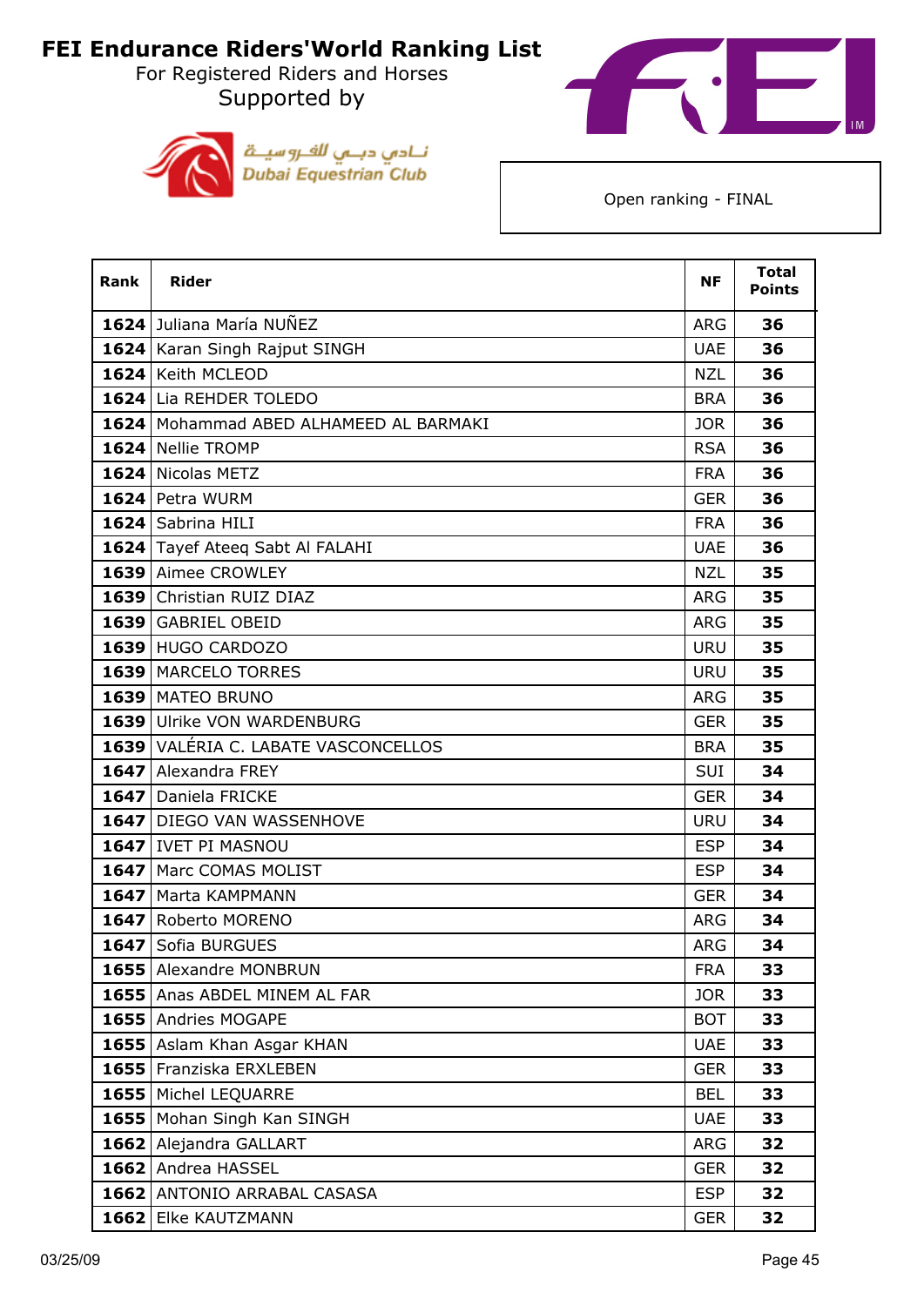# FEI Endurance Riders'World Ranking List

For Registered Riders and Horses

Supported by

نـادي دبـي للفـروسيـة
Dubai Equestrian Club

Open ranking - FINAL

| Rank | Rider | NF | Total Points |
|---|---|---|---|
| 1624 | Juliana María NUÑEZ | ARG | 36 |
| 1624 | Karan Singh Rajput SINGH | UAE | 36 |
| 1624 | Keith MCLEOD | NZL | 36 |
| 1624 | Lia REHDER TOLEDO | BRA | 36 |
| 1624 | Mohammad ABED ALHAMEED AL BARMAKI | JOR | 36 |
| 1624 | Nellie TROMP | RSA | 36 |
| 1624 | Nicolas METZ | FRA | 36 |
| 1624 | Petra WURM | GER | 36 |
| 1624 | Sabrina HILI | FRA | 36 |
| 1624 | Tayef Ateeq Sabt Al FALAHI | UAE | 36 |
| 1639 | Aimee CROWLEY | NZL | 35 |
| 1639 | Christian RUIZ DIAZ | ARG | 35 |
| 1639 | GABRIEL OBEID | ARG | 35 |
| 1639 | HUGO CARDOZO | URU | 35 |
| 1639 | MARCELO TORRES | URU | 35 |
| 1639 | MATEO BRUNO | ARG | 35 |
| 1639 | Ulrike VON WARDENBURG | GER | 35 |
| 1639 | VALÉRIA C. LABATE VASCONCELLOS | BRA | 35 |
| 1647 | Alexandra FREY | SUI | 34 |
| 1647 | Daniela FRICKE | GER | 34 |
| 1647 | DIEGO VAN WASSENHOVE | URU | 34 |
| 1647 | IVET PI MASNOU | ESP | 34 |
| 1647 | Marc COMAS MOLIST | ESP | 34 |
| 1647 | Marta KAMPMANN | GER | 34 |
| 1647 | Roberto MORENO | ARG | 34 |
| 1647 | Sofia BURGUES | ARG | 34 |
| 1655 | Alexandre MONBRUN | FRA | 33 |
| 1655 | Anas ABDEL MINEM AL FAR | JOR | 33 |
| 1655 | Andries MOGAPE | BOT | 33 |
| 1655 | Aslam Khan Asgar KHAN | UAE | 33 |
| 1655 | Franziska ERXLEBEN | GER | 33 |
| 1655 | Michel LEQUARRE | BEL | 33 |
| 1655 | Mohan Singh Kan SINGH | UAE | 33 |
| 1662 | Alejandra GALLART | ARG | 32 |
| 1662 | Andrea HASSEL | GER | 32 |
| 1662 | ANTONIO ARRABAL CASASA | ESP | 32 |
| 1662 | Elke KAUTZMANN | GER | 32 |

03/25/09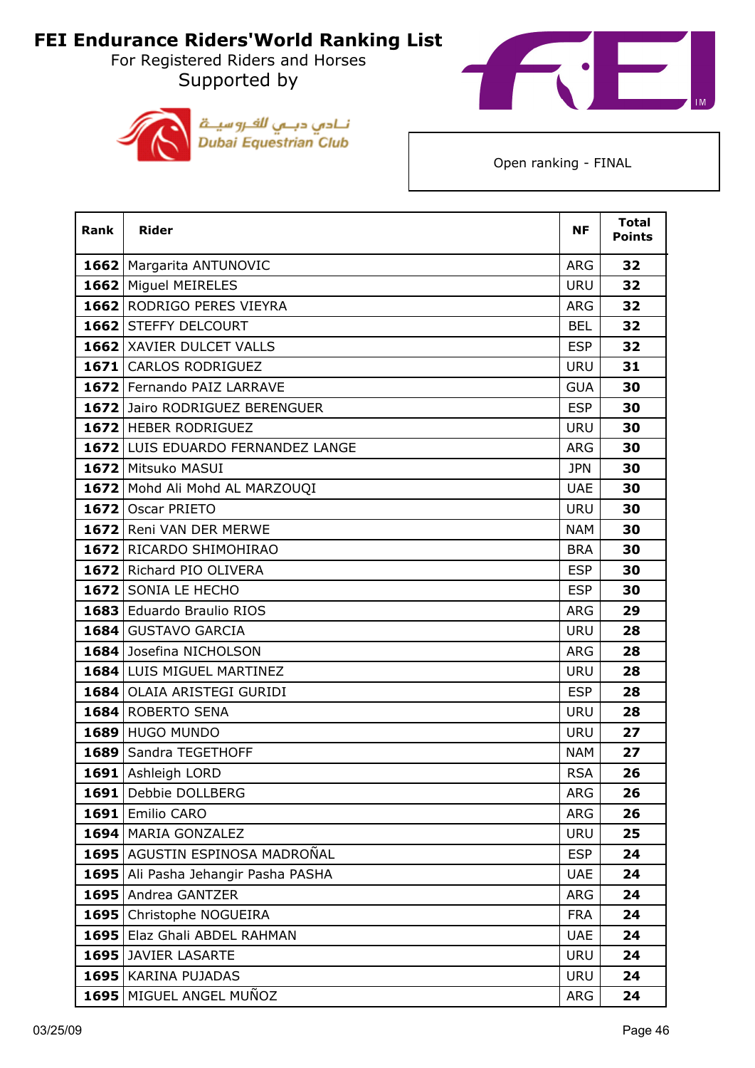# FEI Endurance Riders'World Ranking List

For Registered Riders and Horses

Supported by

نــادي دبــي للفــروسيــة
Dubai Equestrian Club

Open ranking - FINAL

| Rank | Rider | NF | Total Points |
|---|---|---|---|
| 1662 | Margarita ANTUNOVIC | ARG | 32 |
| 1662 | Miguel MEIRELES | URU | 32 |
| 1662 | RODRIGO PERES VIEYRA | ARG | 32 |
| 1662 | STEFFY DELCOURT | BEL | 32 |
| 1662 | XAVIER DULCET VALLS | ESP | 32 |
| 1671 | CARLOS RODRIGUEZ | URU | 31 |
| 1672 | Fernando PAIZ LARRAVE | GUA | 30 |
| 1672 | Jairo RODRIGUEZ BERENGUER | ESP | 30 |
| 1672 | HEBER RODRIGUEZ | URU | 30 |
| 1672 | LUIS EDUARDO FERNANDEZ LANGE | ARG | 30 |
| 1672 | Mitsuko MASUI | JPN | 30 |
| 1672 | Mohd Ali Mohd AL MARZOUQI | UAE | 30 |
| 1672 | Oscar PRIETO | URU | 30 |
| 1672 | Reni VAN DER MERWE | NAM | 30 |
| 1672 | RICARDO SHIMOHIRAO | BRA | 30 |
| 1672 | Richard PIO OLIVERA | ESP | 30 |
| 1672 | SONIA LE HECHO | ESP | 30 |
| 1683 | Eduardo Braulio RIOS | ARG | 29 |
| 1684 | GUSTAVO GARCIA | URU | 28 |
| 1684 | Josefina NICHOLSON | ARG | 28 |
| 1684 | LUIS MIGUEL MARTINEZ | URU | 28 |
| 1684 | OLAIA ARISTEGI GURIDI | ESP | 28 |
| 1684 | ROBERTO SENA | URU | 28 |
| 1689 | HUGO MUNDO | URU | 27 |
| 1689 | Sandra TEGETHOFF | NAM | 27 |
| 1691 | Ashleigh LORD | RSA | 26 |
| 1691 | Debbie DOLLBERG | ARG | 26 |
| 1691 | Emilio CARO | ARG | 26 |
| 1694 | MARIA GONZALEZ | URU | 25 |
| 1695 | AGUSTIN ESPINOSA MADROÑAL | ESP | 24 |
| 1695 | Ali Pasha Jehangir Pasha PASHA | UAE | 24 |
| 1695 | Andrea GANTZER | ARG | 24 |
| 1695 | Christophe NOGUEIRA | FRA | 24 |
| 1695 | Elaz Ghali ABDEL RAHMAN | UAE | 24 |
| 1695 | JAVIER LASARTE | URU | 24 |
| 1695 | KARINA PUJADAS | URU | 24 |
| 1695 | MIGUEL ANGEL MUÑOZ | ARG | 24 |

03/25/09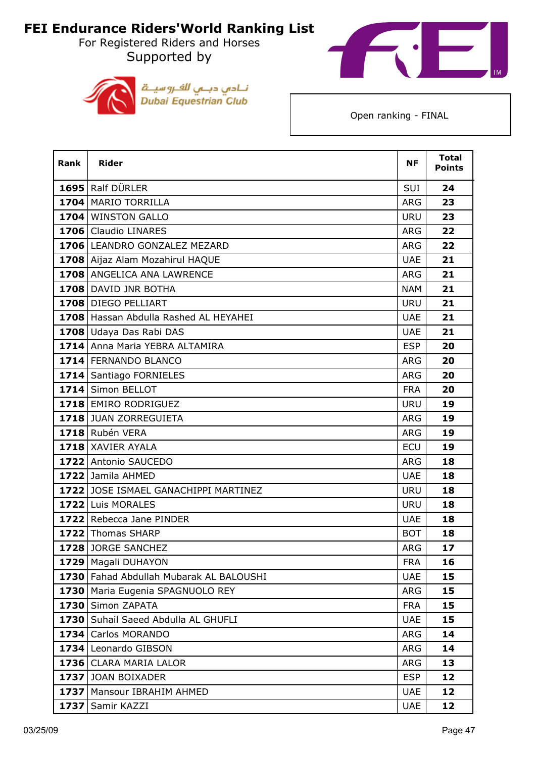# FEI Endurance Riders'World Ranking List

For Registered Riders and Horses

Supported by

نـادي دبـي للفـروسيـة
Dubai Equestrian Club

Open ranking - FINAL

| Rank | Rider | NF | Total Points |
|---|---|---|---|
| **1695** | Ralf DÜRLER | SUI | **24** |
| **1704** | MARIO TORRILLA | ARG | **23** |
| **1704** | WINSTON GALLO | URU | **23** |
| **1706** | Claudio LINARES | ARG | **22** |
| **1706** | LEANDRO GONZALEZ MEZARD | ARG | **22** |
| **1708** | Aijaz Alam Mozahirul HAQUE | UAE | **21** |
| **1708** | ANGELICA ANA LAWRENCE | ARG | **21** |
| **1708** | DAVID JNR BOTHA | NAM | **21** |
| **1708** | DIEGO PELLIART | URU | **21** |
| **1708** | Hassan Abdulla Rashed AL HEYAHEI | UAE | **21** |
| **1708** | Udaya Das Rabi DAS | UAE | **21** |
| **1714** | Anna Maria YEBRA ALTAMIRA | ESP | **20** |
| **1714** | FERNANDO BLANCO | ARG | **20** |
| **1714** | Santiago FORNIELES | ARG | **20** |
| **1714** | Simon BELLOT | FRA | **20** |
| **1718** | EMIRO RODRIGUEZ | URU | **19** |
| **1718** | JUAN ZORREGUIETA | ARG | **19** |
| **1718** | Rubén VERA | ARG | **19** |
| **1718** | XAVIER AYALA | ECU | **19** |
| **1722** | Antonio SAUCEDO | ARG | **18** |
| **1722** | Jamila AHMED | UAE | **18** |
| **1722** | JOSE ISMAEL GANACHIPPI MARTINEZ | URU | **18** |
| **1722** | Luis MORALES | URU | **18** |
| **1722** | Rebecca Jane PINDER | UAE | **18** |
| **1722** | Thomas SHARP | BOT | **18** |
| **1728** | JORGE SANCHEZ | ARG | **17** |
| **1729** | Magali DUHAYON | FRA | **16** |
| **1730** | Fahad Abdullah Mubarak AL BALOUSHI | UAE | **15** |
| **1730** | Maria Eugenia SPAGNUOLO REY | ARG | **15** |
| **1730** | Simon ZAPATA | FRA | **15** |
| **1730** | Suhail Saeed Abdulla AL GHUFLI | UAE | **15** |
| **1734** | Carlos MORANDO | ARG | **14** |
| **1734** | Leonardo GIBSON | ARG | **14** |
| **1736** | CLARA MARIA LALOR | ARG | **13** |
| **1737** | JOAN BOIXADER | ESP | **12** |
| **1737** | Mansour IBRAHIM AHMED | UAE | **12** |
| **1737** | Samir KAZZI | UAE | **12** |

03/25/09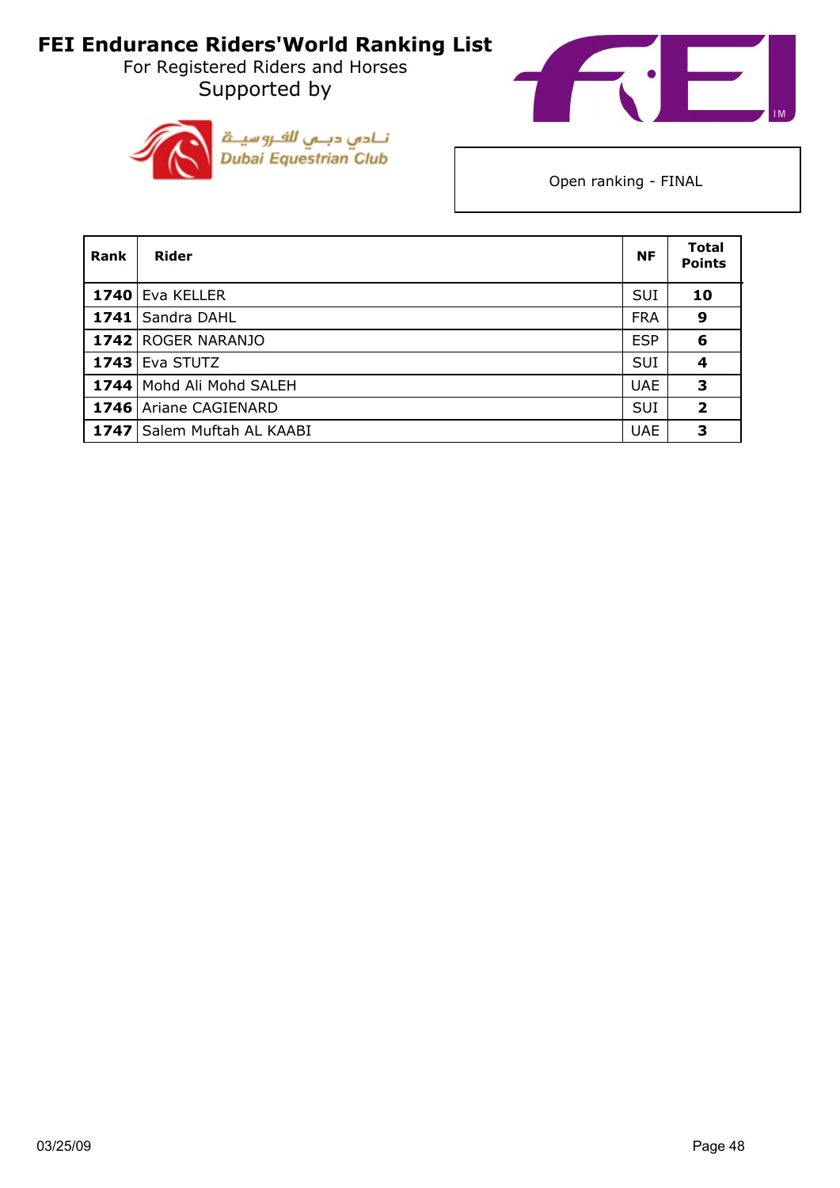# FEI Endurance Riders'World Ranking List

For Registered Riders and Horses

Supported by

نادي دبي للفروسية
Dubai Equestrian Club

Open ranking - FINAL

| Rank | Rider | NF | Total Points |
|---|---|---|---|
| **1740** | Eva KELLER | SUI | **10** |
| **1741** | Sandra DAHL | FRA | **9** |
| **1742** | ROGER NARANJO | ESP | **6** |
| **1743** | Eva STUTZ | SUI | **4** |
| **1744** | Mohd Ali Mohd SALEH | UAE | **3** |
| **1746** | Ariane CAGIENARD | SUI | **2** |
| **1747** | Salem Muftah AL KAABI | UAE | **3** |

03/25/09